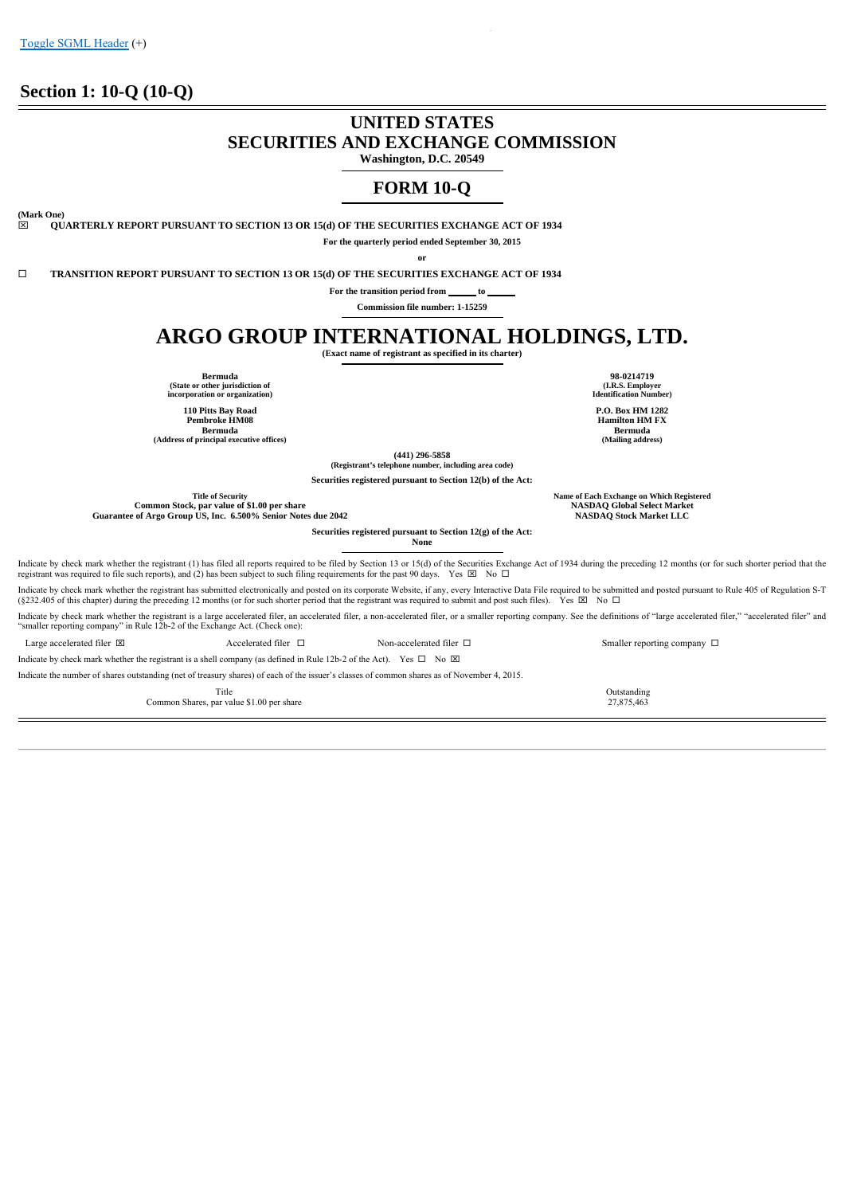Toggle SGML Header (+)

# Section 1: 10-Q (10-Q)

# UNITED STATES
# SECURITIES AND EXCHANGE COMMISSION

**Washington, D.C. 20549**

## FORM 10-Q

**(Mark One)**

☒ **QUARTERLY REPORT PURSUANT TO SECTION 13 OR 15(d) OF THE SECURITIES EXCHANGE ACT OF 1934**

**For the quarterly period ended September 30, 2015**

**or**

☐ **TRANSITION REPORT PURSUANT TO SECTION 13 OR 15(d) OF THE SECURITIES EXCHANGE ACT OF 1934**

**For the transition period from ______ to ______**

**Commission file number: 1-15259**

# ARGO GROUP INTERNATIONAL HOLDINGS, LTD.

**(Exact name of registrant as specified in its charter)**

| | |
|---|---|
| **Bermuda**<br>**(State or other jurisdiction of incorporation or organization)** | **98-0214719**<br>**(I.R.S. Employer Identification Number)** |
| **110 Pitts Bay Road**<br>**Pembroke HM08**<br>**Bermuda**<br>**(Address of principal executive offices)** | **P.O. Box HM 1282**<br>**Hamilton HM FX**<br>**Bermuda**<br>**(Mailing address)** |

**(441) 296-5858**
**(Registrant's telephone number, including area code)**

**Securities registered pursuant to Section 12(b) of the Act:**

| Title of Security | Name of Each Exchange on Which Registered |
|---|---|
| **Common Stock, par value of $1.00 per share** | **NASDAQ Global Select Market** |
| **Guarantee of Argo Group US, Inc. 6.500% Senior Notes due 2042** | **NASDAQ Stock Market LLC** |

**Securities registered pursuant to Section 12(g) of the Act:**
**None**

Indicate by check mark whether the registrant (1) has filed all reports required to be filed by Section 13 or 15(d) of the Securities Exchange Act of 1934 during the preceding 12 months (or for such shorter period that the registrant was required to file such reports), and (2) has been subject to such filing requirements for the past 90 days. Yes ☒ No ☐

Indicate by check mark whether the registrant has submitted electronically and posted on its corporate Website, if any, every Interactive Data File required to be submitted and posted pursuant to Rule 405 of Regulation S-T (§232.405 of this chapter) during the preceding 12 months (or for such shorter period that the registrant was required to submit and post such files). Yes ☒ No ☐

Indicate by check mark whether the registrant is a large accelerated filer, an accelerated filer, a non-accelerated filer, or a smaller reporting company. See the definitions of "large accelerated filer," "accelerated filer" and "smaller reporting company" in Rule 12b-2 of the Exchange Act. (Check one):

| | | | |
|---|---|---|---|
| Large accelerated filer ☒ | Accelerated filer ☐ | Non-accelerated filer ☐ | Smaller reporting company ☐ |

Indicate by check mark whether the registrant is a shell company (as defined in Rule 12b-2 of the Act). Yes ☐ No ☒

Indicate the number of shares outstanding (net of treasury shares) of each of the issuer's classes of common shares as of November 4, 2015.

| Title | Outstanding |
|---|---|
| Common Shares, par value $1.00 per share | 27,875,463 |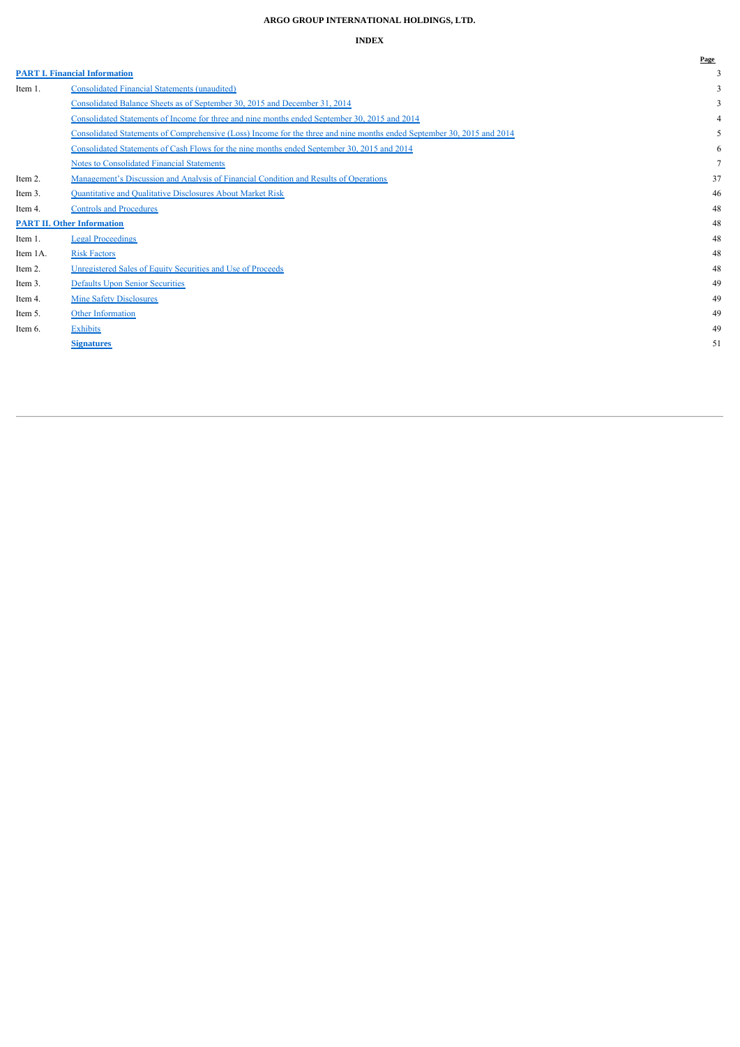**ARGO GROUP INTERNATIONAL HOLDINGS, LTD.**

**INDEX**

| | | Page |
|---|---|---|
| **PART I. Financial Information** | | 3 |
| Item 1. | Consolidated Financial Statements (unaudited) | 3 |
| | Consolidated Balance Sheets as of September 30, 2015 and December 31, 2014 | 3 |
| | Consolidated Statements of Income for three and nine months ended September 30, 2015 and 2014 | 4 |
| | Consolidated Statements of Comprehensive (Loss) Income for the three and nine months ended September 30, 2015 and 2014 | 5 |
| | Consolidated Statements of Cash Flows for the nine months ended September 30, 2015 and 2014 | 6 |
| | Notes to Consolidated Financial Statements | 7 |
| Item 2. | Management's Discussion and Analysis of Financial Condition and Results of Operations | 37 |
| Item 3. | Quantitative and Qualitative Disclosures About Market Risk | 46 |
| Item 4. | Controls and Procedures | 48 |
| **PART II. Other Information** | | 48 |
| Item 1. | Legal Proceedings | 48 |
| Item 1A. | Risk Factors | 48 |
| Item 2. | Unregistered Sales of Equity Securities and Use of Proceeds | 48 |
| Item 3. | Defaults Upon Senior Securities | 49 |
| Item 4. | Mine Safety Disclosures | 49 |
| Item 5. | Other Information | 49 |
| Item 6. | Exhibits | 49 |
| | **Signatures** | 51 |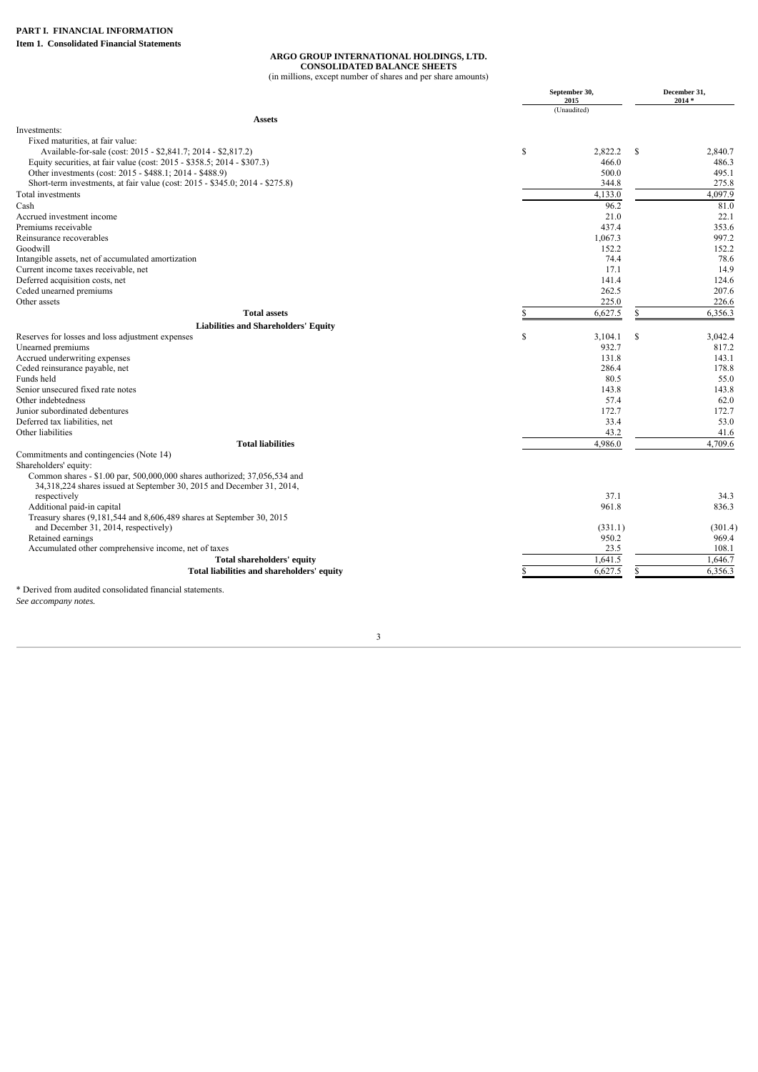**PART I. FINANCIAL INFORMATION**

**Item 1. Consolidated Financial Statements**

**ARGO GROUP INTERNATIONAL HOLDINGS, LTD.**
**CONSOLIDATED BALANCE SHEETS**
(in millions, except number of shares and per share amounts)

| | September 30, 2015 (Unaudited) | December 31, 2014 * |
|---|---|---|
| **Assets** | | |
| Investments: | | |
| Fixed maturities, at fair value: | | |
| Available-for-sale (cost: 2015 - $2,841.7; 2014 - $2,817.2) | $ 2,822.2 | $ 2,840.7 |
| Equity securities, at fair value (cost: 2015 - $358.5; 2014 - $307.3) | 466.0 | 486.3 |
| Other investments (cost: 2015 - $488.1; 2014 - $488.9) | 500.0 | 495.1 |
| Short-term investments, at fair value (cost: 2015 - $345.0; 2014 - $275.8) | 344.8 | 275.8 |
| Total investments | 4,133.0 | 4,097.9 |
| Cash | 96.2 | 81.0 |
| Accrued investment income | 21.0 | 22.1 |
| Premiums receivable | 437.4 | 353.6 |
| Reinsurance recoverables | 1,067.3 | 997.2 |
| Goodwill | 152.2 | 152.2 |
| Intangible assets, net of accumulated amortization | 74.4 | 78.6 |
| Current income taxes receivable, net | 17.1 | 14.9 |
| Deferred acquisition costs, net | 141.4 | 124.6 |
| Ceded unearned premiums | 262.5 | 207.6 |
| Other assets | 225.0 | 226.6 |
| **Total assets** | $ 6,627.5 | $ 6,356.3 |
| **Liabilities and Shareholders' Equity** | | |
| Reserves for losses and loss adjustment expenses | $ 3,104.1 | $ 3,042.4 |
| Unearned premiums | 932.7 | 817.2 |
| Accrued underwriting expenses | 131.8 | 143.1 |
| Ceded reinsurance payable, net | 286.4 | 178.8 |
| Funds held | 80.5 | 55.0 |
| Senior unsecured fixed rate notes | 143.8 | 143.8 |
| Other indebtedness | 57.4 | 62.0 |
| Junior subordinated debentures | 172.7 | 172.7 |
| Deferred tax liabilities, net | 33.4 | 53.0 |
| Other liabilities | 43.2 | 41.6 |
| **Total liabilities** | 4,986.0 | 4,709.6 |
| Commitments and contingencies (Note 14) | | |
| Shareholders' equity: | | |
| Common shares - $1.00 par, 500,000,000 shares authorized; 37,056,534 and 34,318,224 shares issued at September 30, 2015 and December 31, 2014, respectively | 37.1 | 34.3 |
| Additional paid-in capital | 961.8 | 836.3 |
| Treasury shares (9,181,544 and 8,606,489 shares at September 30, 2015 and December 31, 2014, respectively) | (331.1) | (301.4) |
| Retained earnings | 950.2 | 969.4 |
| Accumulated other comprehensive income, net of taxes | 23.5 | 108.1 |
| **Total shareholders' equity** | 1,641.5 | 1,646.7 |
| **Total liabilities and shareholders' equity** | $ 6,627.5 | $ 6,356.3 |

\* Derived from audited consolidated financial statements.

*See accompany notes.*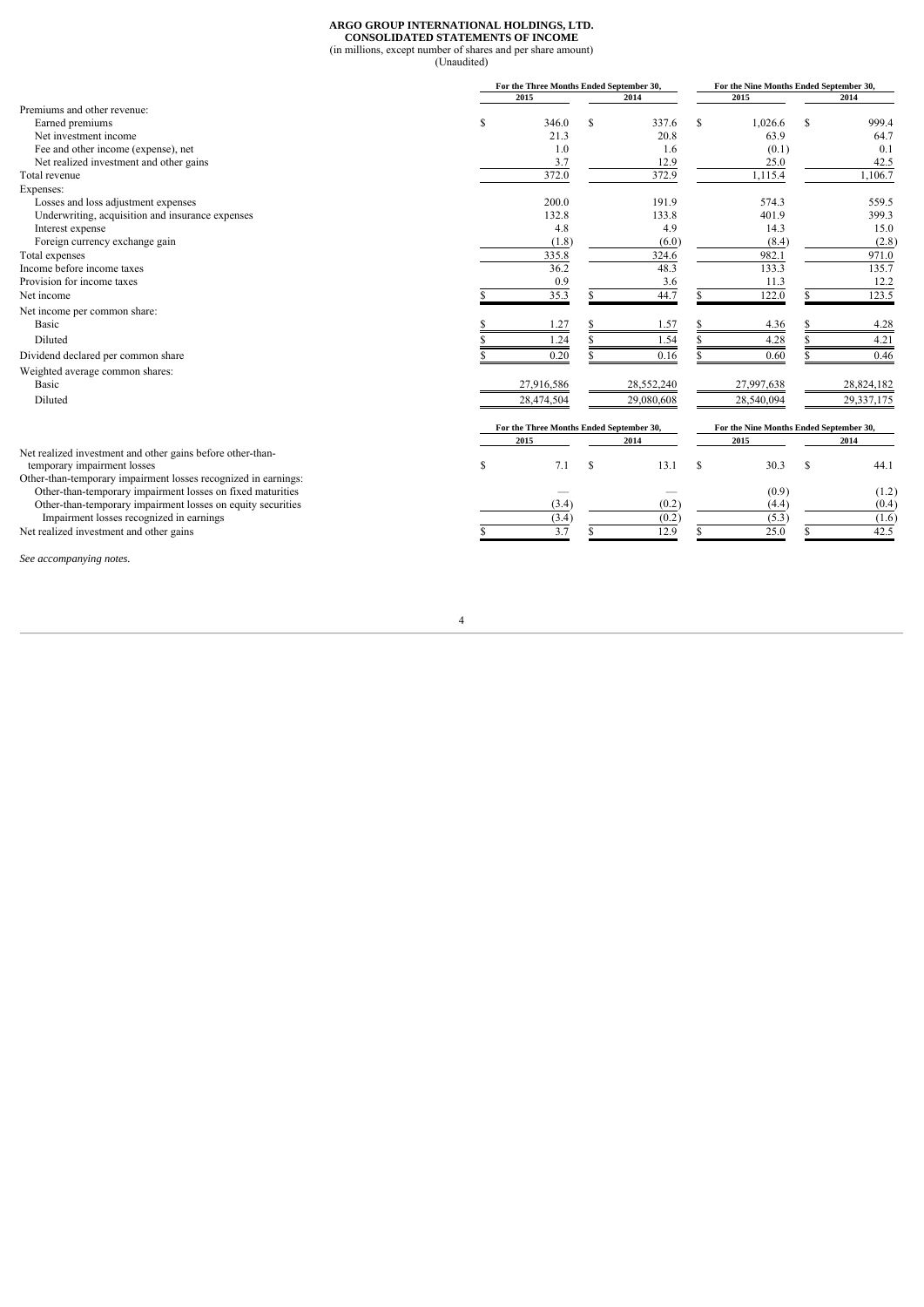**ARGO GROUP INTERNATIONAL HOLDINGS, LTD.**
**CONSOLIDATED STATEMENTS OF INCOME**
(in millions, except number of shares and per share amount)
(Unaudited)

| | For the Three Months Ended September 30, | | For the Nine Months Ended September 30, | |
|---|---|---|---|---|
| | 2015 | 2014 | 2015 | 2014 |
| Premiums and other revenue: | | | | |
| Earned premiums | $ 346.0 | $ 337.6 | $ 1,026.6 | $ 999.4 |
| Net investment income | 21.3 | 20.8 | 63.9 | 64.7 |
| Fee and other income (expense), net | 1.0 | 1.6 | (0.1) | 0.1 |
| Net realized investment and other gains | 3.7 | 12.9 | 25.0 | 42.5 |
| Total revenue | 372.0 | 372.9 | 1,115.4 | 1,106.7 |
| Expenses: | | | | |
| Losses and loss adjustment expenses | 200.0 | 191.9 | 574.3 | 559.5 |
| Underwriting, acquisition and insurance expenses | 132.8 | 133.8 | 401.9 | 399.3 |
| Interest expense | 4.8 | 4.9 | 14.3 | 15.0 |
| Foreign currency exchange gain | (1.8) | (6.0) | (8.4) | (2.8) |
| Total expenses | 335.8 | 324.6 | 982.1 | 971.0 |
| Income before income taxes | 36.2 | 48.3 | 133.3 | 135.7 |
| Provision for income taxes | 0.9 | 3.6 | 11.3 | 12.2 |
| Net income | $ 35.3 | $ 44.7 | $ 122.0 | $ 123.5 |
| Net income per common share: | | | | |
| Basic | $ 1.27 | $ 1.57 | $ 4.36 | $ 4.28 |
| Diluted | $ 1.24 | $ 1.54 | $ 4.28 | $ 4.21 |
| Dividend declared per common share | $ 0.20 | $ 0.16 | $ 0.60 | $ 0.46 |
| Weighted average common shares: | | | | |
| Basic | 27,916,586 | 28,552,240 | 27,997,638 | 28,824,182 |
| Diluted | 28,474,504 | 29,080,608 | 28,540,094 | 29,337,175 |

| | For the Three Months Ended September 30, | | For the Nine Months Ended September 30, | |
|---|---|---|---|---|
| | 2015 | 2014 | 2015 | 2014 |
| Net realized investment and other gains before other-than-temporary impairment losses | $ 7.1 | $ 13.1 | $ 30.3 | $ 44.1 |
| Other-than-temporary impairment losses recognized in earnings: | | | | |
| Other-than-temporary impairment losses on fixed maturities | — | — | (0.9) | (1.2) |
| Other-than-temporary impairment losses on equity securities | (3.4) | (0.2) | (4.4) | (0.4) |
| Impairment losses recognized in earnings | (3.4) | (0.2) | (5.3) | (1.6) |
| Net realized investment and other gains | $ 3.7 | $ 12.9 | $ 25.0 | $ 42.5 |

*See accompanying notes.*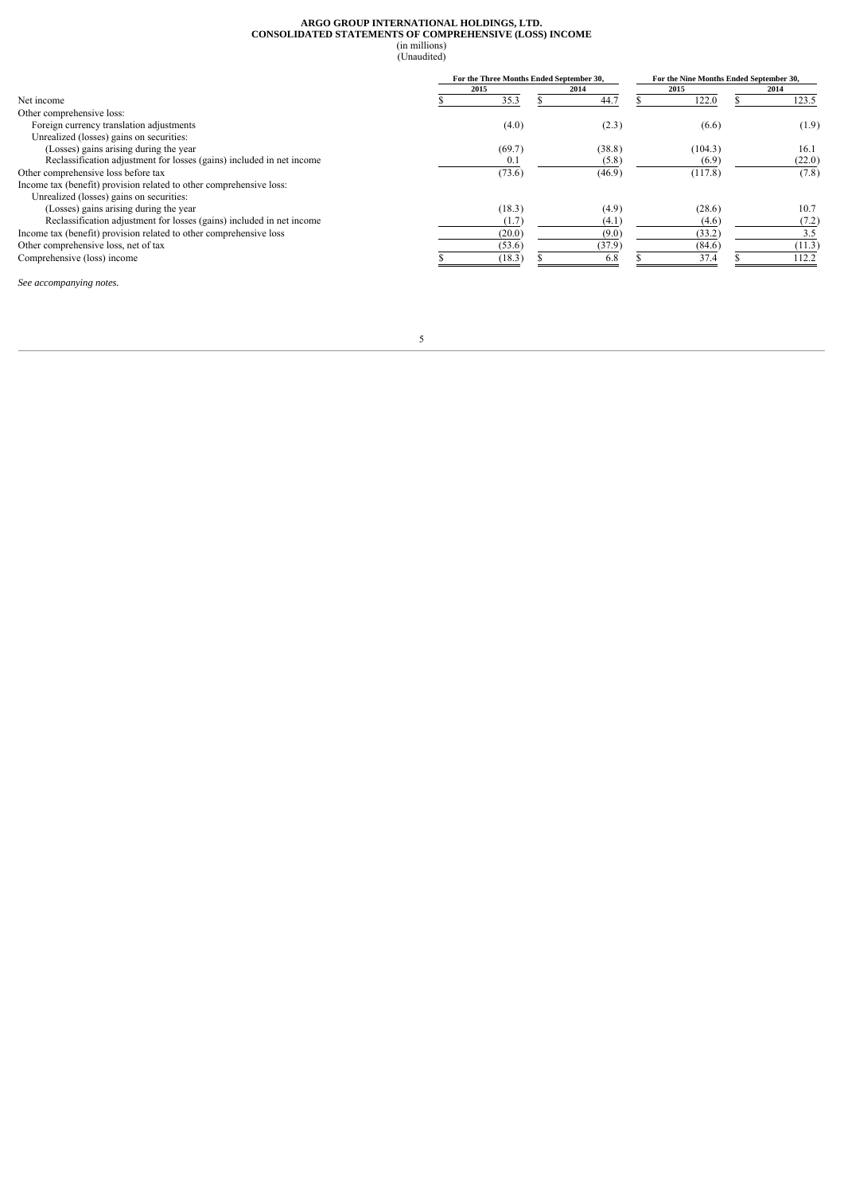# ARGO GROUP INTERNATIONAL HOLDINGS, LTD.
# CONSOLIDATED STATEMENTS OF COMPREHENSIVE (LOSS) INCOME

(in millions)
(Unaudited)

| | For the Three Months Ended September 30, | | For the Nine Months Ended September 30, | |
|---|---|---|---|---|
| | 2015 | 2014 | 2015 | 2014 |
| Net income | $ 35.3 | $ 44.7 | $ 122.0 | $ 123.5 |
| Other comprehensive loss: | | | | |
| Foreign currency translation adjustments | (4.0) | (2.3) | (6.6) | (1.9) |
| Unrealized (losses) gains on securities: | | | | |
| (Losses) gains arising during the year | (69.7) | (38.8) | (104.3) | 16.1 |
| Reclassification adjustment for losses (gains) included in net income | 0.1 | (5.8) | (6.9) | (22.0) |
| Other comprehensive loss before tax | (73.6) | (46.9) | (117.8) | (7.8) |
| Income tax (benefit) provision related to other comprehensive loss: | | | | |
| Unrealized (losses) gains on securities: | | | | |
| (Losses) gains arising during the year | (18.3) | (4.9) | (28.6) | 10.7 |
| Reclassification adjustment for losses (gains) included in net income | (1.7) | (4.1) | (4.6) | (7.2) |
| Income tax (benefit) provision related to other comprehensive loss | (20.0) | (9.0) | (33.2) | 3.5 |
| Other comprehensive loss, net of tax | (53.6) | (37.9) | (84.6) | (11.3) |
| Comprehensive (loss) income | $ (18.3) | $ 6.8 | $ 37.4 | $ 112.2 |

*See accompanying notes.*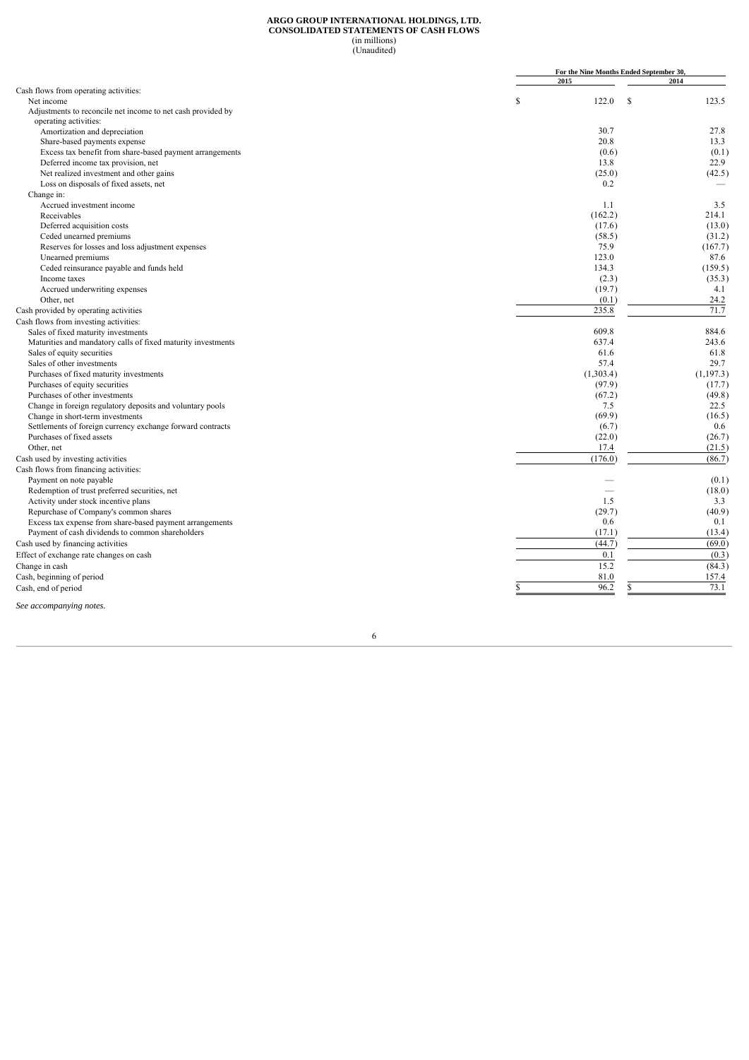# ARGO GROUP INTERNATIONAL HOLDINGS, LTD.
# CONSOLIDATED STATEMENTS OF CASH FLOWS
(in millions)
(Unaudited)

| | For the Nine Months Ended September 30, | |
|---|---|---|
| | 2015 | 2014 |
| Cash flows from operating activities: | | |
| Net income | $ 122.0 | $ 123.5 |
| Adjustments to reconcile net income to net cash provided by operating activities: | | |
| Amortization and depreciation | 30.7 | 27.8 |
| Share-based payments expense | 20.8 | 13.3 |
| Excess tax benefit from share-based payment arrangements | (0.6) | (0.1) |
| Deferred income tax provision, net | 13.8 | 22.9 |
| Net realized investment and other gains | (25.0) | (42.5) |
| Loss on disposals of fixed assets, net | 0.2 | — |
| Change in: | | |
| Accrued investment income | 1.1 | 3.5 |
| Receivables | (162.2) | 214.1 |
| Deferred acquisition costs | (17.6) | (13.0) |
| Ceded unearned premiums | (58.5) | (31.2) |
| Reserves for losses and loss adjustment expenses | 75.9 | (167.7) |
| Unearned premiums | 123.0 | 87.6 |
| Ceded reinsurance payable and funds held | 134.3 | (159.5) |
| Income taxes | (2.3) | (35.3) |
| Accrued underwriting expenses | (19.7) | 4.1 |
| Other, net | (0.1) | 24.2 |
| Cash provided by operating activities | 235.8 | 71.7 |
| Cash flows from investing activities: | | |
| Sales of fixed maturity investments | 609.8 | 884.6 |
| Maturities and mandatory calls of fixed maturity investments | 637.4 | 243.6 |
| Sales of equity securities | 61.6 | 61.8 |
| Sales of other investments | 57.4 | 29.7 |
| Purchases of fixed maturity investments | (1,303.4) | (1,197.3) |
| Purchases of equity securities | (97.9) | (17.7) |
| Purchases of other investments | (67.2) | (49.8) |
| Change in foreign regulatory deposits and voluntary pools | 7.5 | 22.5 |
| Change in short-term investments | (69.9) | (16.5) |
| Settlements of foreign currency exchange forward contracts | (6.7) | 0.6 |
| Purchases of fixed assets | (22.0) | (26.7) |
| Other, net | 17.4 | (21.5) |
| Cash used by investing activities | (176.0) | (86.7) |
| Cash flows from financing activities: | | |
| Payment on note payable | — | (0.1) |
| Redemption of trust preferred securities, net | — | (18.0) |
| Activity under stock incentive plans | 1.5 | 3.3 |
| Repurchase of Company's common shares | (29.7) | (40.9) |
| Excess tax expense from share-based payment arrangements | 0.6 | 0.1 |
| Payment of cash dividends to common shareholders | (17.1) | (13.4) |
| Cash used by financing activities | (44.7) | (69.0) |
| Effect of exchange rate changes on cash | 0.1 | (0.3) |
| Change in cash | 15.2 | (84.3) |
| Cash, beginning of period | 81.0 | 157.4 |
| Cash, end of period | $ 96.2 | $ 73.1 |

*See accompanying notes.*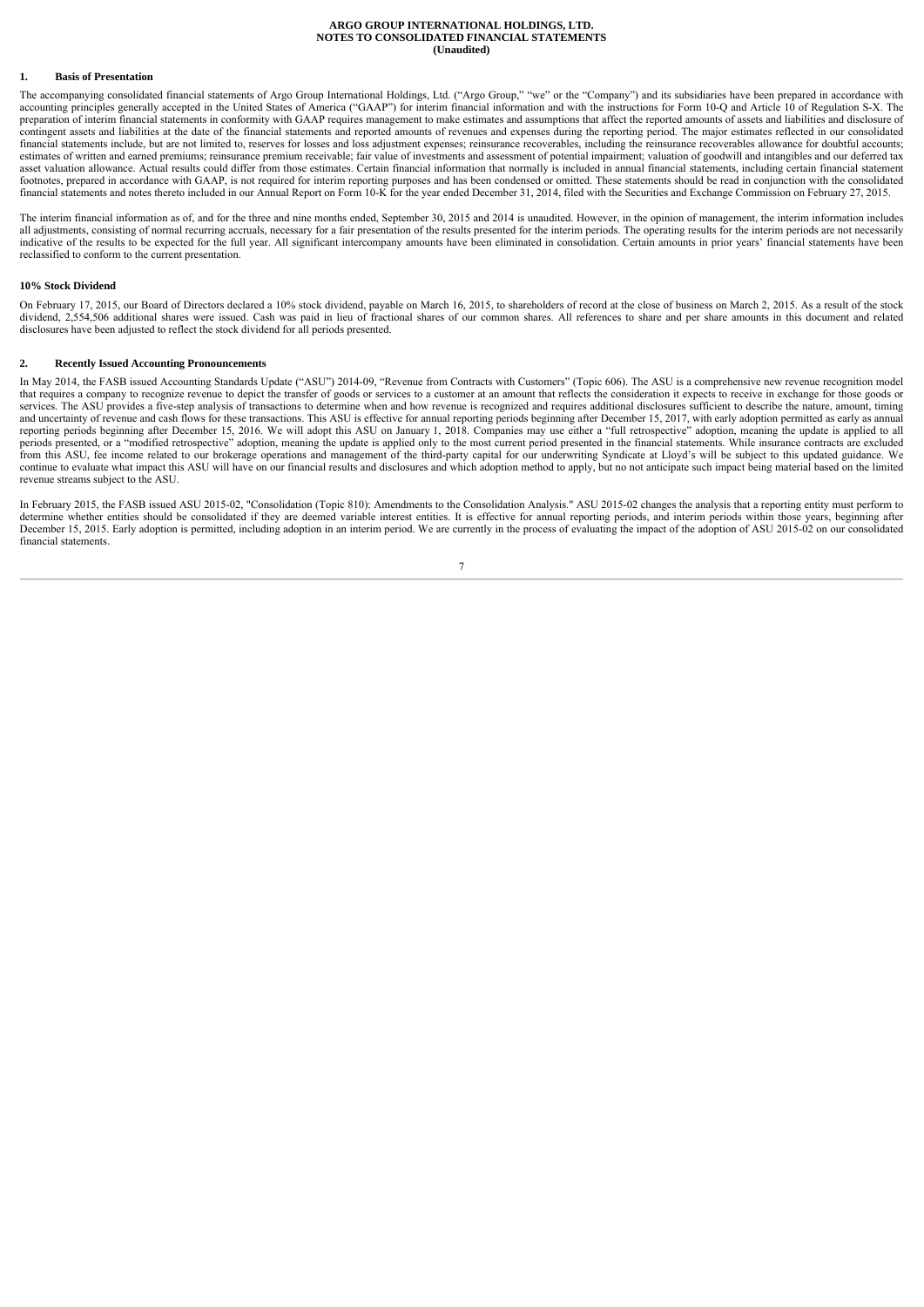**ARGO GROUP INTERNATIONAL HOLDINGS, LTD.**
**NOTES TO CONSOLIDATED FINANCIAL STATEMENTS**
**(Unaudited)**

## 1. Basis of Presentation

The accompanying consolidated financial statements of Argo Group International Holdings, Ltd. ("Argo Group," "we" or the "Company") and its subsidiaries have been prepared in accordance with accounting principles generally accepted in the United States of America ("GAAP") for interim financial information and with the instructions for Form 10-Q and Article 10 of Regulation S-X. The preparation of interim financial statements in conformity with GAAP requires management to make estimates and assumptions that affect the reported amounts of assets and liabilities and disclosure of contingent assets and liabilities at the date of the financial statements and reported amounts of revenues and expenses during the reporting period. The major estimates reflected in our consolidated financial statements include, but are not limited to, reserves for losses and loss adjustment expenses; reinsurance recoverables, including the reinsurance recoverables allowance for doubtful accounts; estimates of written and earned premiums; reinsurance premium receivable; fair value of investments and assessment of potential impairment; valuation of goodwill and intangibles and our deferred tax asset valuation allowance. Actual results could differ from those estimates. Certain financial information that normally is included in annual financial statements, including certain financial statement footnotes, prepared in accordance with GAAP, is not required for interim reporting purposes and has been condensed or omitted. These statements should be read in conjunction with the consolidated financial statements and notes thereto included in our Annual Report on Form 10-K for the year ended December 31, 2014, filed with the Securities and Exchange Commission on February 27, 2015.

The interim financial information as of, and for the three and nine months ended, September 30, 2015 and 2014 is unaudited. However, in the opinion of management, the interim information includes all adjustments, consisting of normal recurring accruals, necessary for a fair presentation of the results presented for the interim periods. The operating results for the interim periods are not necessarily indicative of the results to be expected for the full year. All significant intercompany amounts have been eliminated in consolidation. Certain amounts in prior years' financial statements have been reclassified to conform to the current presentation.

### 10% Stock Dividend

On February 17, 2015, our Board of Directors declared a 10% stock dividend, payable on March 16, 2015, to shareholders of record at the close of business on March 2, 2015. As a result of the stock dividend, 2,554,506 additional shares were issued. Cash was paid in lieu of fractional shares of our common shares. All references to share and per share amounts in this document and related disclosures have been adjusted to reflect the stock dividend for all periods presented.

## 2. Recently Issued Accounting Pronouncements

In May 2014, the FASB issued Accounting Standards Update ("ASU") 2014-09, "Revenue from Contracts with Customers" (Topic 606). The ASU is a comprehensive new revenue recognition model that requires a company to recognize revenue to depict the transfer of goods or services to a customer at an amount that reflects the consideration it expects to receive in exchange for those goods or services. The ASU provides a five-step analysis of transactions to determine when and how revenue is recognized and requires additional disclosures sufficient to describe the nature, amount, timing and uncertainty of revenue and cash flows for these transactions. This ASU is effective for annual reporting periods beginning after December 15, 2017, with early adoption permitted as early as annual reporting periods beginning after December 15, 2016. We will adopt this ASU on January 1, 2018. Companies may use either a "full retrospective" adoption, meaning the update is applied to all periods presented, or a "modified retrospective" adoption, meaning the update is applied only to the most current period presented in the financial statements. While insurance contracts are excluded from this ASU, fee income related to our brokerage operations and management of the third-party capital for our underwriting Syndicate at Lloyd's will be subject to this updated guidance. We continue to evaluate what impact this ASU will have on our financial results and disclosures and which adoption method to apply, but no not anticipate such impact being material based on the limited revenue streams subject to the ASU.

In February 2015, the FASB issued ASU 2015-02, "Consolidation (Topic 810): Amendments to the Consolidation Analysis." ASU 2015-02 changes the analysis that a reporting entity must perform to determine whether entities should be consolidated if they are deemed variable interest entities. It is effective for annual reporting periods, and interim periods within those years, beginning after December 15, 2015. Early adoption is permitted, including adoption in an interim period. We are currently in the process of evaluating the impact of the adoption of ASU 2015-02 on our consolidated financial statements.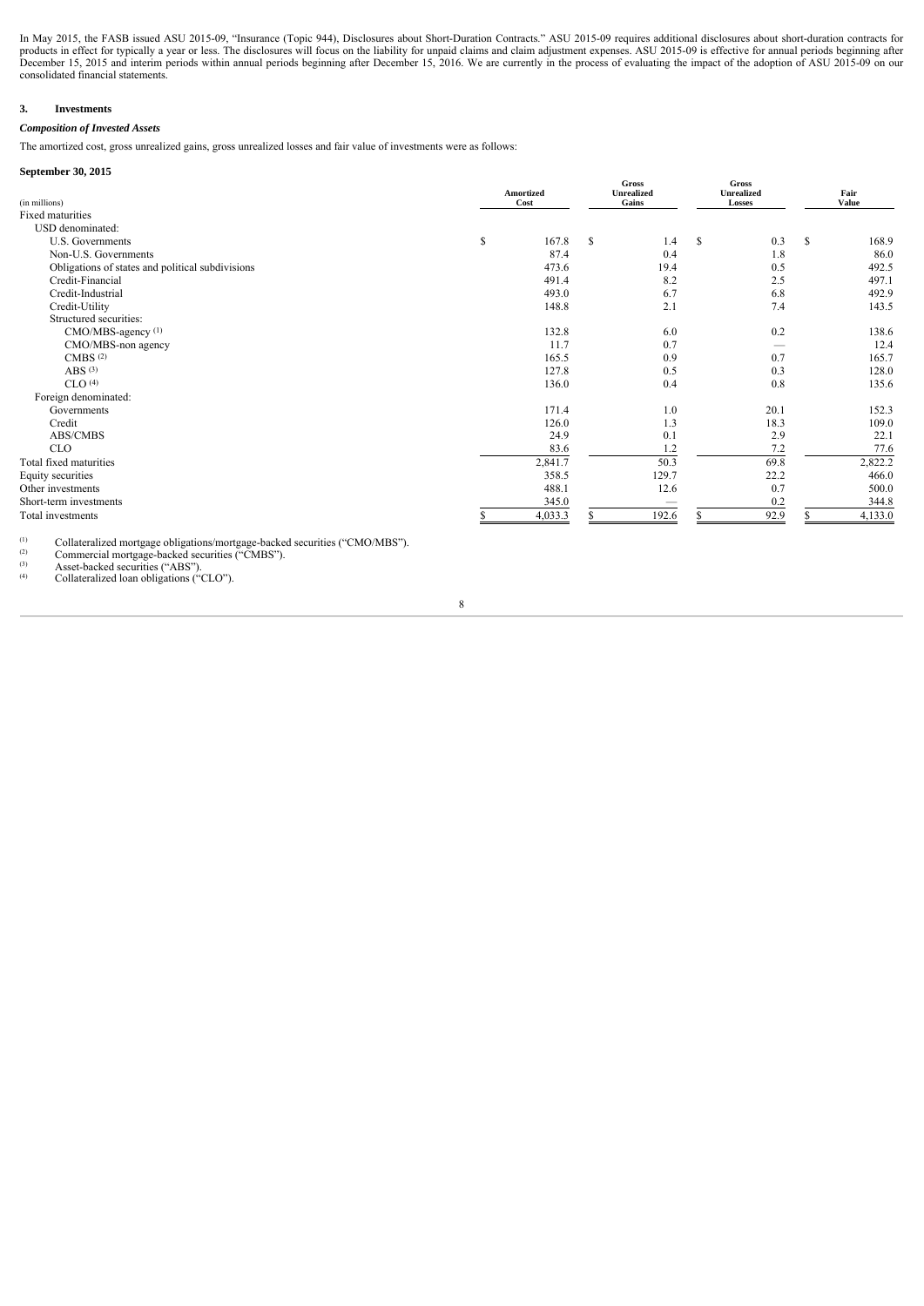In May 2015, the FASB issued ASU 2015-09, "Insurance (Topic 944), Disclosures about Short-Duration Contracts." ASU 2015-09 requires additional disclosures about short-duration contracts for products in effect for typically a year or less. The disclosures will focus on the liability for unpaid claims and claim adjustment expenses. ASU 2015-09 is effective for annual periods beginning after December 15, 2015 and interim periods within annual periods beginning after December 15, 2016. We are currently in the process of evaluating the impact of the adoption of ASU 2015-09 on our consolidated financial statements.

### 3. Investments

***Composition of Invested Assets***

The amortized cost, gross unrealized gains, gross unrealized losses and fair value of investments were as follows:

**September 30, 2015**

| (in millions) | Amortized Cost | Gross Unrealized Gains | Gross Unrealized Losses | Fair Value |
|---|---|---|---|---|
| Fixed maturities | | | | |
| USD denominated: | | | | |
| U.S. Governments | $ 167.8 | $ 1.4 | $ 0.3 | $ 168.9 |
| Non-U.S. Governments | 87.4 | 0.4 | 1.8 | 86.0 |
| Obligations of states and political subdivisions | 473.6 | 19.4 | 0.5 | 492.5 |
| Credit-Financial | 491.4 | 8.2 | 2.5 | 497.1 |
| Credit-Industrial | 493.0 | 6.7 | 6.8 | 492.9 |
| Credit-Utility | 148.8 | 2.1 | 7.4 | 143.5 |
| Structured securities: | | | | |
| CMO/MBS-agency [(1)] | 132.8 | 6.0 | 0.2 | 138.6 |
| CMO/MBS-non agency | 11.7 | 0.7 | — | 12.4 |
| CMBS [(2)] | 165.5 | 0.9 | 0.7 | 165.7 |
| ABS [(3)] | 127.8 | 0.5 | 0.3 | 128.0 |
| CLO [(4)] | 136.0 | 0.4 | 0.8 | 135.6 |
| Foreign denominated: | | | | |
| Governments | 171.4 | 1.0 | 20.1 | 152.3 |
| Credit | 126.0 | 1.3 | 18.3 | 109.0 |
| ABS/CMBS | 24.9 | 0.1 | 2.9 | 22.1 |
| CLO | 83.6 | 1.2 | 7.2 | 77.6 |
| Total fixed maturities | 2,841.7 | 50.3 | 69.8 | 2,822.2 |
| Equity securities | 358.5 | 129.7 | 22.2 | 466.0 |
| Other investments | 488.1 | 12.6 | 0.7 | 500.0 |
| Short-term investments | 345.0 | — | 0.2 | 344.8 |
| Total investments | $ 4,033.3 | $ 192.6 | $ 92.9 | $ 4,133.0 |

(1) Collateralized mortgage obligations/mortgage-backed securities ("CMO/MBS").
(2) Commercial mortgage-backed securities ("CMBS").
(3) Asset-backed securities ("ABS").
(4) Collateralized loan obligations ("CLO").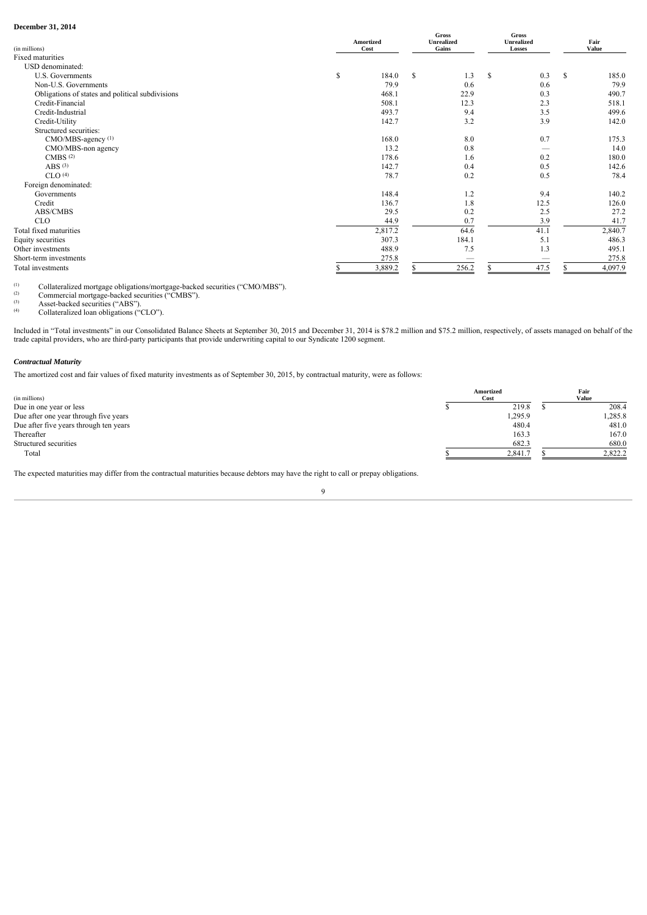**December 31, 2014**

| (in millions) | Amortized Cost | Gross Unrealized Gains | Gross Unrealized Losses | Fair Value |
|---|---|---|---|---|
| Fixed maturities | | | | |
| USD denominated: | | | | |
| U.S. Governments | $ 184.0 | $ 1.3 | $ 0.3 | $ 185.0 |
| Non-U.S. Governments | 79.9 | 0.6 | 0.6 | 79.9 |
| Obligations of states and political subdivisions | 468.1 | 22.9 | 0.3 | 490.7 |
| Credit-Financial | 508.1 | 12.3 | 2.3 | 518.1 |
| Credit-Industrial | 493.7 | 9.4 | 3.5 | 499.6 |
| Credit-Utility | 142.7 | 3.2 | 3.9 | 142.0 |
| Structured securities: | | | | |
| CMO/MBS-agency [(1)] | 168.0 | 8.0 | 0.7 | 175.3 |
| CMO/MBS-non agency | 13.2 | 0.8 | — | 14.0 |
| CMBS [(2)] | 178.6 | 1.6 | 0.2 | 180.0 |
| ABS [(3)] | 142.7 | 0.4 | 0.5 | 142.6 |
| CLO [(4)] | 78.7 | 0.2 | 0.5 | 78.4 |
| Foreign denominated: | | | | |
| Governments | 148.4 | 1.2 | 9.4 | 140.2 |
| Credit | 136.7 | 1.8 | 12.5 | 126.0 |
| ABS/CMBS | 29.5 | 0.2 | 2.5 | 27.2 |
| CLO | 44.9 | 0.7 | 3.9 | 41.7 |
| Total fixed maturities | 2,817.2 | 64.6 | 41.1 | 2,840.7 |
| Equity securities | 307.3 | 184.1 | 5.1 | 486.3 |
| Other investments | 488.9 | 7.5 | 1.3 | 495.1 |
| Short-term investments | 275.8 | — | — | 275.8 |
| Total investments | $ 3,889.2 | $ 256.2 | $ 47.5 | $ 4,097.9 |

(1) Collateralized mortgage obligations/mortgage-backed securities ("CMO/MBS").
(2) Commercial mortgage-backed securities ("CMBS").
(3) Asset-backed securities ("ABS").
(4) Collateralized loan obligations ("CLO").

Included in "Total investments" in our Consolidated Balance Sheets at September 30, 2015 and December 31, 2014 is $78.2 million and $75.2 million, respectively, of assets managed on behalf of the trade capital providers, who are third-party participants that provide underwriting capital to our Syndicate 1200 segment.

***Contractual Maturity***

The amortized cost and fair values of fixed maturity investments as of September 30, 2015, by contractual maturity, were as follows:

| (in millions) | Amortized Cost | Fair Value |
|---|---|---|
| Due in one year or less | $ 219.8 | $ 208.4 |
| Due after one year through five years | 1,295.9 | 1,285.8 |
| Due after five years through ten years | 480.4 | 481.0 |
| Thereafter | 163.3 | 167.0 |
| Structured securities | 682.3 | 680.0 |
| Total | $ 2,841.7 | $ 2,822.2 |

The expected maturities may differ from the contractual maturities because debtors may have the right to call or prepay obligations.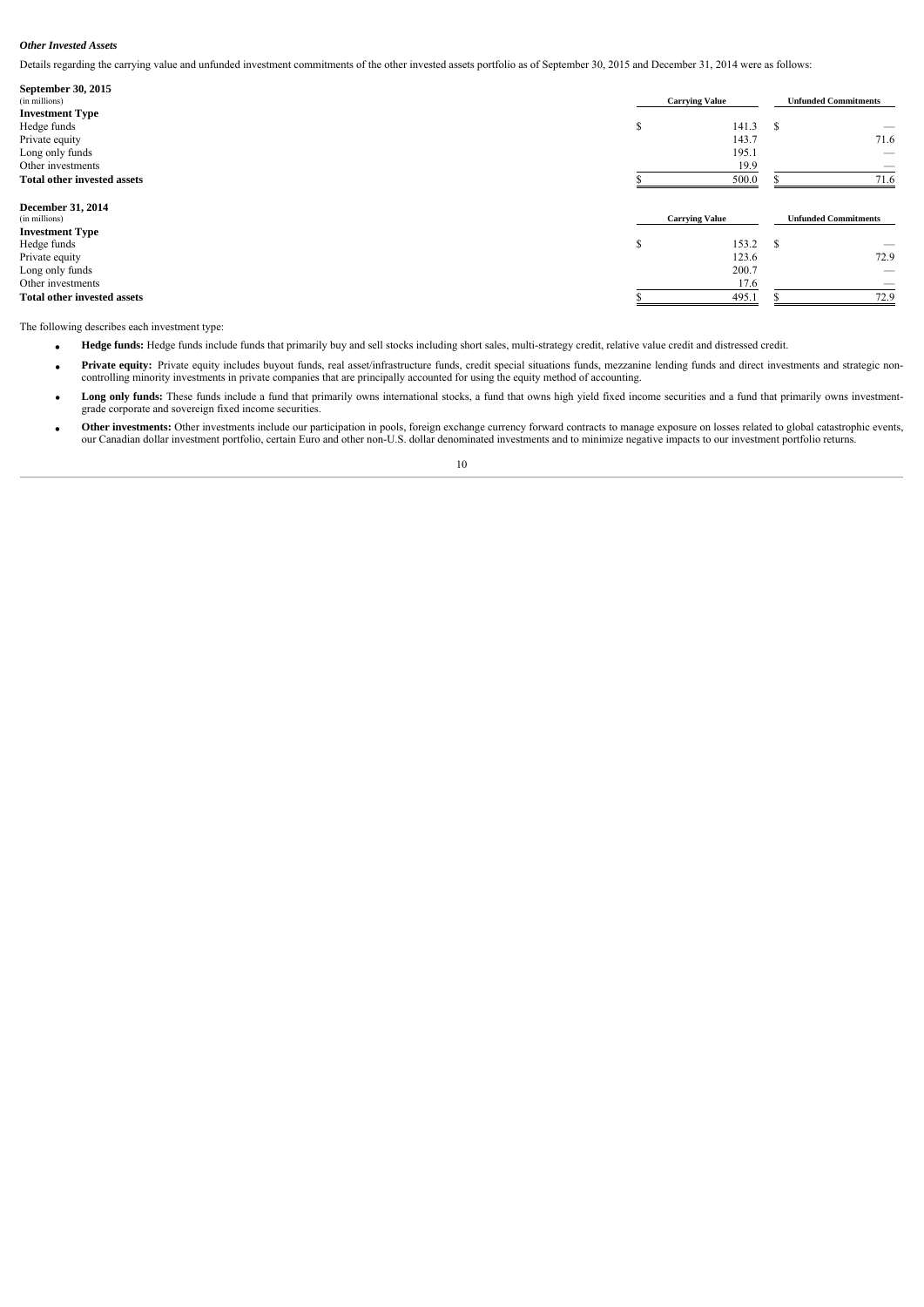### *Other Invested Assets*

Details regarding the carrying value and unfunded investment commitments of the other invested assets portfolio as of September 30, 2015 and December 31, 2014 were as follows:

| **September 30, 2015** (in millions) | Carrying Value | Unfunded Commitments |
|---|---|---|
| **Investment Type** | | |
| Hedge funds | $ 141.3 | $ — |
| Private equity | 143.7 | 71.6 |
| Long only funds | 195.1 | — |
| Other investments | 19.9 | — |
| **Total other invested assets** | $ 500.0 | $ 71.6 |

| **December 31, 2014** (in millions) | Carrying Value | Unfunded Commitments |
|---|---|---|
| **Investment Type** | | |
| Hedge funds | $ 153.2 | $ — |
| Private equity | 123.6 | 72.9 |
| Long only funds | 200.7 | — |
| Other investments | 17.6 | — |
| **Total other invested assets** | $ 495.1 | $ 72.9 |

The following describes each investment type:

- **Hedge funds:** Hedge funds include funds that primarily buy and sell stocks including short sales, multi-strategy credit, relative value credit and distressed credit.
- **Private equity:** Private equity includes buyout funds, real asset/infrastructure funds, credit special situations funds, mezzanine lending funds and direct investments and strategic non-controlling minority investments in private companies that are principally accounted for using the equity method of accounting.
- **Long only funds:** These funds include a fund that primarily owns international stocks, a fund that owns high yield fixed income securities and a fund that primarily owns investment-grade corporate and sovereign fixed income securities.
- **Other investments:** Other investments include our participation in pools, foreign exchange currency forward contracts to manage exposure on losses related to global catastrophic events, our Canadian dollar investment portfolio, certain Euro and other non-U.S. dollar denominated investments and to minimize negative impacts to our investment portfolio returns.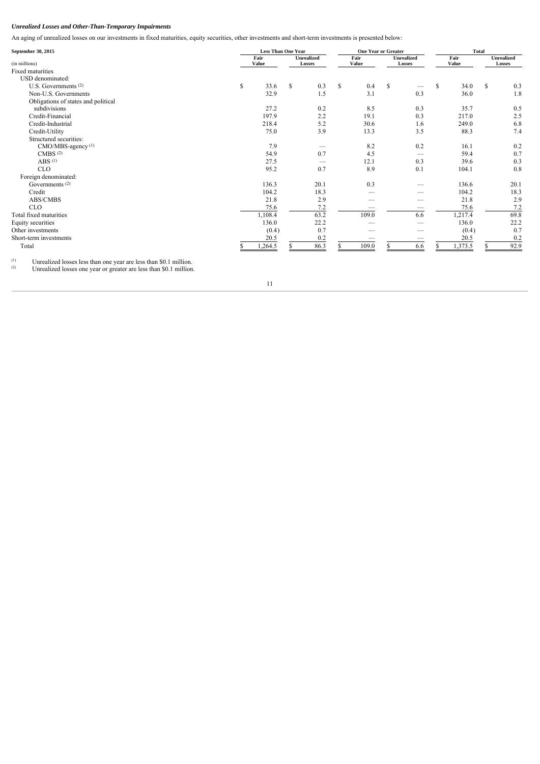### *Unrealized Losses and Other-Than-Temporary Impairments*

An aging of unrealized losses on our investments in fixed maturities, equity securities, other investments and short-term investments is presented below:

| September 30, 2015 | Less Than One Year | | One Year or Greater | | Total | |
|---|---|---|---|---|---|---|
| (in millions) | Fair Value | Unrealized Losses | Fair Value | Unrealized Losses | Fair Value | Unrealized Losses |
| Fixed maturities | | | | | | |
| USD denominated: | | | | | | |
| U.S. Governments [(2)] | $ 33.6 | $ 0.3 | $ 0.4 | $ — | $ 34.0 | $ 0.3 |
| Non-U.S. Governments | 32.9 | 1.5 | 3.1 | 0.3 | 36.0 | 1.8 |
| Obligations of states and political subdivisions | 27.2 | 0.2 | 8.5 | 0.3 | 35.7 | 0.5 |
| Credit-Financial | 197.9 | 2.2 | 19.1 | 0.3 | 217.0 | 2.5 |
| Credit-Industrial | 218.4 | 5.2 | 30.6 | 1.6 | 249.0 | 6.8 |
| Credit-Utility | 75.0 | 3.9 | 13.3 | 3.5 | 88.3 | 7.4 |
| Structured securities: | | | | | | |
| CMO/MBS-agency [(1)] | 7.9 | — | 8.2 | 0.2 | 16.1 | 0.2 |
| CMBS [(2)] | 54.9 | 0.7 | 4.5 | — | 59.4 | 0.7 |
| ABS [(1)] | 27.5 | — | 12.1 | 0.3 | 39.6 | 0.3 |
| CLO | 95.2 | 0.7 | 8.9 | 0.1 | 104.1 | 0.8 |
| Foreign denominated: | | | | | | |
| Governments [(2)] | 136.3 | 20.1 | 0.3 | — | 136.6 | 20.1 |
| Credit | 104.2 | 18.3 | — | — | 104.2 | 18.3 |
| ABS/CMBS | 21.8 | 2.9 | — | — | 21.8 | 2.9 |
| CLO | 75.6 | 7.2 | — | — | 75.6 | 7.2 |
| Total fixed maturities | 1,108.4 | 63.2 | 109.0 | 6.6 | 1,217.4 | 69.8 |
| Equity securities | 136.0 | 22.2 | — | — | 136.0 | 22.2 |
| Other investments | (0.4) | 0.7 | — | — | (0.4) | 0.7 |
| Short-term investments | 20.5 | 0.2 | — | — | 20.5 | 0.2 |
| Total | $ 1,264.5 | $ 86.3 | $ 109.0 | $ 6.6 | $ 1,373.5 | $ 92.9 |

(1) Unrealized losses less than one year are less than $0.1 million.
(2) Unrealized losses one year or greater are less than $0.1 million.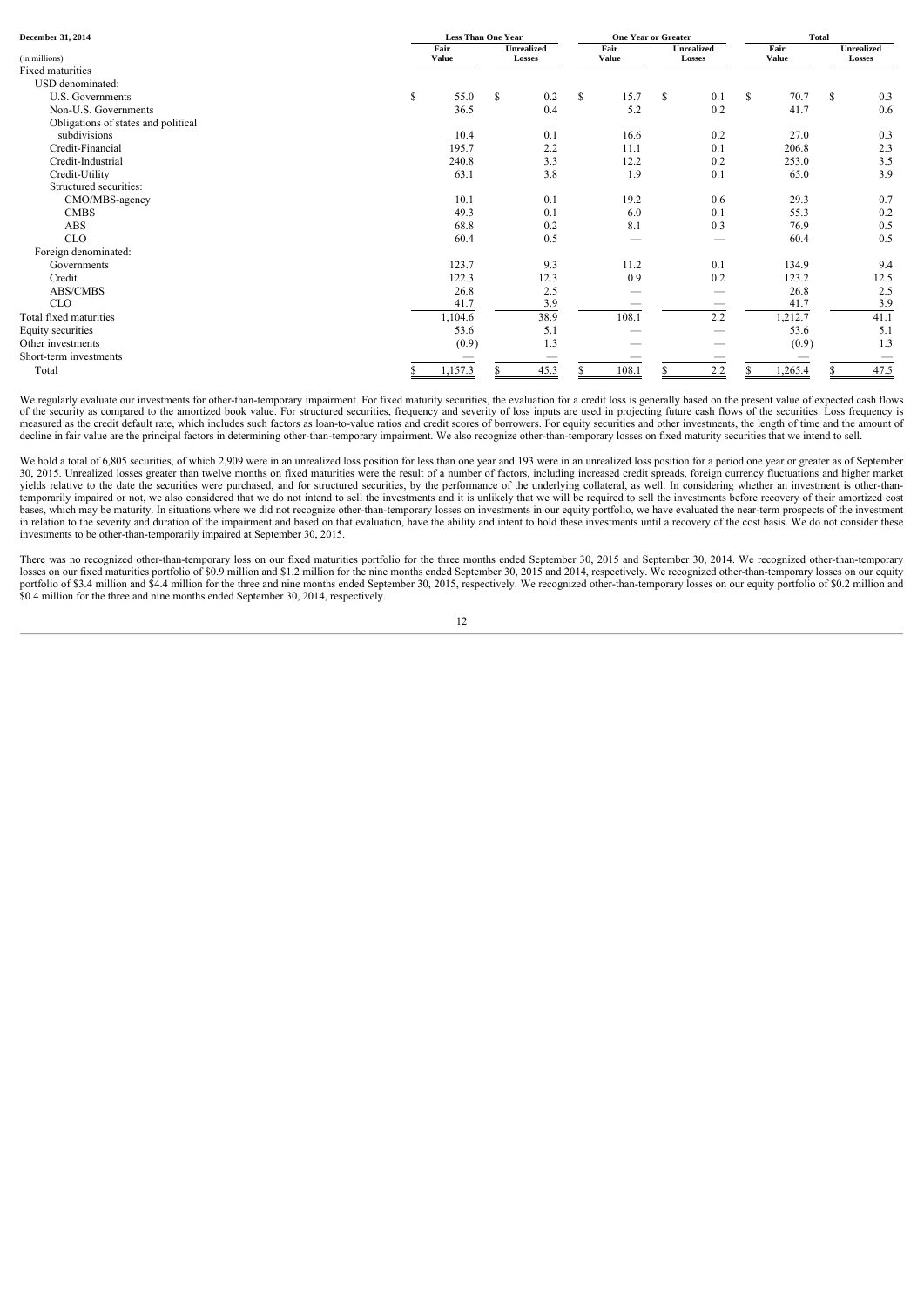| December 31, 2014 | Less Than One Year | | One Year or Greater | | Total | |
|---|---|---|---|---|---|---|
| (in millions) | Fair Value | Unrealized Losses | Fair Value | Unrealized Losses | Fair Value | Unrealized Losses |
| Fixed maturities | | | | | | |
| USD denominated: | | | | | | |
| U.S. Governments | $ 55.0 | $ 0.2 | $ 15.7 | $ 0.1 | $ 70.7 | $ 0.3 |
| Non-U.S. Governments | 36.5 | 0.4 | 5.2 | 0.2 | 41.7 | 0.6 |
| Obligations of states and political subdivisions | 10.4 | 0.1 | 16.6 | 0.2 | 27.0 | 0.3 |
| Credit-Financial | 195.7 | 2.2 | 11.1 | 0.1 | 206.8 | 2.3 |
| Credit-Industrial | 240.8 | 3.3 | 12.2 | 0.2 | 253.0 | 3.5 |
| Credit-Utility | 63.1 | 3.8 | 1.9 | 0.1 | 65.0 | 3.9 |
| Structured securities: | | | | | | |
| CMO/MBS-agency | 10.1 | 0.1 | 19.2 | 0.6 | 29.3 | 0.7 |
| CMBS | 49.3 | 0.1 | 6.0 | 0.1 | 55.3 | 0.2 |
| ABS | 68.8 | 0.2 | 8.1 | 0.3 | 76.9 | 0.5 |
| CLO | 60.4 | 0.5 | — | — | 60.4 | 0.5 |
| Foreign denominated: | | | | | | |
| Governments | 123.7 | 9.3 | 11.2 | 0.1 | 134.9 | 9.4 |
| Credit | 122.3 | 12.3 | 0.9 | 0.2 | 123.2 | 12.5 |
| ABS/CMBS | 26.8 | 2.5 | — | — | 26.8 | 2.5 |
| CLO | 41.7 | 3.9 | — | — | 41.7 | 3.9 |
| Total fixed maturities | 1,104.6 | 38.9 | 108.1 | 2.2 | 1,212.7 | 41.1 |
| Equity securities | 53.6 | 5.1 | — | — | 53.6 | 5.1 |
| Other investments | (0.9) | 1.3 | — | — | (0.9) | 1.3 |
| Short-term investments | — | — | — | — | — | — |
| Total | $ 1,157.3 | $ 45.3 | $ 108.1 | $ 2.2 | $ 1,265.4 | $ 47.5 |

We regularly evaluate our investments for other-than-temporary impairment. For fixed maturity securities, the evaluation for a credit loss is generally based on the present value of expected cash flows of the security as compared to the amortized book value. For structured securities, frequency and severity of loss inputs are used in projecting future cash flows of the securities. Loss frequency is measured as the credit default rate, which includes such factors as loan-to-value ratios and credit scores of borrowers. For equity securities and other investments, the length of time and the amount of decline in fair value are the principal factors in determining other-than-temporary impairment. We also recognize other-than-temporary losses on fixed maturity securities that we intend to sell.

We hold a total of 6,805 securities, of which 2,909 were in an unrealized loss position for less than one year and 193 were in an unrealized loss position for a period one year or greater as of September 30, 2015. Unrealized losses greater than twelve months on fixed maturities were the result of a number of factors, including increased credit spreads, foreign currency fluctuations and higher market yields relative to the date the securities were purchased, and for structured securities, by the performance of the underlying collateral, as well. In considering whether an investment is other-than-temporarily impaired or not, we also considered that we do not intend to sell the investments and it is unlikely that we will be required to sell the investments before recovery of their amortized cost bases, which may be maturity. In situations where we did not recognize other-than-temporary losses on investments in our equity portfolio, we have evaluated the near-term prospects of the investment in relation to the severity and duration of the impairment and based on that evaluation, have the ability and intent to hold these investments until a recovery of the cost basis. We do not consider these investments to be other-than-temporarily impaired at September 30, 2015.

There was no recognized other-than-temporary loss on our fixed maturities portfolio for the three months ended September 30, 2015 and September 30, 2014. We recognized other-than-temporary losses on our fixed maturities portfolio of $0.9 million and $1.2 million for the nine months ended September 30, 2015 and 2014, respectively. We recognized other-than-temporary losses on our equity portfolio of $3.4 million and $4.4 million for the three and nine months ended September 30, 2015, respectively. We recognized other-than-temporary losses on our equity portfolio of $0.2 million and $0.4 million for the three and nine months ended September 30, 2014, respectively.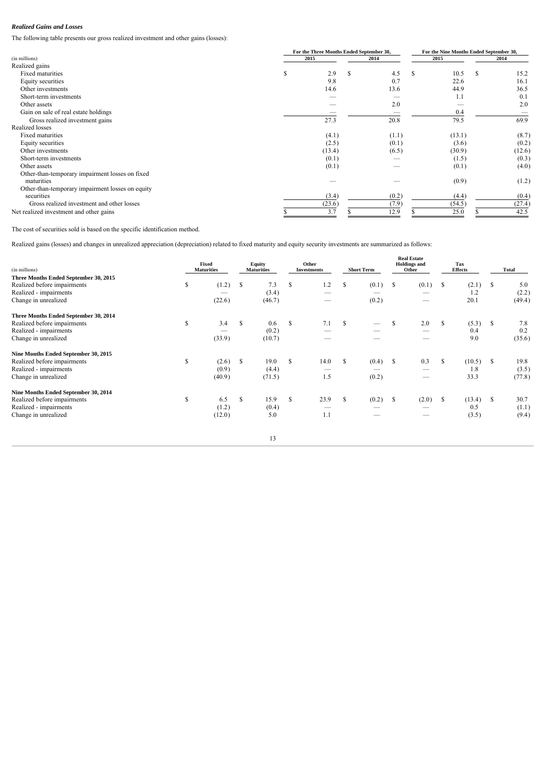### *Realized Gains and Losses*

The following table presents our gross realized investment and other gains (losses):

| (in millions) | For the Three Months Ended September 30, 2015 | For the Three Months Ended September 30, 2014 | For the Nine Months Ended September 30, 2015 | For the Nine Months Ended September 30, 2014 |
|---|---|---|---|---|
| Realized gains | | | | |
| Fixed maturities | $ 2.9 | $ 4.5 | $ 10.5 | $ 15.2 |
| Equity securities | 9.8 | 0.7 | 22.6 | 16.1 |
| Other investments | 14.6 | 13.6 | 44.9 | 36.5 |
| Short-term investments | — | — | 1.1 | 0.1 |
| Other assets | — | 2.0 | — | 2.0 |
| Gain on sale of real estate holdings | — | — | 0.4 | — |
| Gross realized investment gains | 27.3 | 20.8 | 79.5 | 69.9 |
| Realized losses | | | | |
| Fixed maturities | (4.1) | (1.1) | (13.1) | (8.7) |
| Equity securities | (2.5) | (0.1) | (3.6) | (0.2) |
| Other investments | (13.4) | (6.5) | (30.9) | (12.6) |
| Short-term investments | (0.1) | — | (1.5) | (0.3) |
| Other assets | (0.1) | — | (0.1) | (4.0) |
| Other-than-temporary impairment losses on fixed maturities | — | — | (0.9) | (1.2) |
| Other-than-temporary impairment losses on equity securities | (3.4) | (0.2) | (4.4) | (0.4) |
| Gross realized investment and other losses | (23.6) | (7.9) | (54.5) | (27.4) |
| Net realized investment and other gains | $ 3.7 | $ 12.9 | $ 25.0 | $ 42.5 |

The cost of securities sold is based on the specific identification method.

Realized gains (losses) and changes in unrealized appreciation (depreciation) related to fixed maturity and equity security investments are summarized as follows:

| (in millions) | Fixed Maturities | Equity Maturities | Other Investments | Short Term | Real Estate Holdings and Other | Tax Effects | Total |
|---|---|---|---|---|---|---|---|
| **Three Months Ended September 30, 2015** | | | | | | | |
| Realized before impairments | $ (1.2) | $ 7.3 | $ 1.2 | $ (0.1) | $ (0.1) | $ (2.1) | $ 5.0 |
| Realized - impairments | — | (3.4) | — | — | — | 1.2 | (2.2) |
| Change in unrealized | (22.6) | (46.7) | — | (0.2) | — | 20.1 | (49.4) |
| **Three Months Ended September 30, 2014** | | | | | | | |
| Realized before impairments | $ 3.4 | $ 0.6 | $ 7.1 | $ — | $ 2.0 | $ (5.3) | $ 7.8 |
| Realized - impairments | — | (0.2) | — | — | — | 0.4 | 0.2 |
| Change in unrealized | (33.9) | (10.7) | — | — | — | 9.0 | (35.6) |
| **Nine Months Ended September 30, 2015** | | | | | | | |
| Realized before impairments | $ (2.6) | $ 19.0 | $ 14.0 | $ (0.4) | $ 0.3 | $ (10.5) | $ 19.8 |
| Realized - impairments | (0.9) | (4.4) | — | — | — | 1.8 | (3.5) |
| Change in unrealized | (40.9) | (71.5) | 1.5 | (0.2) | — | 33.3 | (77.8) |
| **Nine Months Ended September 30, 2014** | | | | | | | |
| Realized before impairments | $ 6.5 | $ 15.9 | $ 23.9 | $ (0.2) | $ (2.0) | $ (13.4) | $ 30.7 |
| Realized - impairments | (1.2) | (0.4) | — | — | — | 0.5 | (1.1) |
| Change in unrealized | (12.0) | 5.0 | 1.1 | — | — | (3.5) | (9.4) |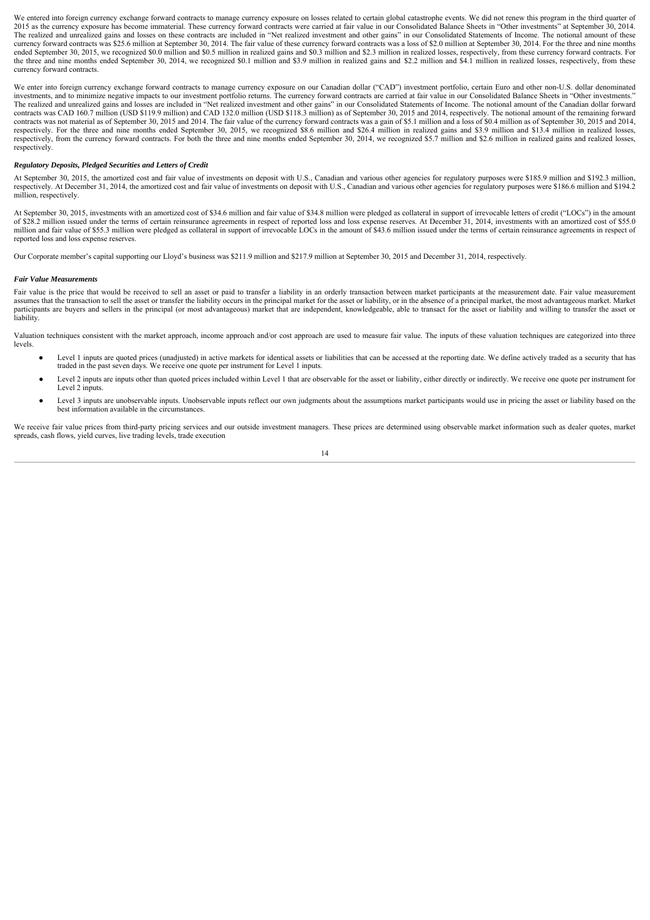We entered into foreign currency exchange forward contracts to manage currency exposure on losses related to certain global catastrophe events. We did not renew this program in the third quarter of 2015 as the currency exposure has become immaterial. These currency forward contracts were carried at fair value in our Consolidated Balance Sheets in "Other investments" at September 30, 2014. The realized and unrealized gains and losses on these contracts are included in "Net realized investment and other gains" in our Consolidated Statements of Income. The notional amount of these currency forward contracts was $25.6 million at September 30, 2014. The fair value of these currency forward contracts was a loss of $2.0 million at September 30, 2014. For the three and nine months ended September 30, 2015, we recognized $0.0 million and $0.5 million in realized gains and $0.3 million and $2.3 million in realized losses, respectively, from these currency forward contracts. For the three and nine months ended September 30, 2014, we recognized $0.1 million and $3.9 million in realized gains and $2.2 million and $4.1 million in realized losses, respectively, from these currency forward contracts.

We enter into foreign currency exchange forward contracts to manage currency exposure on our Canadian dollar ("CAD") investment portfolio, certain Euro and other non-U.S. dollar denominated investments, and to minimize negative impacts to our investment portfolio returns. The currency forward contracts are carried at fair value in our Consolidated Balance Sheets in "Other investments." The realized and unrealized gains and losses are included in "Net realized investment and other gains" in our Consolidated Statements of Income. The notional amount of the Canadian dollar forward contracts was CAD 160.7 million (USD $119.9 million) and CAD 132.0 million (USD $118.3 million) as of September 30, 2015 and 2014, respectively. The notional amount of the remaining forward contracts was not material as of September 30, 2015 and 2014. The fair value of the currency forward contracts was a gain of $5.1 million and a loss of $0.4 million as of September 30, 2015 and 2014, respectively. For the three and nine months ended September 30, 2015, we recognized $8.6 million and $26.4 million in realized gains and $3.9 million and $13.4 million in realized losses, respectively, from the currency forward contracts. For both the three and nine months ended September 30, 2014, we recognized $5.7 million and $2.6 million in realized gains and realized losses, respectively.

***Regulatory Deposits, Pledged Securities and Letters of Credit***

At September 30, 2015, the amortized cost and fair value of investments on deposit with U.S., Canadian and various other agencies for regulatory purposes were $185.9 million and $192.3 million, respectively. At December 31, 2014, the amortized cost and fair value of investments on deposit with U.S., Canadian and various other agencies for regulatory purposes were $186.6 million and $194.2 million, respectively.

At September 30, 2015, investments with an amortized cost of $34.6 million and fair value of $34.8 million were pledged as collateral in support of irrevocable letters of credit ("LOCs") in the amount of $28.2 million issued under the terms of certain reinsurance agreements in respect of reported loss and loss expense reserves. At December 31, 2014, investments with an amortized cost of $55.0 million and fair value of $55.3 million were pledged as collateral in support of irrevocable LOCs in the amount of $43.6 million issued under the terms of certain reinsurance agreements in respect of reported loss and loss expense reserves.

Our Corporate member's capital supporting our Lloyd's business was $211.9 million and $217.9 million at September 30, 2015 and December 31, 2014, respectively.

***Fair Value Measurements***

Fair value is the price that would be received to sell an asset or paid to transfer a liability in an orderly transaction between market participants at the measurement date. Fair value measurement assumes that the transaction to sell the asset or transfer the liability occurs in the principal market for the asset or liability, or in the absence of a principal market, the most advantageous market. Market participants are buyers and sellers in the principal (or most advantageous) market that are independent, knowledgeable, able to transact for the asset or liability and willing to transfer the asset or liability.

Valuation techniques consistent with the market approach, income approach and/or cost approach are used to measure fair value. The inputs of these valuation techniques are categorized into three levels.

- Level 1 inputs are quoted prices (unadjusted) in active markets for identical assets or liabilities that can be accessed at the reporting date. We define actively traded as a security that has traded in the past seven days. We receive one quote per instrument for Level 1 inputs.
- Level 2 inputs are inputs other than quoted prices included within Level 1 that are observable for the asset or liability, either directly or indirectly. We receive one quote per instrument for Level 2 inputs.
- Level 3 inputs are unobservable inputs. Unobservable inputs reflect our own judgments about the assumptions market participants would use in pricing the asset or liability based on the best information available in the circumstances.

We receive fair value prices from third-party pricing services and our outside investment managers. These prices are determined using observable market information such as dealer quotes, market spreads, cash flows, yield curves, live trading levels, trade execution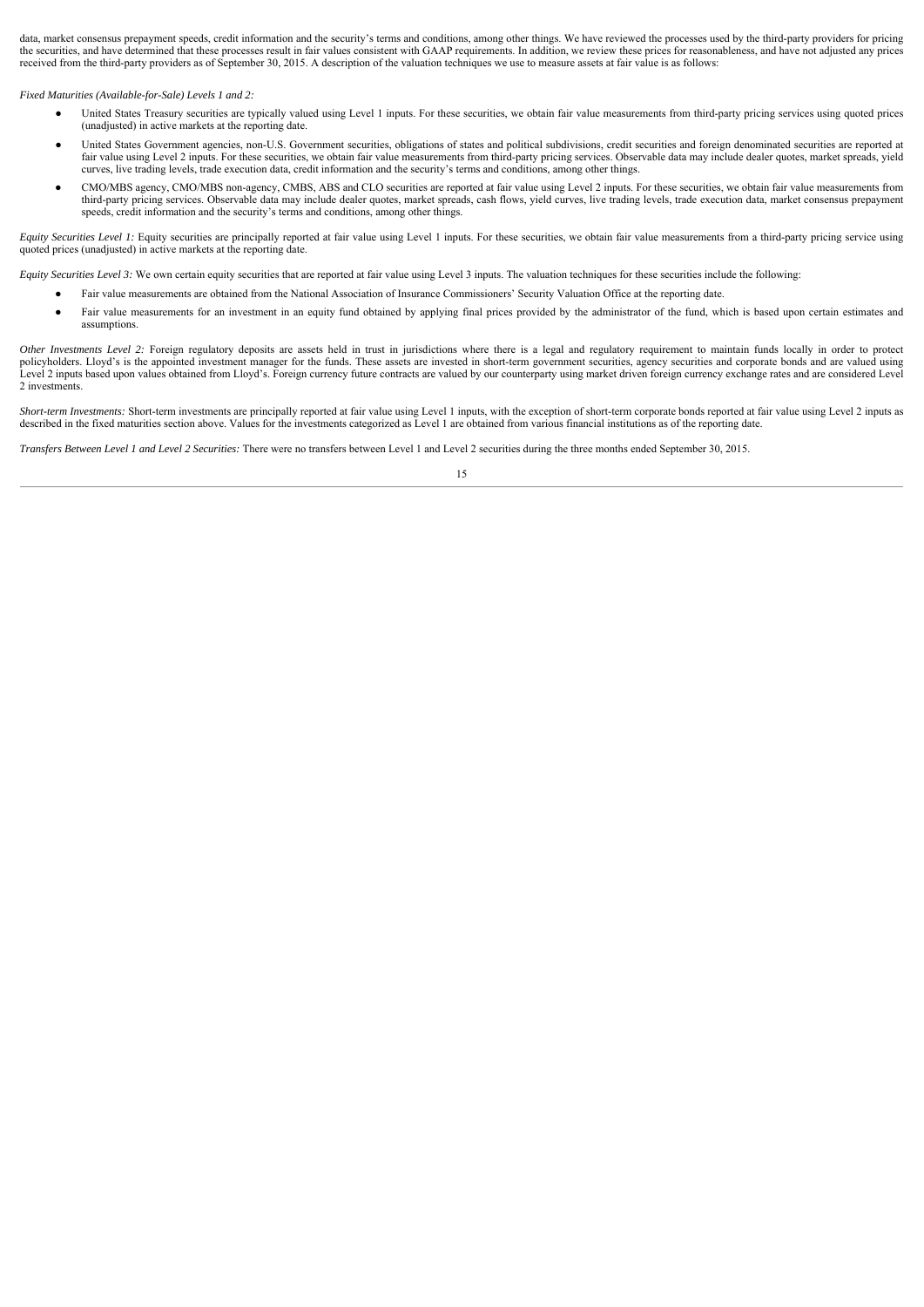data, market consensus prepayment speeds, credit information and the security's terms and conditions, among other things. We have reviewed the processes used by the third-party providers for pricing the securities, and have determined that these processes result in fair values consistent with GAAP requirements. In addition, we review these prices for reasonableness, and have not adjusted any prices received from the third-party providers as of September 30, 2015. A description of the valuation techniques we use to measure assets at fair value is as follows:

*Fixed Maturities (Available-for-Sale) Levels 1 and 2:*

- United States Treasury securities are typically valued using Level 1 inputs. For these securities, we obtain fair value measurements from third-party pricing services using quoted prices (unadjusted) in active markets at the reporting date.
- United States Government agencies, non-U.S. Government securities, obligations of states and political subdivisions, credit securities and foreign denominated securities are reported at fair value using Level 2 inputs. For these securities, we obtain fair value measurements from third-party pricing services. Observable data may include dealer quotes, market spreads, yield curves, live trading levels, trade execution data, credit information and the security's terms and conditions, among other things.
- CMO/MBS agency, CMO/MBS non-agency, CMBS, ABS and CLO securities are reported at fair value using Level 2 inputs. For these securities, we obtain fair value measurements from third-party pricing services. Observable data may include dealer quotes, market spreads, cash flows, yield curves, live trading levels, trade execution data, market consensus prepayment speeds, credit information and the security's terms and conditions, among other things.

*Equity Securities Level 1:* Equity securities are principally reported at fair value using Level 1 inputs. For these securities, we obtain fair value measurements from a third-party pricing service using quoted prices (unadjusted) in active markets at the reporting date.

*Equity Securities Level 3:* We own certain equity securities that are reported at fair value using Level 3 inputs. The valuation techniques for these securities include the following:

- Fair value measurements are obtained from the National Association of Insurance Commissioners' Security Valuation Office at the reporting date.
- Fair value measurements for an investment in an equity fund obtained by applying final prices provided by the administrator of the fund, which is based upon certain estimates and assumptions.

*Other Investments Level 2:* Foreign regulatory deposits are assets held in trust in jurisdictions where there is a legal and regulatory requirement to maintain funds locally in order to protect policyholders. Lloyd's is the appointed investment manager for the funds. These assets are invested in short-term government securities, agency securities and corporate bonds and are valued using Level 2 inputs based upon values obtained from Lloyd's. Foreign currency future contracts are valued by our counterparty using market driven foreign currency exchange rates and are considered Level 2 investments.

*Short-term Investments:* Short-term investments are principally reported at fair value using Level 1 inputs, with the exception of short-term corporate bonds reported at fair value using Level 2 inputs as described in the fixed maturities section above. Values for the investments categorized as Level 1 are obtained from various financial institutions as of the reporting date.

*Transfers Between Level 1 and Level 2 Securities:* There were no transfers between Level 1 and Level 2 securities during the three months ended September 30, 2015.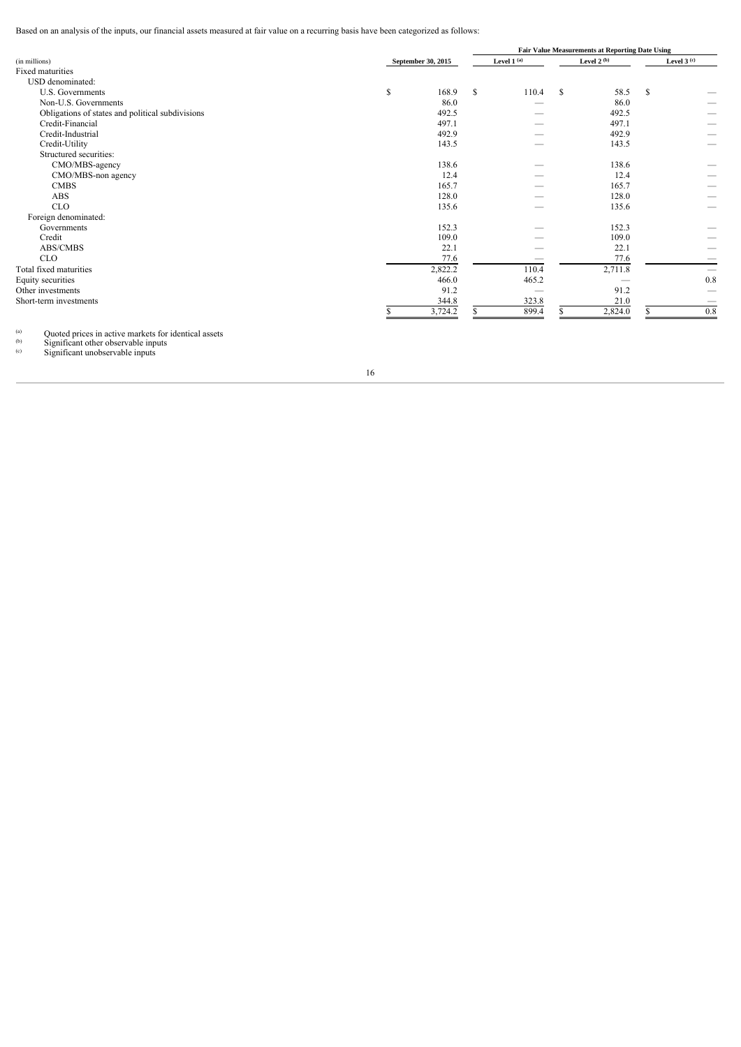Based on an analysis of the inputs, our financial assets measured at fair value on a recurring basis have been categorized as follows:

| | | Fair Value Measurements at Reporting Date Using | | |
|---|---|---|---|---|
| (in millions) | September 30, 2015 | Level 1 [(a)] | Level 2 [(b)] | Level 3 [(c)] |
| Fixed maturities | | | | |
| USD denominated: | | | | |
| U.S. Governments | $ 168.9 | $ 110.4 | $ 58.5 | $ — |
| Non-U.S. Governments | 86.0 | — | 86.0 | — |
| Obligations of states and political subdivisions | 492.5 | — | 492.5 | — |
| Credit-Financial | 497.1 | — | 497.1 | — |
| Credit-Industrial | 492.9 | — | 492.9 | — |
| Credit-Utility | 143.5 | — | 143.5 | — |
| Structured securities: | | | | |
| CMO/MBS-agency | 138.6 | — | 138.6 | — |
| CMO/MBS-non agency | 12.4 | — | 12.4 | — |
| CMBS | 165.7 | — | 165.7 | — |
| ABS | 128.0 | — | 128.0 | — |
| CLO | 135.6 | — | 135.6 | — |
| Foreign denominated: | | | | |
| Governments | 152.3 | — | 152.3 | — |
| Credit | 109.0 | — | 109.0 | — |
| ABS/CMBS | 22.1 | — | 22.1 | — |
| CLO | 77.6 | — | 77.6 | — |
| Total fixed maturities | 2,822.2 | 110.4 | 2,711.8 | — |
| Equity securities | 466.0 | 465.2 | — | 0.8 |
| Other investments | 91.2 | — | 91.2 | — |
| Short-term investments | 344.8 | 323.8 | 21.0 | — |
| | $ 3,724.2 | $ 899.4 | $ 2,824.0 | $ 0.8 |

(a) Quoted prices in active markets for identical assets
(b) Significant other observable inputs
(c) Significant unobservable inputs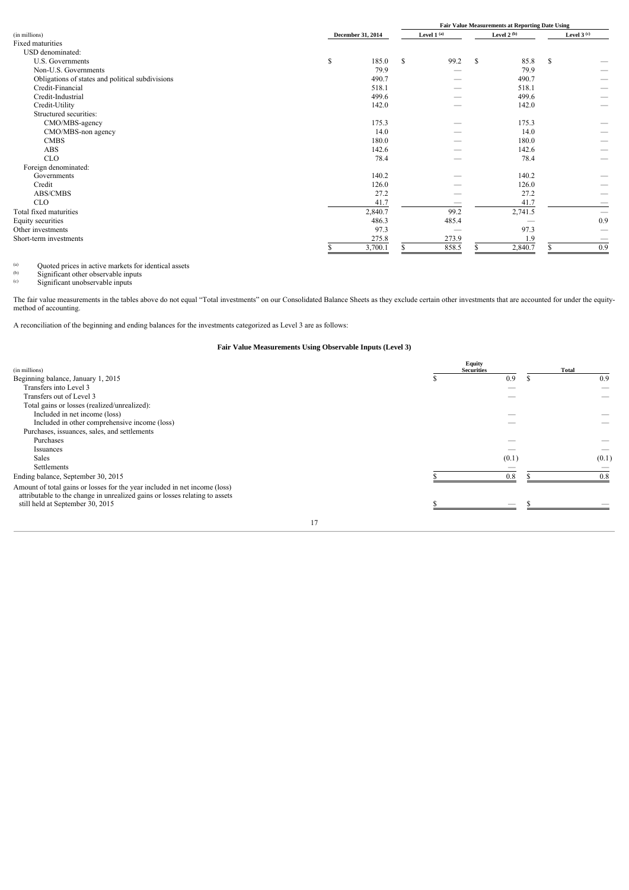| (in millions) | December 31, 2014 | Fair Value Measurements at Reporting Date Using | | |
|---|---|---|---|---|
| | | Level 1 [(a)] | Level 2 [(b)] | Level 3 [(c)] |
| Fixed maturities | | | | |
| USD denominated: | | | | |
| U.S. Governments | $ 185.0 | $ 99.2 | $ 85.8 | $ — |
| Non-U.S. Governments | 79.9 | — | 79.9 | — |
| Obligations of states and political subdivisions | 490.7 | — | 490.7 | — |
| Credit-Financial | 518.1 | — | 518.1 | — |
| Credit-Industrial | 499.6 | — | 499.6 | — |
| Credit-Utility | 142.0 | — | 142.0 | — |
| Structured securities: | | | | |
| CMO/MBS-agency | 175.3 | — | 175.3 | — |
| CMO/MBS-non agency | 14.0 | — | 14.0 | — |
| CMBS | 180.0 | — | 180.0 | — |
| ABS | 142.6 | — | 142.6 | — |
| CLO | 78.4 | — | 78.4 | — |
| Foreign denominated: | | | | |
| Governments | 140.2 | — | 140.2 | — |
| Credit | 126.0 | — | 126.0 | — |
| ABS/CMBS | 27.2 | — | 27.2 | — |
| CLO | 41.7 | — | 41.7 | — |
| Total fixed maturities | 2,840.7 | 99.2 | 2,741.5 | — |
| Equity securities | 486.3 | 485.4 | — | 0.9 |
| Other investments | 97.3 | — | 97.3 | — |
| Short-term investments | 275.8 | 273.9 | 1.9 | — |
| | $ 3,700.1 | $ 858.5 | $ 2,840.7 | $ 0.9 |

(a) Quoted prices in active markets for identical assets
(b) Significant other observable inputs
(c) Significant unobservable inputs

The fair value measurements in the tables above do not equal "Total investments" on our Consolidated Balance Sheets as they exclude certain other investments that are accounted for under the equity-method of accounting.

A reconciliation of the beginning and ending balances for the investments categorized as Level 3 are as follows:

**Fair Value Measurements Using Observable Inputs (Level 3)**

| (in millions) | Equity Securities | Total |
|---|---|---|
| Beginning balance, January 1, 2015 | $ 0.9 | $ 0.9 |
| Transfers into Level 3 | — | — |
| Transfers out of Level 3 | — | — |
| Total gains or losses (realized/unrealized): | | |
| Included in net income (loss) | — | — |
| Included in other comprehensive income (loss) | — | — |
| Purchases, issuances, sales, and settlements | | |
| Purchases | — | — |
| Issuances | — | — |
| Sales | (0.1) | (0.1) |
| Settlements | — | — |
| Ending balance, September 30, 2015 | $ 0.8 | $ 0.8 |
| Amount of total gains or losses for the year included in net income (loss) attributable to the change in unrealized gains or losses relating to assets still held at September 30, 2015 | $ — | $ — |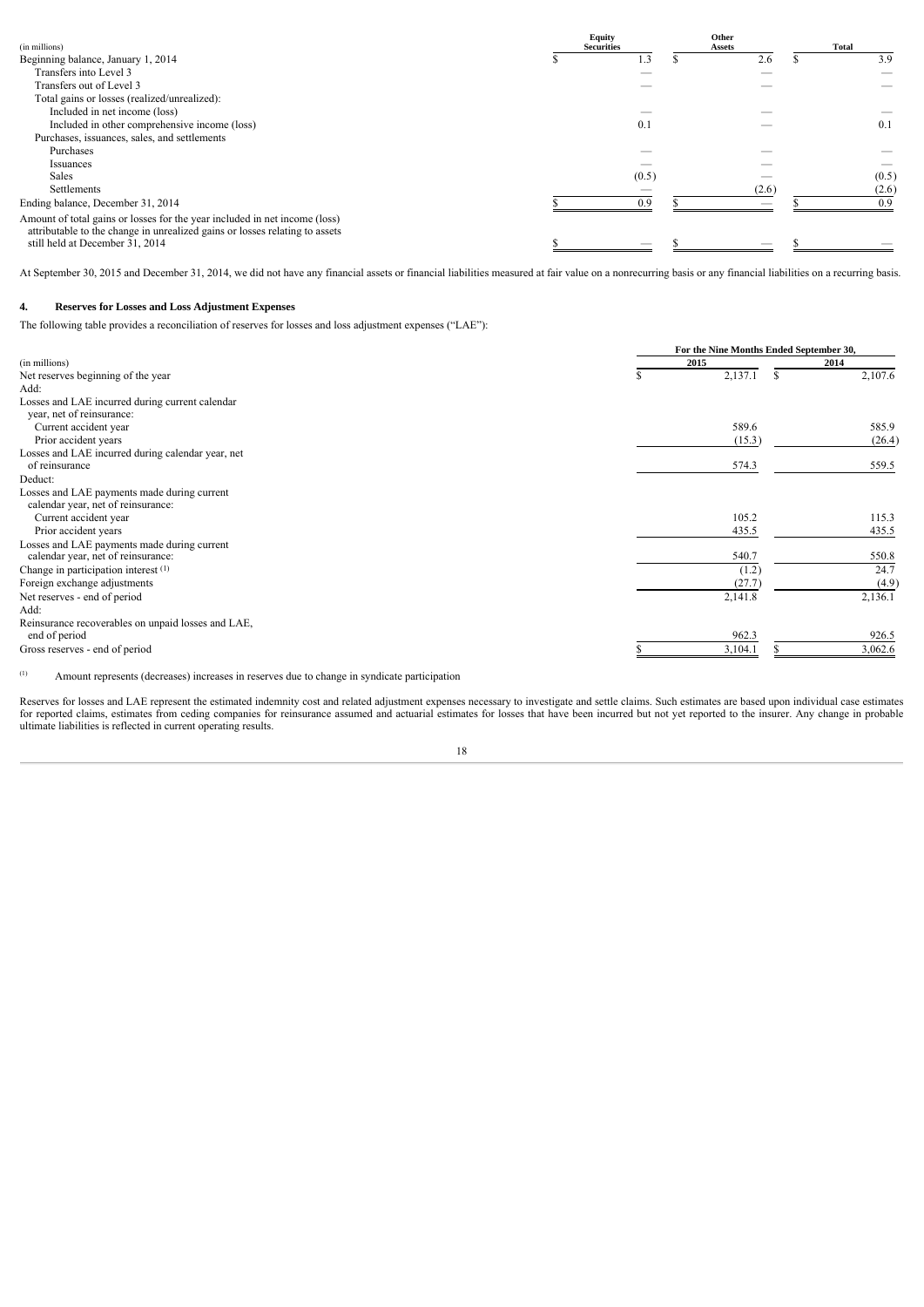| (in millions) | Equity Securities | Other Assets | Total |
|---|---|---|---|
| Beginning balance, January 1, 2014 | $ 1.3 | $ 2.6 | $ 3.9 |
| Transfers into Level 3 | — | — | — |
| Transfers out of Level 3 | — | — | — |
| Total gains or losses (realized/unrealized): | | | |
| Included in net income (loss) | — | — | — |
| Included in other comprehensive income (loss) | 0.1 | — | 0.1 |
| Purchases, issuances, sales, and settlements | | | |
| Purchases | — | — | — |
| Issuances | — | — | — |
| Sales | (0.5) | — | (0.5) |
| Settlements | — | (2.6) | (2.6) |
| Ending balance, December 31, 2014 | $ 0.9 | $ — | $ 0.9 |
| Amount of total gains or losses for the year included in net income (loss) attributable to the change in unrealized gains or losses relating to assets still held at December 31, 2014 | $ — | $ — | $ — |

At September 30, 2015 and December 31, 2014, we did not have any financial assets or financial liabilities measured at fair value on a nonrecurring basis or any financial liabilities on a recurring basis.

## 4. Reserves for Losses and Loss Adjustment Expenses

The following table provides a reconciliation of reserves for losses and loss adjustment expenses ("LAE"):

| (in millions) | For the Nine Months Ended September 30, 2015 | 2014 |
|---|---|---|
| Net reserves beginning of the year | $ 2,137.1 | $ 2,107.6 |
| Add: | | |
| Losses and LAE incurred during current calendar year, net of reinsurance: | | |
| Current accident year | 589.6 | 585.9 |
| Prior accident years | (15.3) | (26.4) |
| Losses and LAE incurred during calendar year, net of reinsurance | 574.3 | 559.5 |
| Deduct: | | |
| Losses and LAE payments made during current calendar year, net of reinsurance: | | |
| Current accident year | 105.2 | 115.3 |
| Prior accident years | 435.5 | 435.5 |
| Losses and LAE payments made during current calendar year, net of reinsurance: | 540.7 | 550.8 |
| Change in participation interest [(1)] | (1.2) | 24.7 |
| Foreign exchange adjustments | (27.7) | (4.9) |
| Net reserves - end of period | 2,141.8 | 2,136.1 |
| Add: | | |
| Reinsurance recoverables on unpaid losses and LAE, end of period | 962.3 | 926.5 |
| Gross reserves - end of period | $ 3,104.1 | $ 3,062.6 |

[(1)] Amount represents (decreases) increases in reserves due to change in syndicate participation

Reserves for losses and LAE represent the estimated indemnity cost and related adjustment expenses necessary to investigate and settle claims. Such estimates are based upon individual case estimates for reported claims, estimates from ceding companies for reinsurance assumed and actuarial estimates for losses that have been incurred but not yet reported to the insurer. Any change in probable ultimate liabilities is reflected in current operating results.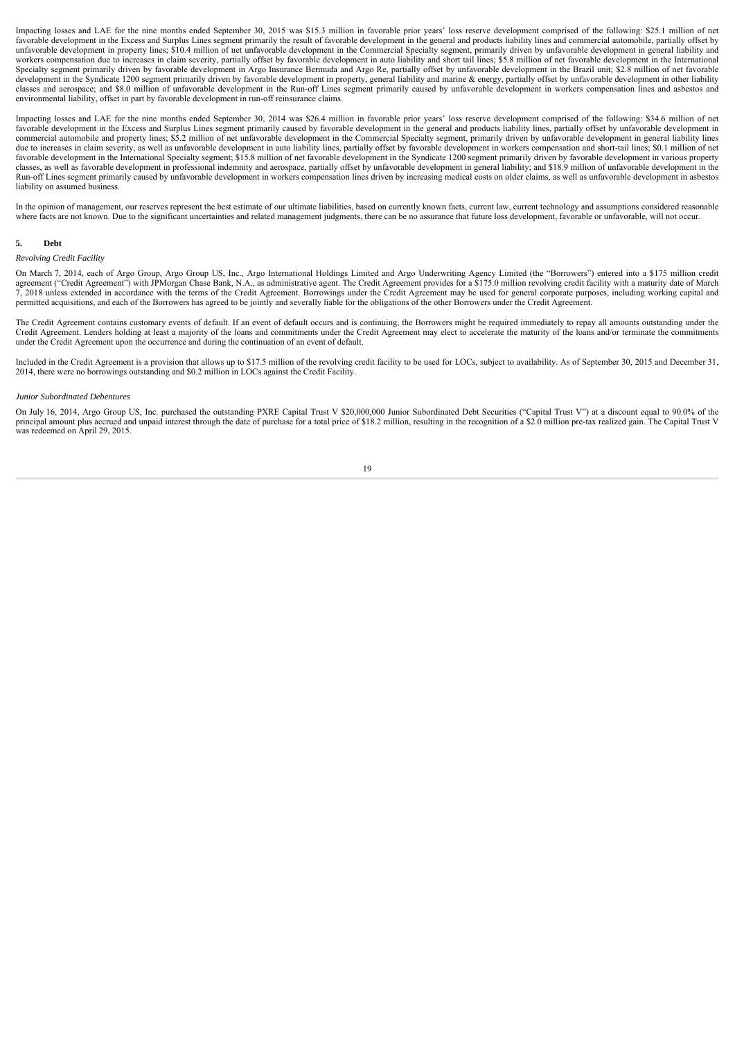Impacting losses and LAE for the nine months ended September 30, 2015 was $15.3 million in favorable prior years' loss reserve development comprised of the following: $25.1 million of net favorable development in the Excess and Surplus Lines segment primarily the result of favorable development in the general and products liability lines and commercial automobile, partially offset by unfavorable development in property lines; $10.4 million of net unfavorable development in the Commercial Specialty segment, primarily driven by unfavorable development in general liability and workers compensation due to increases in claim severity, partially offset by favorable development in auto liability and short tail lines; $5.8 million of net favorable development in the International Specialty segment primarily driven by favorable development in Argo Insurance Bermuda and Argo Re, partially offset by unfavorable development in the Brazil unit; $2.8 million of net favorable development in the Syndicate 1200 segment primarily driven by favorable development in property, general liability and marine & energy, partially offset by unfavorable development in other liability classes and aerospace; and $8.0 million of unfavorable development in the Run-off Lines segment primarily caused by unfavorable development in workers compensation lines and asbestos and environmental liability, offset in part by favorable development in run-off reinsurance claims.

Impacting losses and LAE for the nine months ended September 30, 2014 was $26.4 million in favorable prior years' loss reserve development comprised of the following: $34.6 million of net favorable development in the Excess and Surplus Lines segment primarily caused by favorable development in the general and products liability lines, partially offset by unfavorable development in commercial automobile and property lines; $5.2 million of net unfavorable development in the Commercial Specialty segment, primarily driven by unfavorable development in general liability lines due to increases in claim severity, as well as unfavorable development in auto liability lines, partially offset by favorable development in workers compensation and short-tail lines; $0.1 million of net favorable development in the International Specialty segment; $15.8 million of net favorable development in the Syndicate 1200 segment primarily driven by favorable development in various property classes, as well as favorable development in professional indemnity and aerospace, partially offset by unfavorable development in general liability; and $18.9 million of unfavorable development in the Run-off Lines segment primarily caused by unfavorable development in workers compensation lines driven by increasing medical costs on older claims, as well as unfavorable development in asbestos liability on assumed business.

In the opinion of management, our reserves represent the best estimate of our ultimate liabilities, based on currently known facts, current law, current technology and assumptions considered reasonable where facts are not known. Due to the significant uncertainties and related management judgments, there can be no assurance that future loss development, favorable or unfavorable, will not occur.

## 5. Debt

*Revolving Credit Facility*

On March 7, 2014, each of Argo Group, Argo Group US, Inc., Argo International Holdings Limited and Argo Underwriting Agency Limited (the "Borrowers") entered into a $175 million credit agreement ("Credit Agreement") with JPMorgan Chase Bank, N.A., as administrative agent. The Credit Agreement provides for a $175.0 million revolving credit facility with a maturity date of March 7, 2018 unless extended in accordance with the terms of the Credit Agreement. Borrowings under the Credit Agreement may be used for general corporate purposes, including working capital and permitted acquisitions, and each of the Borrowers has agreed to be jointly and severally liable for the obligations of the other Borrowers under the Credit Agreement.

The Credit Agreement contains customary events of default. If an event of default occurs and is continuing, the Borrowers might be required immediately to repay all amounts outstanding under the Credit Agreement. Lenders holding at least a majority of the loans and commitments under the Credit Agreement may elect to accelerate the maturity of the loans and/or terminate the commitments under the Credit Agreement upon the occurrence and during the continuation of an event of default.

Included in the Credit Agreement is a provision that allows up to $17.5 million of the revolving credit facility to be used for LOCs, subject to availability. As of September 30, 2015 and December 31, 2014, there were no borrowings outstanding and $0.2 million in LOCs against the Credit Facility.

*Junior Subordinated Debentures*

On July 16, 2014, Argo Group US, Inc. purchased the outstanding PXRE Capital Trust V $20,000,000 Junior Subordinated Debt Securities ("Capital Trust V") at a discount equal to 90.0% of the principal amount plus accrued and unpaid interest through the date of purchase for a total price of $18.2 million, resulting in the recognition of a $2.0 million pre-tax realized gain. The Capital Trust V was redeemed on April 29, 2015.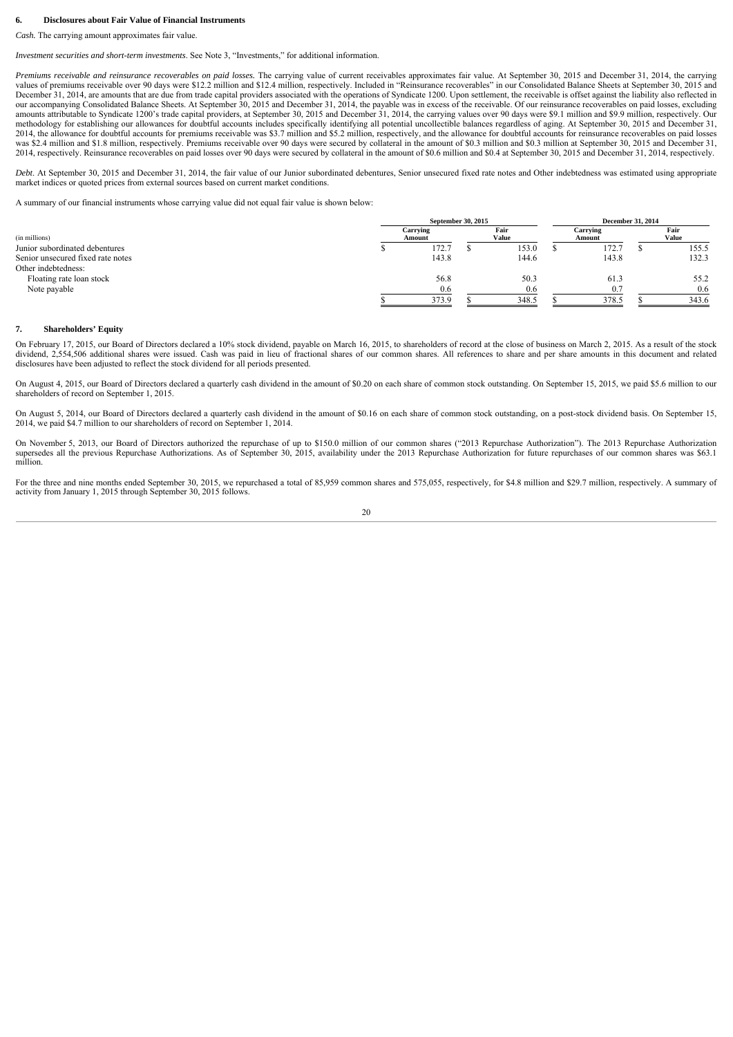## 6. Disclosures about Fair Value of Financial Instruments

*Cash.* The carrying amount approximates fair value.

*Investment securities and short-term investments*. See Note 3, "Investments," for additional information.

*Premiums receivable and reinsurance recoverables on paid losses.* The carrying value of current receivables approximates fair value. At September 30, 2015 and December 31, 2014, the carrying values of premiums receivable over 90 days were $12.2 million and $12.4 million, respectively. Included in "Reinsurance recoverables" in our Consolidated Balance Sheets at September 30, 2015 and December 31, 2014, are amounts that are due from trade capital providers associated with the operations of Syndicate 1200. Upon settlement, the receivable is offset against the liability also reflected in our accompanying Consolidated Balance Sheets. At September 30, 2015 and December 31, 2014, the payable was in excess of the receivable. Of our reinsurance recoverables on paid losses, excluding amounts attributable to Syndicate 1200's trade capital providers, at September 30, 2015 and December 31, 2014, the carrying values over 90 days were $9.1 million and $9.9 million, respectively. Our methodology for establishing our allowances for doubtful accounts includes specifically identifying all potential uncollectible balances regardless of aging. At September 30, 2015 and December 31, 2014, the allowance for doubtful accounts for premiums receivable was $3.7 million and $5.2 million, respectively, and the allowance for doubtful accounts for reinsurance recoverables on paid losses was $2.4 million and $1.8 million, respectively. Premiums receivable over 90 days were secured by collateral in the amount of $0.3 million and $0.3 million at September 30, 2015 and December 31, 2014, respectively. Reinsurance recoverables on paid losses over 90 days were secured by collateral in the amount of $0.6 million and $0.4 at September 30, 2015 and December 31, 2014, respectively.

*Debt*. At September 30, 2015 and December 31, 2014, the fair value of our Junior subordinated debentures, Senior unsecured fixed rate notes and Other indebtedness was estimated using appropriate market indices or quoted prices from external sources based on current market conditions.

A summary of our financial instruments whose carrying value did not equal fair value is shown below:

| (in millions) | September 30, 2015 | | December 31, 2014 | |
|---|---|---|---|---|
| | Carrying Amount | Fair Value | Carrying Amount | Fair Value |
| Junior subordinated debentures | $ 172.7 | $ 153.0 | $ 172.7 | $ 155.5 |
| Senior unsecured fixed rate notes | 143.8 | 144.6 | 143.8 | 132.3 |
| Other indebtedness: | | | | |
| Floating rate loan stock | 56.8 | 50.3 | 61.3 | 55.2 |
| Note payable | 0.6 | 0.6 | 0.7 | 0.6 |
| | $ 373.9 | $ 348.5 | $ 378.5 | $ 343.6 |

## 7. Shareholders' Equity

On February 17, 2015, our Board of Directors declared a 10% stock dividend, payable on March 16, 2015, to shareholders of record at the close of business on March 2, 2015. As a result of the stock dividend, 2,554,506 additional shares were issued. Cash was paid in lieu of fractional shares of our common shares. All references to share and per share amounts in this document and related disclosures have been adjusted to reflect the stock dividend for all periods presented.

On August 4, 2015, our Board of Directors declared a quarterly cash dividend in the amount of $0.20 on each share of common stock outstanding. On September 15, 2015, we paid $5.6 million to our shareholders of record on September 1, 2015.

On August 5, 2014, our Board of Directors declared a quarterly cash dividend in the amount of $0.16 on each share of common stock outstanding, on a post-stock dividend basis. On September 15, 2014, we paid $4.7 million to our shareholders of record on September 1, 2014.

On November 5, 2013, our Board of Directors authorized the repurchase of up to $150.0 million of our common shares ("2013 Repurchase Authorization"). The 2013 Repurchase Authorization supersedes all the previous Repurchase Authorizations. As of September 30, 2015, availability under the 2013 Repurchase Authorization for future repurchases of our common shares was $63.1 million.

For the three and nine months ended September 30, 2015, we repurchased a total of 85,959 common shares and 575,055, respectively, for $4.8 million and $29.7 million, respectively. A summary of activity from January 1, 2015 through September 30, 2015 follows.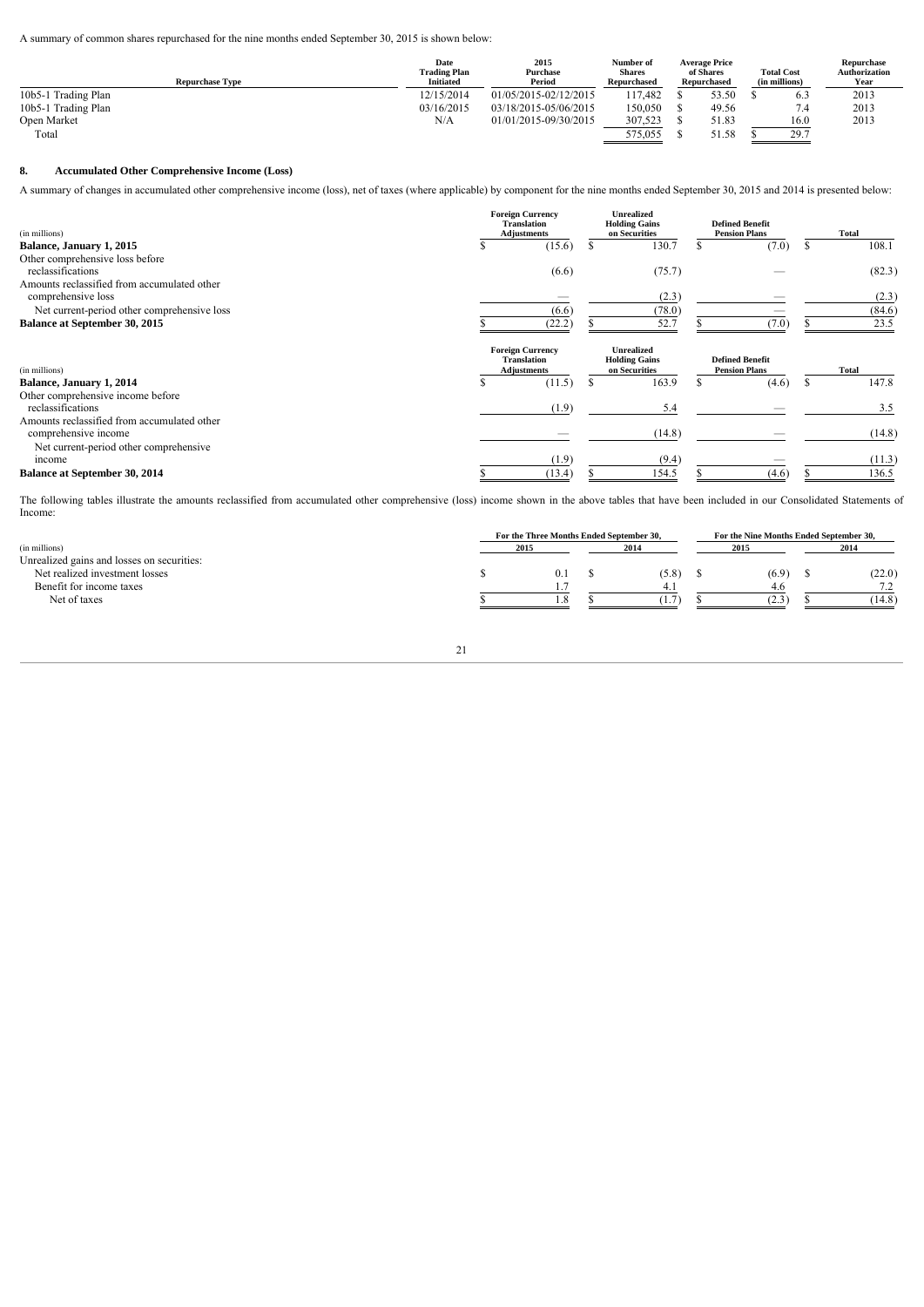A summary of common shares repurchased for the nine months ended September 30, 2015 is shown below:

| Repurchase Type | Date Trading Plan Initiated | 2015 Purchase Period | Number of Shares Repurchased | Average Price of Shares Repurchased | Total Cost (in millions) | Repurchase Authorization Year |
|---|---|---|---|---|---|---|
| 10b5-1 Trading Plan | 12/15/2014 | 01/05/2015-02/12/2015 | 117,482 | $ 53.50 | $ 6.3 | 2013 |
| 10b5-1 Trading Plan | 03/16/2015 | 03/18/2015-05/06/2015 | 150,050 | $ 49.56 | 7.4 | 2013 |
| Open Market | N/A | 01/01/2015-09/30/2015 | 307,523 | $ 51.83 | 16.0 | 2013 |
| Total | | | 575,055 | $ 51.58 | $ 29.7 | |

## 8. Accumulated Other Comprehensive Income (Loss)

A summary of changes in accumulated other comprehensive income (loss), net of taxes (where applicable) by component for the nine months ended September 30, 2015 and 2014 is presented below:

| (in millions) | Foreign Currency Translation Adjustments | Unrealized Holding Gains on Securities | Defined Benefit Pension Plans | Total |
|---|---|---|---|---|
| **Balance, January 1, 2015** | $ (15.6) | $ 130.7 | $ (7.0) | $ 108.1 |
| Other comprehensive loss before reclassifications | (6.6) | (75.7) | — | (82.3) |
| Amounts reclassified from accumulated other comprehensive loss | — | (2.3) | — | (2.3) |
| Net current-period other comprehensive loss | (6.6) | (78.0) | — | (84.6) |
| **Balance at September 30, 2015** | $ (22.2) | $ 52.7 | $ (7.0) | $ 23.5 |

| (in millions) | Foreign Currency Translation Adjustments | Unrealized Holding Gains on Securities | Defined Benefit Pension Plans | Total |
|---|---|---|---|---|
| **Balance, January 1, 2014** | $ (11.5) | $ 163.9 | $ (4.6) | $ 147.8 |
| Other comprehensive income before reclassifications | (1.9) | 5.4 | — | 3.5 |
| Amounts reclassified from accumulated other comprehensive income | — | (14.8) | — | (14.8) |
| Net current-period other comprehensive income | (1.9) | (9.4) | — | (11.3) |
| **Balance at September 30, 2014** | $ (13.4) | $ 154.5 | $ (4.6) | $ 136.5 |

The following tables illustrate the amounts reclassified from accumulated other comprehensive (loss) income shown in the above tables that have been included in our Consolidated Statements of Income:

| (in millions) | For the Three Months Ended September 30, 2015 | For the Three Months Ended September 30, 2014 | For the Nine Months Ended September 30, 2015 | For the Nine Months Ended September 30, 2014 |
|---|---|---|---|---|
| Unrealized gains and losses on securities: | | | | |
| Net realized investment losses | $ 0.1 | $ (5.8) | $ (6.9) | $ (22.0) |
| Benefit for income taxes | 1.7 | 4.1 | 4.6 | 7.2 |
| Net of taxes | $ 1.8 | $ (1.7) | $ (2.3) | $ (14.8) |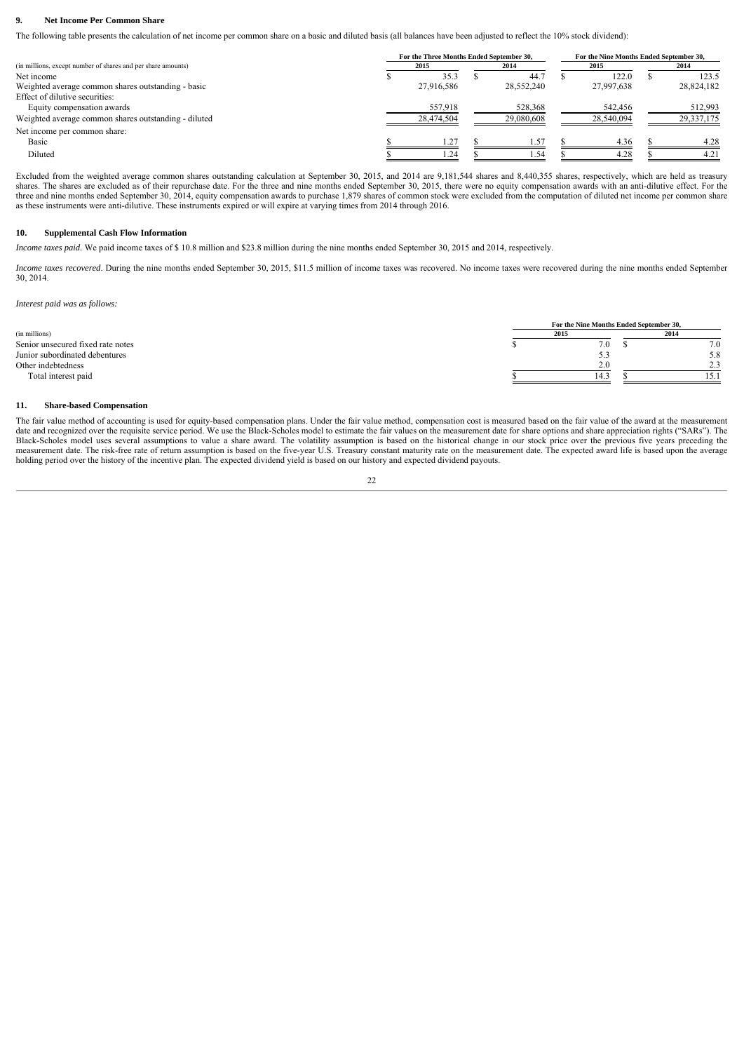## 9. Net Income Per Common Share

The following table presents the calculation of net income per common share on a basic and diluted basis (all balances have been adjusted to reflect the 10% stock dividend):

| (in millions, except number of shares and per share amounts) | For the Three Months Ended September 30, 2015 | For the Three Months Ended September 30, 2014 | For the Nine Months Ended September 30, 2015 | For the Nine Months Ended September 30, 2014 |
|---|---|---|---|---|
| Net income | $ 35.3 | $ 44.7 | $ 122.0 | $ 123.5 |
| Weighted average common shares outstanding - basic | 27,916,586 | 28,552,240 | 27,997,638 | 28,824,182 |
| Effect of dilutive securities: | | | | |
| Equity compensation awards | 557,918 | 528,368 | 542,456 | 512,993 |
| Weighted average common shares outstanding - diluted | 28,474,504 | 29,080,608 | 28,540,094 | 29,337,175 |
| Net income per common share: | | | | |
| Basic | $ 1.27 | $ 1.57 | $ 4.36 | $ 4.28 |
| Diluted | $ 1.24 | $ 1.54 | $ 4.28 | $ 4.21 |

Excluded from the weighted average common shares outstanding calculation at September 30, 2015, and 2014 are 9,181,544 shares and 8,440,355 shares, respectively, which are held as treasury shares. The shares are excluded as of their repurchase date. For the three and nine months ended September 30, 2015, there were no equity compensation awards with an anti-dilutive effect. For the three and nine months ended September 30, 2014, equity compensation awards to purchase 1,879 shares of common stock were excluded from the computation of diluted net income per common share as these instruments were anti-dilutive. These instruments expired or will expire at varying times from 2014 through 2016.

## 10. Supplemental Cash Flow Information

*Income taxes paid.* We paid income taxes of $ 10.8 million and $23.8 million during the nine months ended September 30, 2015 and 2014, respectively.

*Income taxes recovered*. During the nine months ended September 30, 2015, $11.5 million of income taxes was recovered. No income taxes were recovered during the nine months ended September 30, 2014.

*Interest paid was as follows:*

| (in millions) | For the Nine Months Ended September 30, 2015 | For the Nine Months Ended September 30, 2014 |
|---|---|---|
| Senior unsecured fixed rate notes | $ 7.0 | $ 7.0 |
| Junior subordinated debentures | 5.3 | 5.8 |
| Other indebtedness | 2.0 | 2.3 |
| Total interest paid | $ 14.3 | $ 15.1 |

## 11. Share-based Compensation

The fair value method of accounting is used for equity-based compensation plans. Under the fair value method, compensation cost is measured based on the fair value of the award at the measurement date and recognized over the requisite service period. We use the Black-Scholes model to estimate the fair values on the measurement date for share options and share appreciation rights ("SARs"). The Black-Scholes model uses several assumptions to value a share award. The volatility assumption is based on the historical change in our stock price over the previous five years preceding the measurement date. The risk-free rate of return assumption is based on the five-year U.S. Treasury constant maturity rate on the measurement date. The expected award life is based upon the average holding period over the history of the incentive plan. The expected dividend yield is based on our history and expected dividend payouts.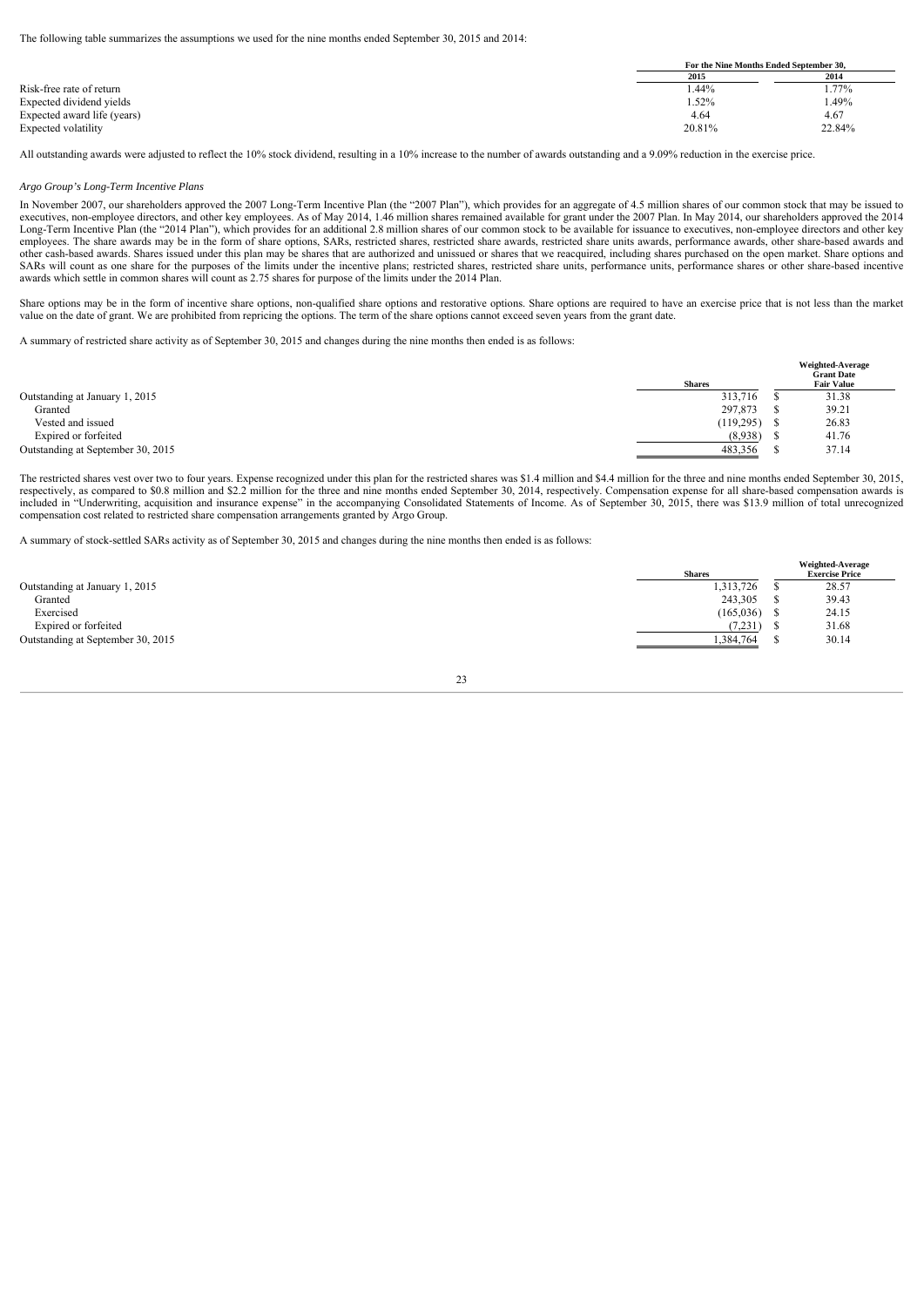The following table summarizes the assumptions we used for the nine months ended September 30, 2015 and 2014:

| | For the Nine Months Ended September 30, | |
|---|---|---|
| | 2015 | 2014 |
| Risk-free rate of return | 1.44% | 1.77% |
| Expected dividend yields | 1.52% | 1.49% |
| Expected award life (years) | 4.64 | 4.67 |
| Expected volatility | 20.81% | 22.84% |

All outstanding awards were adjusted to reflect the 10% stock dividend, resulting in a 10% increase to the number of awards outstanding and a 9.09% reduction in the exercise price.

*Argo Group's Long-Term Incentive Plans*

In November 2007, our shareholders approved the 2007 Long-Term Incentive Plan (the "2007 Plan"), which provides for an aggregate of 4.5 million shares of our common stock that may be issued to executives, non-employee directors, and other key employees. As of May 2014, 1.46 million shares remained available for grant under the 2007 Plan. In May 2014, our shareholders approved the 2014 Long-Term Incentive Plan (the "2014 Plan"), which provides for an additional 2.8 million shares of our common stock to be available for issuance to executives, non-employee directors and other key employees. The share awards may be in the form of share options, SARs, restricted shares, restricted share awards, restricted share units awards, performance awards, other share-based awards and other cash-based awards. Shares issued under this plan may be shares that are authorized and unissued or shares that we reacquired, including shares purchased on the open market. Share options and SARs will count as one share for the purposes of the limits under the incentive plans; restricted shares, restricted share units, performance units, performance shares or other share-based incentive awards which settle in common shares will count as 2.75 shares for purpose of the limits under the 2014 Plan.

Share options may be in the form of incentive share options, non-qualified share options and restorative options. Share options are required to have an exercise price that is not less than the market value on the date of grant. We are prohibited from repricing the options. The term of the share options cannot exceed seven years from the grant date.

A summary of restricted share activity as of September 30, 2015 and changes during the nine months then ended is as follows:

| | Shares | Weighted-Average Grant Date Fair Value |
|---|---|---|
| Outstanding at January 1, 2015 | 313,716 | $ 31.38 |
| Granted | 297,873 | $ 39.21 |
| Vested and issued | (119,295) | $ 26.83 |
| Expired or forfeited | (8,938) | $ 41.76 |
| Outstanding at September 30, 2015 | 483,356 | $ 37.14 |

The restricted shares vest over two to four years. Expense recognized under this plan for the restricted shares was $1.4 million and $4.4 million for the three and nine months ended September 30, 2015, respectively, as compared to $0.8 million and $2.2 million for the three and nine months ended September 30, 2014, respectively. Compensation expense for all share-based compensation awards is included in "Underwriting, acquisition and insurance expense" in the accompanying Consolidated Statements of Income. As of September 30, 2015, there was $13.9 million of total unrecognized compensation cost related to restricted share compensation arrangements granted by Argo Group.

A summary of stock-settled SARs activity as of September 30, 2015 and changes during the nine months then ended is as follows:

| | Shares | Weighted-Average Exercise Price |
|---|---|---|
| Outstanding at January 1, 2015 | 1,313,726 | $ 28.57 |
| Granted | 243,305 | $ 39.43 |
| Exercised | (165,036) | $ 24.15 |
| Expired or forfeited | (7,231) | $ 31.68 |
| Outstanding at September 30, 2015 | 1,384,764 | $ 30.14 |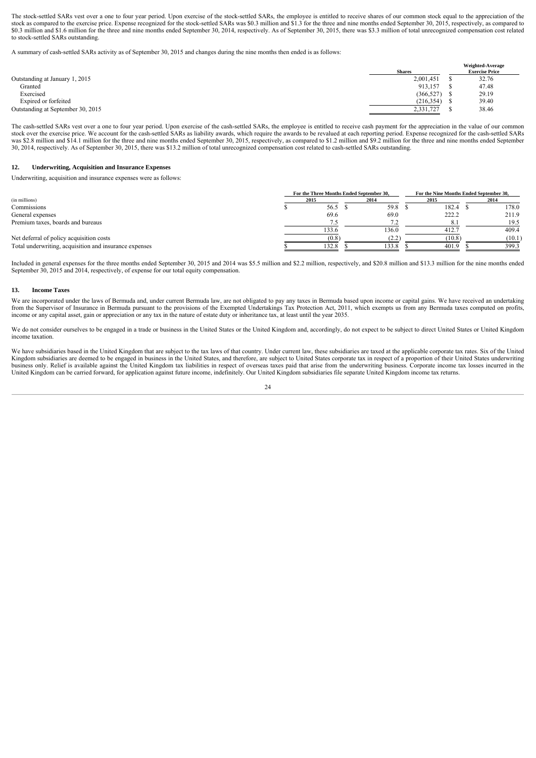The stock-settled SARs vest over a one to four year period. Upon exercise of the stock-settled SARs, the employee is entitled to receive shares of our common stock equal to the appreciation of the stock as compared to the exercise price. Expense recognized for the stock-settled SARs was $0.3 million and $1.3 for the three and nine months ended September 30, 2015, respectively, as compared to $0.3 million and $1.6 million for the three and nine months ended September 30, 2014, respectively. As of September 30, 2015, there was $3.3 million of total unrecognized compensation cost related to stock-settled SARs outstanding.

A summary of cash-settled SARs activity as of September 30, 2015 and changes during the nine months then ended is as follows:

| | Shares | Weighted-Average Exercise Price |
|---|---|---|
| Outstanding at January 1, 2015 | 2,001,451 | $ 32.76 |
| Granted | 913,157 | $ 47.48 |
| Exercised | (366,527) | $ 29.19 |
| Expired or forfeited | (216,354) | $ 39.40 |
| Outstanding at September 30, 2015 | 2,331,727 | $ 38.46 |

The cash-settled SARs vest over a one to four year period. Upon exercise of the cash-settled SARs, the employee is entitled to receive cash payment for the appreciation in the value of our common stock over the exercise price. We account for the cash-settled SARs as liability awards, which require the awards to be revalued at each reporting period. Expense recognized for the cash-settled SARs was $2.8 million and $14.1 million for the three and nine months ended September 30, 2015, respectively, as compared to $1.2 million and $9.2 million for the three and nine months ended September 30, 2014, respectively. As of September 30, 2015, there was $13.2 million of total unrecognized compensation cost related to cash-settled SARs outstanding.

## 12. Underwriting, Acquisition and Insurance Expenses

Underwriting, acquisition and insurance expenses were as follows:

| | For the Three Months Ended September 30, | | For the Nine Months Ended September 30, | |
|---|---|---|---|---|
| (in millions) | 2015 | 2014 | 2015 | 2014 |
| Commissions | $ 56.5 | $ 59.8 | $ 182.4 | $ 178.0 |
| General expenses | 69.6 | 69.0 | 222.2 | 211.9 |
| Premium taxes, boards and bureaus | 7.5 | 7.2 | 8.1 | 19.5 |
| | 133.6 | 136.0 | 412.7 | 409.4 |
| Net deferral of policy acquisition costs | (0.8) | (2.2) | (10.8) | (10.1) |
| Total underwriting, acquisition and insurance expenses | $ 132.8 | $ 133.8 | $ 401.9 | $ 399.3 |

Included in general expenses for the three months ended September 30, 2015 and 2014 was $5.5 million and $2.2 million, respectively, and $20.8 million and $13.3 million for the nine months ended September 30, 2015 and 2014, respectively, of expense for our total equity compensation.

## 13. Income Taxes

We are incorporated under the laws of Bermuda and, under current Bermuda law, are not obligated to pay any taxes in Bermuda based upon income or capital gains. We have received an undertaking from the Supervisor of Insurance in Bermuda pursuant to the provisions of the Exempted Undertakings Tax Protection Act, 2011, which exempts us from any Bermuda taxes computed on profits, income or any capital asset, gain or appreciation or any tax in the nature of estate duty or inheritance tax, at least until the year 2035.

We do not consider ourselves to be engaged in a trade or business in the United States or the United Kingdom and, accordingly, do not expect to be subject to direct United States or United Kingdom income taxation.

We have subsidiaries based in the United Kingdom that are subject to the tax laws of that country. Under current law, these subsidiaries are taxed at the applicable corporate tax rates. Six of the United Kingdom subsidiaries are deemed to be engaged in business in the United States, and therefore, are subject to United States corporate tax in respect of a proportion of their United States underwriting business only. Relief is available against the United Kingdom tax liabilities in respect of overseas taxes paid that arise from the underwriting business. Corporate income tax losses incurred in the United Kingdom can be carried forward, for application against future income, indefinitely. Our United Kingdom subsidiaries file separate United Kingdom income tax returns.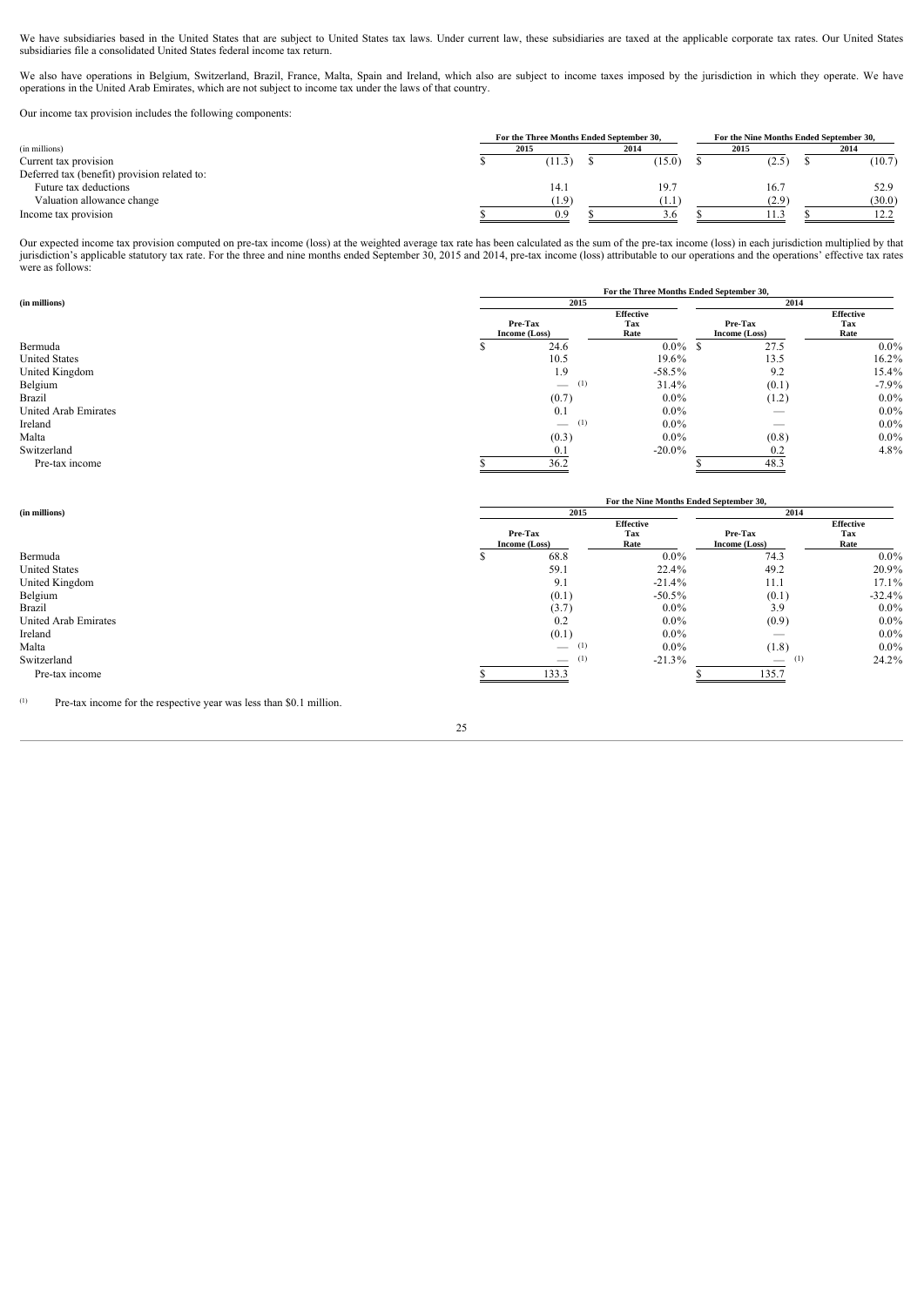We have subsidiaries based in the United States that are subject to United States tax laws. Under current law, these subsidiaries are taxed at the applicable corporate tax rates. Our United States subsidiaries file a consolidated United States federal income tax return.

We also have operations in Belgium, Switzerland, Brazil, France, Malta, Spain and Ireland, which also are subject to income taxes imposed by the jurisdiction in which they operate. We have operations in the United Arab Emirates, which are not subject to income tax under the laws of that country.

Our income tax provision includes the following components:

| (in millions) | For the Three Months Ended September 30, 2015 | For the Three Months Ended September 30, 2014 | For the Nine Months Ended September 30, 2015 | For the Nine Months Ended September 30, 2014 |
|---|---|---|---|---|
| Current tax provision | $ (11.3) | $ (15.0) | $ (2.5) | $ (10.7) |
| Deferred tax (benefit) provision related to: | | | | |
| Future tax deductions | 14.1 | 19.7 | 16.7 | 52.9 |
| Valuation allowance change | (1.9) | (1.1) | (2.9) | (30.0) |
| Income tax provision | $ 0.9 | $ 3.6 | $ 11.3 | $ 12.2 |

Our expected income tax provision computed on pre-tax income (loss) at the weighted average tax rate has been calculated as the sum of the pre-tax income (loss) in each jurisdiction multiplied by that jurisdiction's applicable statutory tax rate. For the three and nine months ended September 30, 2015 and 2014, pre-tax income (loss) attributable to our operations and the operations' effective tax rates were as follows:

| (in millions) | For the Three Months Ended September 30, | | | |
|---|---|---|---|---|
| | 2015 | | 2014 | |
| | Pre-Tax Income (Loss) | Effective Tax Rate | Pre-Tax Income (Loss) | Effective Tax Rate |
| Bermuda | $ 24.6 | 0.0% | $ 27.5 | 0.0% |
| United States | 10.5 | 19.6% | 13.5 | 16.2% |
| United Kingdom | 1.9 | -58.5% | 9.2 | 15.4% |
| Belgium | — (1) | 31.4% | (0.1) | -7.9% |
| Brazil | (0.7) | 0.0% | (1.2) | 0.0% |
| United Arab Emirates | 0.1 | 0.0% | — | 0.0% |
| Ireland | — (1) | 0.0% | — | 0.0% |
| Malta | (0.3) | 0.0% | (0.8) | 0.0% |
| Switzerland | 0.1 | -20.0% | 0.2 | 4.8% |
| Pre-tax income | $ 36.2 | | $ 48.3 | |

| (in millions) | For the Nine Months Ended September 30, | | | |
|---|---|---|---|---|
| | 2015 | | 2014 | |
| | Pre-Tax Income (Loss) | Effective Tax Rate | Pre-Tax Income (Loss) | Effective Tax Rate |
| Bermuda | $ 68.8 | 0.0% | 74.3 | 0.0% |
| United States | 59.1 | 22.4% | 49.2 | 20.9% |
| United Kingdom | 9.1 | -21.4% | 11.1 | 17.1% |
| Belgium | (0.1) | -50.5% | (0.1) | -32.4% |
| Brazil | (3.7) | 0.0% | 3.9 | 0.0% |
| United Arab Emirates | 0.2 | 0.0% | (0.9) | 0.0% |
| Ireland | (0.1) | 0.0% | — | 0.0% |
| Malta | — (1) | 0.0% | (1.8) | 0.0% |
| Switzerland | — (1) | -21.3% | — (1) | 24.2% |
| Pre-tax income | $ 133.3 | | $ 135.7 | |

(1) Pre-tax income for the respective year was less than $0.1 million.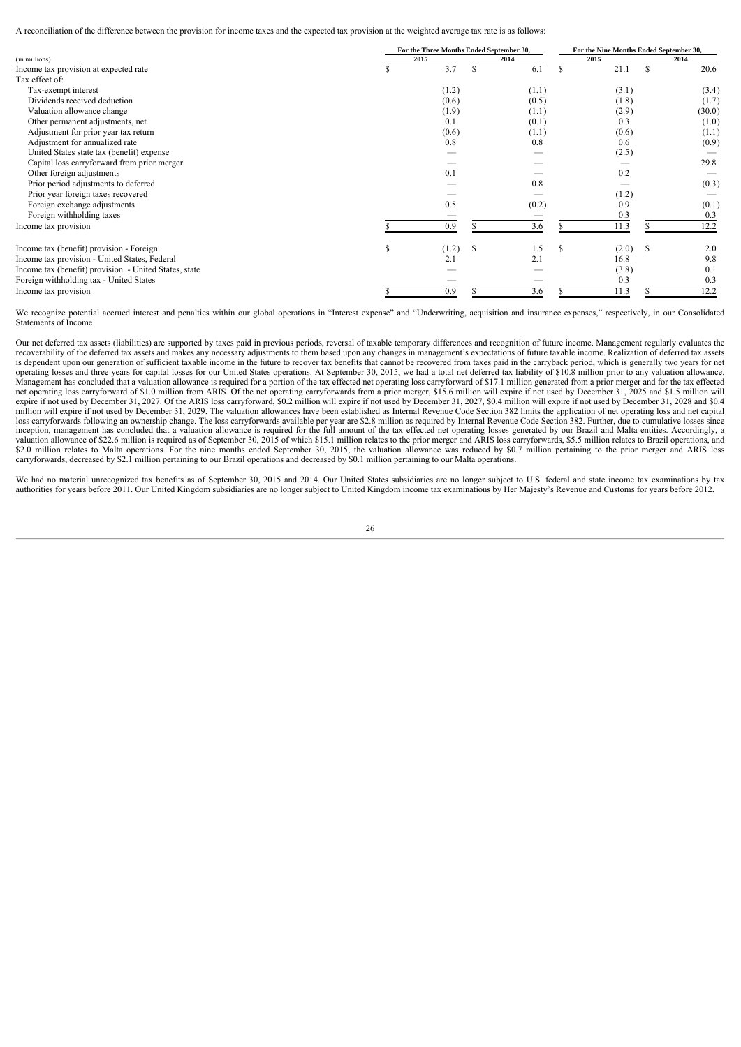A reconciliation of the difference between the provision for income taxes and the expected tax provision at the weighted average tax rate is as follows:

| (in millions) | For the Three Months Ended September 30, 2015 | For the Three Months Ended September 30, 2014 | For the Nine Months Ended September 30, 2015 | For the Nine Months Ended September 30, 2014 |
|---|---|---|---|---|
| Income tax provision at expected rate | $ 3.7 | $ 6.1 | $ 21.1 | $ 20.6 |
| Tax effect of: | | | | |
| Tax-exempt interest | (1.2) | (1.1) | (3.1) | (3.4) |
| Dividends received deduction | (0.6) | (0.5) | (1.8) | (1.7) |
| Valuation allowance change | (1.9) | (1.1) | (2.9) | (30.0) |
| Other permanent adjustments, net | 0.1 | (0.1) | 0.3 | (1.0) |
| Adjustment for prior year tax return | (0.6) | (1.1) | (0.6) | (1.1) |
| Adjustment for annualized rate | 0.8 | 0.8 | 0.6 | (0.9) |
| United States state tax (benefit) expense | — | — | (2.5) | — |
| Capital loss carryforward from prior merger | — | — | — | 29.8 |
| Other foreign adjustments | 0.1 | — | 0.2 | — |
| Prior period adjustments to deferred | — | 0.8 | — | (0.3) |
| Prior year foreign taxes recovered | — | — | (1.2) | — |
| Foreign exchange adjustments | 0.5 | (0.2) | 0.9 | (0.1) |
| Foreign withholding taxes | — | — | 0.3 | 0.3 |
| Income tax provision | $ 0.9 | $ 3.6 | $ 11.3 | $ 12.2 |
| | | | | |
| Income tax (benefit) provision - Foreign | $ (1.2) | $ 1.5 | $ (2.0) | $ 2.0 |
| Income tax provision - United States, Federal | 2.1 | 2.1 | 16.8 | 9.8 |
| Income tax (benefit) provision - United States, state | — | — | (3.8) | 0.1 |
| Foreign withholding tax - United States | — | — | 0.3 | 0.3 |
| Income tax provision | $ 0.9 | $ 3.6 | $ 11.3 | $ 12.2 |

We recognize potential accrued interest and penalties within our global operations in "Interest expense" and "Underwriting, acquisition and insurance expenses," respectively, in our Consolidated Statements of Income.

Our net deferred tax assets (liabilities) are supported by taxes paid in previous periods, reversal of taxable temporary differences and recognition of future income. Management regularly evaluates the recoverability of the deferred tax assets and makes any necessary adjustments to them based upon any changes in management's expectations of future taxable income. Realization of deferred tax assets is dependent upon our generation of sufficient taxable income in the future to recover tax benefits that cannot be recovered from taxes paid in the carryback period, which is generally two years for net operating losses and three years for capital losses for our United States operations. At September 30, 2015, we had a total net deferred tax liability of $10.8 million prior to any valuation allowance. Management has concluded that a valuation allowance is required for a portion of the tax effected net operating loss carryforward of $17.1 million generated from a prior merger and for the tax effected net operating loss carryforward of $1.0 million from ARIS. Of the net operating carryforwards from a prior merger, $15.6 million will expire if not used by December 31, 2025 and $1.5 million will expire if not used by December 31, 2027. Of the ARIS loss carryforward, $0.2 million will expire if not used by December 31, 2027, $0.4 million will expire if not used by December 31, 2028 and $0.4 million will expire if not used by December 31, 2029. The valuation allowances have been established as Internal Revenue Code Section 382 limits the application of net operating loss and net capital loss carryforwards following an ownership change. The loss carryforwards available per year are $2.8 million as required by Internal Revenue Code Section 382. Further, due to cumulative losses since inception, management has concluded that a valuation allowance is required for the full amount of the tax effected net operating losses generated by our Brazil and Malta entities. Accordingly, a valuation allowance of $22.6 million is required as of September 30, 2015 of which $15.1 million relates to the prior merger and ARIS loss carryforwards, $5.5 million relates to Brazil operations, and $2.0 million relates to Malta operations. For the nine months ended September 30, 2015, the valuation allowance was reduced by $0.7 million pertaining to the prior merger and ARIS loss carryforwards, decreased by $2.1 million pertaining to our Brazil operations and decreased by $0.1 million pertaining to our Malta operations.

We had no material unrecognized tax benefits as of September 30, 2015 and 2014. Our United States subsidiaries are no longer subject to U.S. federal and state income tax examinations by tax authorities for years before 2011. Our United Kingdom subsidiaries are no longer subject to United Kingdom income tax examinations by Her Majesty's Revenue and Customs for years before 2012.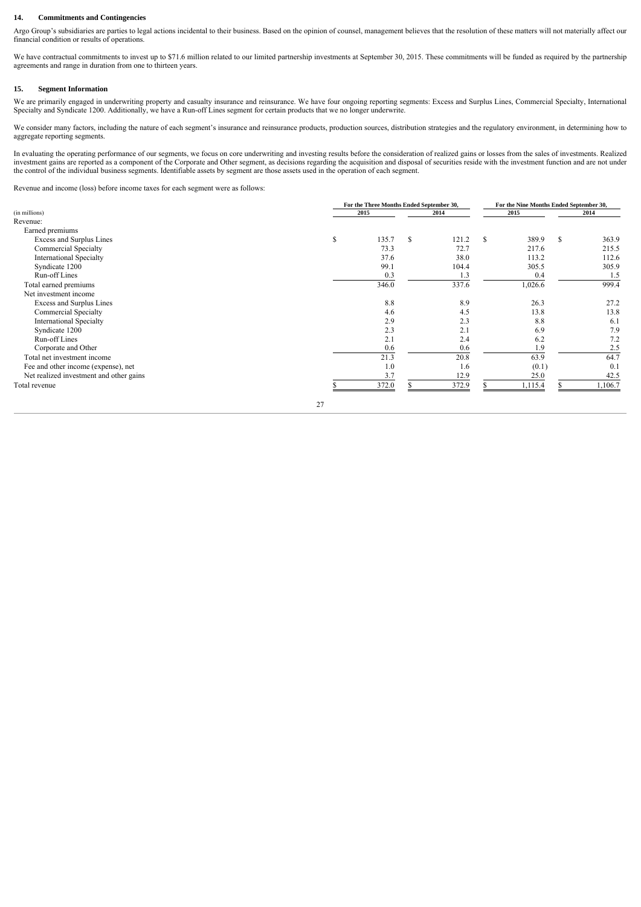## 14. Commitments and Contingencies

Argo Group's subsidiaries are parties to legal actions incidental to their business. Based on the opinion of counsel, management believes that the resolution of these matters will not materially affect our financial condition or results of operations.

We have contractual commitments to invest up to $71.6 million related to our limited partnership investments at September 30, 2015. These commitments will be funded as required by the partnership agreements and range in duration from one to thirteen years.

## 15. Segment Information

We are primarily engaged in underwriting property and casualty insurance and reinsurance. We have four ongoing reporting segments: Excess and Surplus Lines, Commercial Specialty, International Specialty and Syndicate 1200. Additionally, we have a Run-off Lines segment for certain products that we no longer underwrite.

We consider many factors, including the nature of each segment's insurance and reinsurance products, production sources, distribution strategies and the regulatory environment, in determining how to aggregate reporting segments.

In evaluating the operating performance of our segments, we focus on core underwriting and investing results before the consideration of realized gains or losses from the sales of investments. Realized investment gains are reported as a component of the Corporate and Other segment, as decisions regarding the acquisition and disposal of securities reside with the investment function and are not under the control of the individual business segments. Identifiable assets by segment are those assets used in the operation of each segment.

Revenue and income (loss) before income taxes for each segment were as follows:

| (in millions) | For the Three Months Ended September 30, 2015 | For the Three Months Ended September 30, 2014 | For the Nine Months Ended September 30, 2015 | For the Nine Months Ended September 30, 2014 |
|---|---|---|---|---|
| Revenue: | | | | |
| Earned premiums | | | | |
| Excess and Surplus Lines | $ 135.7 | $ 121.2 | $ 389.9 | $ 363.9 |
| Commercial Specialty | 73.3 | 72.7 | 217.6 | 215.5 |
| International Specialty | 37.6 | 38.0 | 113.2 | 112.6 |
| Syndicate 1200 | 99.1 | 104.4 | 305.5 | 305.9 |
| Run-off Lines | 0.3 | 1.3 | 0.4 | 1.5 |
| Total earned premiums | 346.0 | 337.6 | 1,026.6 | 999.4 |
| Net investment income | | | | |
| Excess and Surplus Lines | 8.8 | 8.9 | 26.3 | 27.2 |
| Commercial Specialty | 4.6 | 4.5 | 13.8 | 13.8 |
| International Specialty | 2.9 | 2.3 | 8.8 | 6.1 |
| Syndicate 1200 | 2.3 | 2.1 | 6.9 | 7.9 |
| Run-off Lines | 2.1 | 2.4 | 6.2 | 7.2 |
| Corporate and Other | 0.6 | 0.6 | 1.9 | 2.5 |
| Total net investment income | 21.3 | 20.8 | 63.9 | 64.7 |
| Fee and other income (expense), net | 1.0 | 1.6 | (0.1) | 0.1 |
| Net realized investment and other gains | 3.7 | 12.9 | 25.0 | 42.5 |
| Total revenue | $ 372.0 | $ 372.9 | $ 1,115.4 | $ 1,106.7 |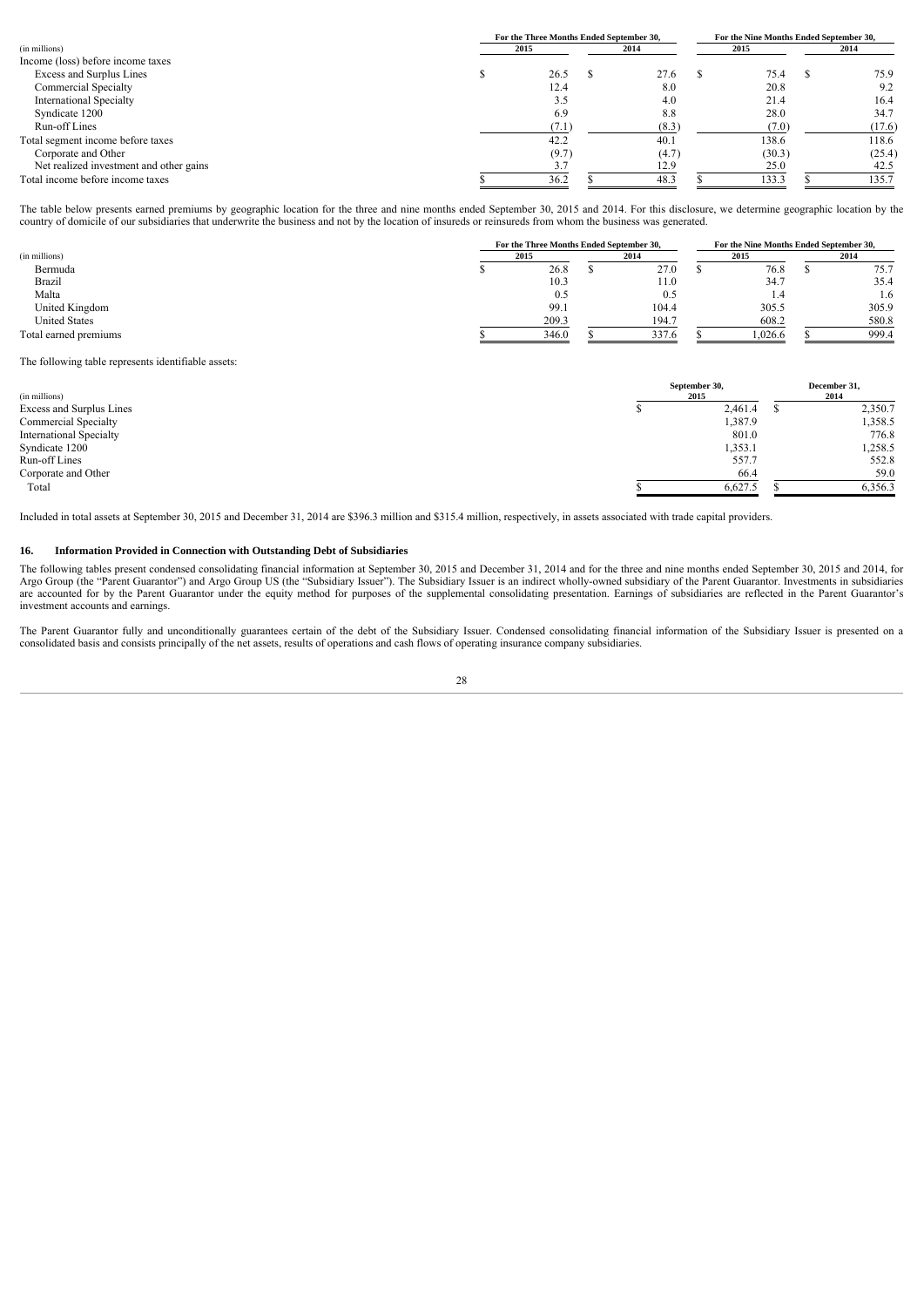| (in millions) | For the Three Months Ended September 30, 2015 | For the Three Months Ended September 30, 2014 | For the Nine Months Ended September 30, 2015 | For the Nine Months Ended September 30, 2014 |
|---|---|---|---|---|
| Income (loss) before income taxes | | | | |
| Excess and Surplus Lines | $ 26.5 | $ 27.6 | $ 75.4 | $ 75.9 |
| Commercial Specialty | 12.4 | 8.0 | 20.8 | 9.2 |
| International Specialty | 3.5 | 4.0 | 21.4 | 16.4 |
| Syndicate 1200 | 6.9 | 8.8 | 28.0 | 34.7 |
| Run-off Lines | (7.1) | (8.3) | (7.0) | (17.6) |
| Total segment income before taxes | 42.2 | 40.1 | 138.6 | 118.6 |
| Corporate and Other | (9.7) | (4.7) | (30.3) | (25.4) |
| Net realized investment and other gains | 3.7 | 12.9 | 25.0 | 42.5 |
| Total income before income taxes | $ 36.2 | $ 48.3 | $ 133.3 | $ 135.7 |

The table below presents earned premiums by geographic location for the three and nine months ended September 30, 2015 and 2014. For this disclosure, we determine geographic location by the country of domicile of our subsidiaries that underwrite the business and not by the location of insureds or reinsureds from whom the business was generated.

| (in millions) | For the Three Months Ended September 30, 2015 | For the Three Months Ended September 30, 2014 | For the Nine Months Ended September 30, 2015 | For the Nine Months Ended September 30, 2014 |
|---|---|---|---|---|
| Bermuda | $ 26.8 | $ 27.0 | $ 76.8 | $ 75.7 |
| Brazil | 10.3 | 11.0 | 34.7 | 35.4 |
| Malta | 0.5 | 0.5 | 1.4 | 1.6 |
| United Kingdom | 99.1 | 104.4 | 305.5 | 305.9 |
| United States | 209.3 | 194.7 | 608.2 | 580.8 |
| Total earned premiums | $ 346.0 | $ 337.6 | $ 1,026.6 | $ 999.4 |

The following table represents identifiable assets:

| (in millions) | September 30, 2015 | December 31, 2014 |
|---|---|---|
| Excess and Surplus Lines | $ 2,461.4 | $ 2,350.7 |
| Commercial Specialty | 1,387.9 | 1,358.5 |
| International Specialty | 801.0 | 776.8 |
| Syndicate 1200 | 1,353.1 | 1,258.5 |
| Run-off Lines | 557.7 | 552.8 |
| Corporate and Other | 66.4 | 59.0 |
| Total | $ 6,627.5 | $ 6,356.3 |

Included in total assets at September 30, 2015 and December 31, 2014 are $396.3 million and $315.4 million, respectively, in assets associated with trade capital providers.

## 16. Information Provided in Connection with Outstanding Debt of Subsidiaries

The following tables present condensed consolidating financial information at September 30, 2015 and December 31, 2014 and for the three and nine months ended September 30, 2015 and 2014, for Argo Group (the "Parent Guarantor") and Argo Group US (the "Subsidiary Issuer"). The Subsidiary Issuer is an indirect wholly-owned subsidiary of the Parent Guarantor. Investments in subsidiaries are accounted for by the Parent Guarantor under the equity method for purposes of the supplemental consolidating presentation. Earnings of subsidiaries are reflected in the Parent Guarantor's investment accounts and earnings.

The Parent Guarantor fully and unconditionally guarantees certain of the debt of the Subsidiary Issuer. Condensed consolidating financial information of the Subsidiary Issuer is presented on a consolidated basis and consists principally of the net assets, results of operations and cash flows of operating insurance company subsidiaries.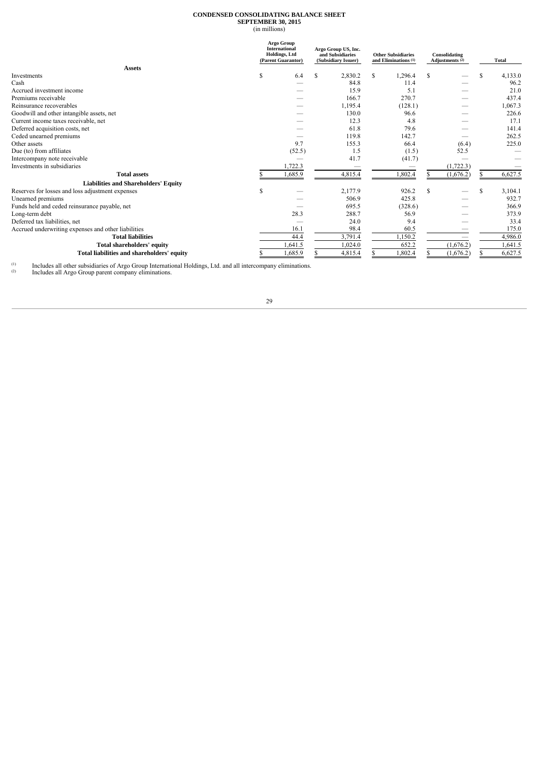**CONDENSED CONSOLIDATING BALANCE SHEET**
**SEPTEMBER 30, 2015**
(in millions)

| | Argo Group International Holdings, Ltd (Parent Guarantor) | Argo Group US, Inc. and Subsidiaries (Subsidiary Issuer) | Other Subsidiaries and Eliminations (1) | Consolidating Adjustments (2) | Total |
|---|---|---|---|---|---|
| **Assets** | | | | | |
| Investments | $ 6.4 | $ 2,830.2 | $ 1,296.4 | $ — | $ 4,133.0 |
| Cash | — | 84.8 | 11.4 | — | 96.2 |
| Accrued investment income | — | 15.9 | 5.1 | — | 21.0 |
| Premiums receivable | — | 166.7 | 270.7 | — | 437.4 |
| Reinsurance recoverables | — | 1,195.4 | (128.1) | — | 1,067.3 |
| Goodwill and other intangible assets, net | — | 130.0 | 96.6 | — | 226.6 |
| Current income taxes receivable, net | — | 12.3 | 4.8 | — | 17.1 |
| Deferred acquisition costs, net | — | 61.8 | 79.6 | — | 141.4 |
| Ceded unearned premiums | — | 119.8 | 142.7 | — | 262.5 |
| Other assets | 9.7 | 155.3 | 66.4 | (6.4) | 225.0 |
| Due (to) from affiliates | (52.5) | 1.5 | (1.5) | 52.5 | — |
| Intercompany note receivable | — | 41.7 | (41.7) | — | — |
| Investments in subsidiaries | 1,722.3 | — | — | (1,722.3) | — |
| **Total assets** | $ 1,685.9 | 4,815.4 | 1,802.4 | $ (1,676.2) | $ 6,627.5 |
| **Liabilities and Shareholders' Equity** | | | | | |
| Reserves for losses and loss adjustment expenses | $ — | 2,177.9 | 926.2 | $ — | $ 3,104.1 |
| Unearned premiums | — | 506.9 | 425.8 | — | 932.7 |
| Funds held and ceded reinsurance payable, net | — | 695.5 | (328.6) | — | 366.9 |
| Long-term debt | 28.3 | 288.7 | 56.9 | — | 373.9 |
| Deferred tax liabilities, net | — | 24.0 | 9.4 | — | 33.4 |
| Accrued underwriting expenses and other liabilities | 16.1 | 98.4 | 60.5 | — | 175.0 |
| **Total liabilities** | 44.4 | 3,791.4 | 1,150.2 | — | 4,986.0 |
| **Total shareholders' equity** | 1,641.5 | 1,024.0 | 652.2 | (1,676.2) | 1,641.5 |
| **Total liabilities and shareholders' equity** | $ 1,685.9 | $ 4,815.4 | $ 1,802.4 | $ (1,676.2) | $ 6,627.5 |

(1) Includes all other subsidiaries of Argo Group International Holdings, Ltd. and all intercompany eliminations.
(2) Includes all Argo Group parent company eliminations.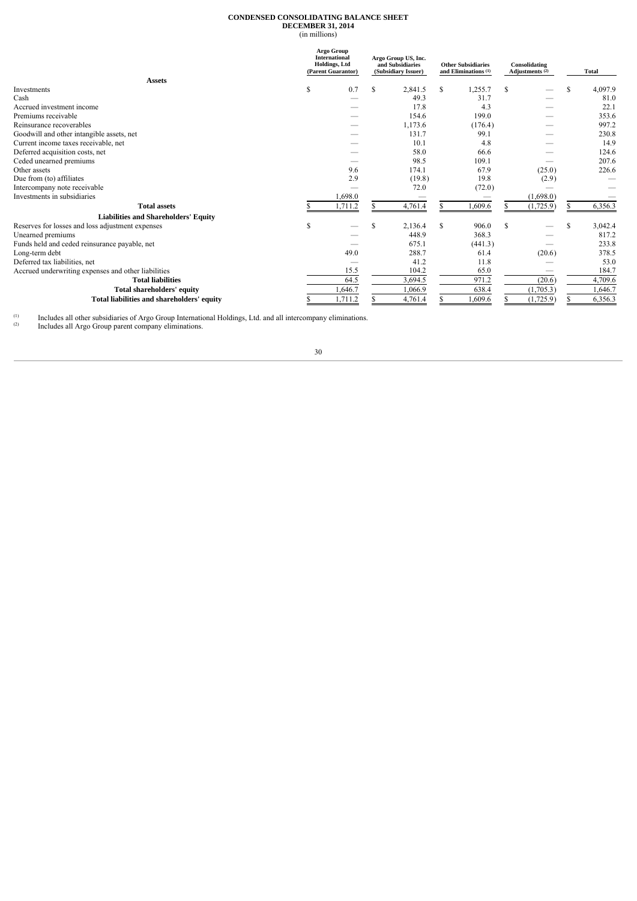**CONDENSED CONSOLIDATING BALANCE SHEET**
**DECEMBER 31, 2014**
(in millions)

| | Argo Group International Holdings, Ltd (Parent Guarantor) | Argo Group US, Inc. and Subsidiaries (Subsidiary Issuer) | Other Subsidiaries and Eliminations (1) | Consolidating Adjustments (2) | Total |
|---|---|---|---|---|---|
| **Assets** | | | | | |
| Investments | $ 0.7 | $ 2,841.5 | $ 1,255.7 | $ — | $ 4,097.9 |
| Cash | — | 49.3 | 31.7 | — | 81.0 |
| Accrued investment income | — | 17.8 | 4.3 | — | 22.1 |
| Premiums receivable | — | 154.6 | 199.0 | — | 353.6 |
| Reinsurance recoverables | — | 1,173.6 | (176.4) | — | 997.2 |
| Goodwill and other intangible assets, net | — | 131.7 | 99.1 | — | 230.8 |
| Current income taxes receivable, net | — | 10.1 | 4.8 | — | 14.9 |
| Deferred acquisition costs, net | — | 58.0 | 66.6 | — | 124.6 |
| Ceded unearned premiums | — | 98.5 | 109.1 | — | 207.6 |
| Other assets | 9.6 | 174.1 | 67.9 | (25.0) | 226.6 |
| Due from (to) affiliates | 2.9 | (19.8) | 19.8 | (2.9) | — |
| Intercompany note receivable | — | 72.0 | (72.0) | — | — |
| Investments in subsidiaries | 1,698.0 | — | — | (1,698.0) | — |
| **Total assets** | $ 1,711.2 | $ 4,761.4 | $ 1,609.6 | $ (1,725.9) | $ 6,356.3 |
| **Liabilities and Shareholders' Equity** | | | | | |
| Reserves for losses and loss adjustment expenses | $ — | $ 2,136.4 | $ 906.0 | $ — | $ 3,042.4 |
| Unearned premiums | — | 448.9 | 368.3 | — | 817.2 |
| Funds held and ceded reinsurance payable, net | — | 675.1 | (441.3) | — | 233.8 |
| Long-term debt | 49.0 | 288.7 | 61.4 | (20.6) | 378.5 |
| Deferred tax liabilities, net | — | 41.2 | 11.8 | — | 53.0 |
| Accrued underwriting expenses and other liabilities | 15.5 | 104.2 | 65.0 | — | 184.7 |
| **Total liabilities** | 64.5 | 3,694.5 | 971.2 | (20.6) | 4,709.6 |
| **Total shareholders' equity** | 1,646.7 | 1,066.9 | 638.4 | (1,705.3) | 1,646.7 |
| **Total liabilities and shareholders' equity** | $ 1,711.2 | $ 4,761.4 | $ 1,609.6 | $ (1,725.9) | $ 6,356.3 |

(1) Includes all other subsidiaries of Argo Group International Holdings, Ltd. and all intercompany eliminations.
(2) Includes all Argo Group parent company eliminations.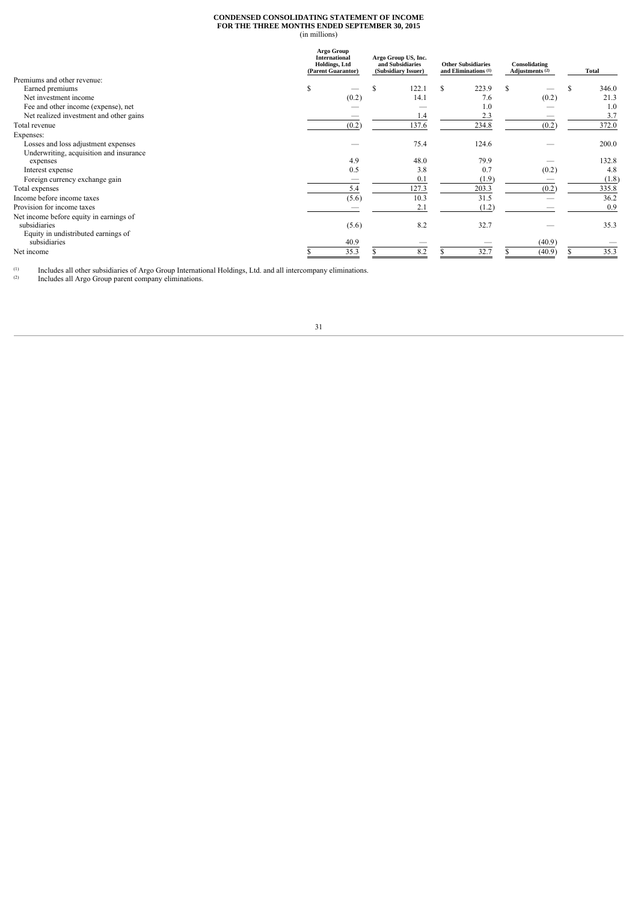**CONDENSED CONSOLIDATING STATEMENT OF INCOME**
**FOR THE THREE MONTHS ENDED SEPTEMBER 30, 2015**
(in millions)

| | Argo Group International Holdings, Ltd (Parent Guarantor) | Argo Group US, Inc. and Subsidiaries (Subsidiary Issuer) | Other Subsidiaries and Eliminations (1) | Consolidating Adjustments (2) | Total |
|---|---|---|---|---|---|
| Premiums and other revenue: | | | | | |
| Earned premiums | $ — | $ 122.1 | $ 223.9 | $ — | $ 346.0 |
| Net investment income | (0.2) | 14.1 | 7.6 | (0.2) | 21.3 |
| Fee and other income (expense), net | — | — | 1.0 | — | 1.0 |
| Net realized investment and other gains | — | 1.4 | 2.3 | — | 3.7 |
| Total revenue | (0.2) | 137.6 | 234.8 | (0.2) | 372.0 |
| Expenses: | | | | | |
| Losses and loss adjustment expenses | — | 75.4 | 124.6 | — | 200.0 |
| Underwriting, acquisition and insurance expenses | 4.9 | 48.0 | 79.9 | — | 132.8 |
| Interest expense | 0.5 | 3.8 | 0.7 | (0.2) | 4.8 |
| Foreign currency exchange gain | — | 0.1 | (1.9) | — | (1.8) |
| Total expenses | 5.4 | 127.3 | 203.3 | (0.2) | 335.8 |
| Income before income taxes | (5.6) | 10.3 | 31.5 | — | 36.2 |
| Provision for income taxes | — | 2.1 | (1.2) | — | 0.9 |
| Net income before equity in earnings of subsidiaries | (5.6) | 8.2 | 32.7 | — | 35.3 |
| Equity in undistributed earnings of subsidiaries | 40.9 | — | — | (40.9) | — |
| Net income | $ 35.3 | $ 8.2 | $ 32.7 | $ (40.9) | $ 35.3 |

(1) Includes all other subsidiaries of Argo Group International Holdings, Ltd. and all intercompany eliminations.
(2) Includes all Argo Group parent company eliminations.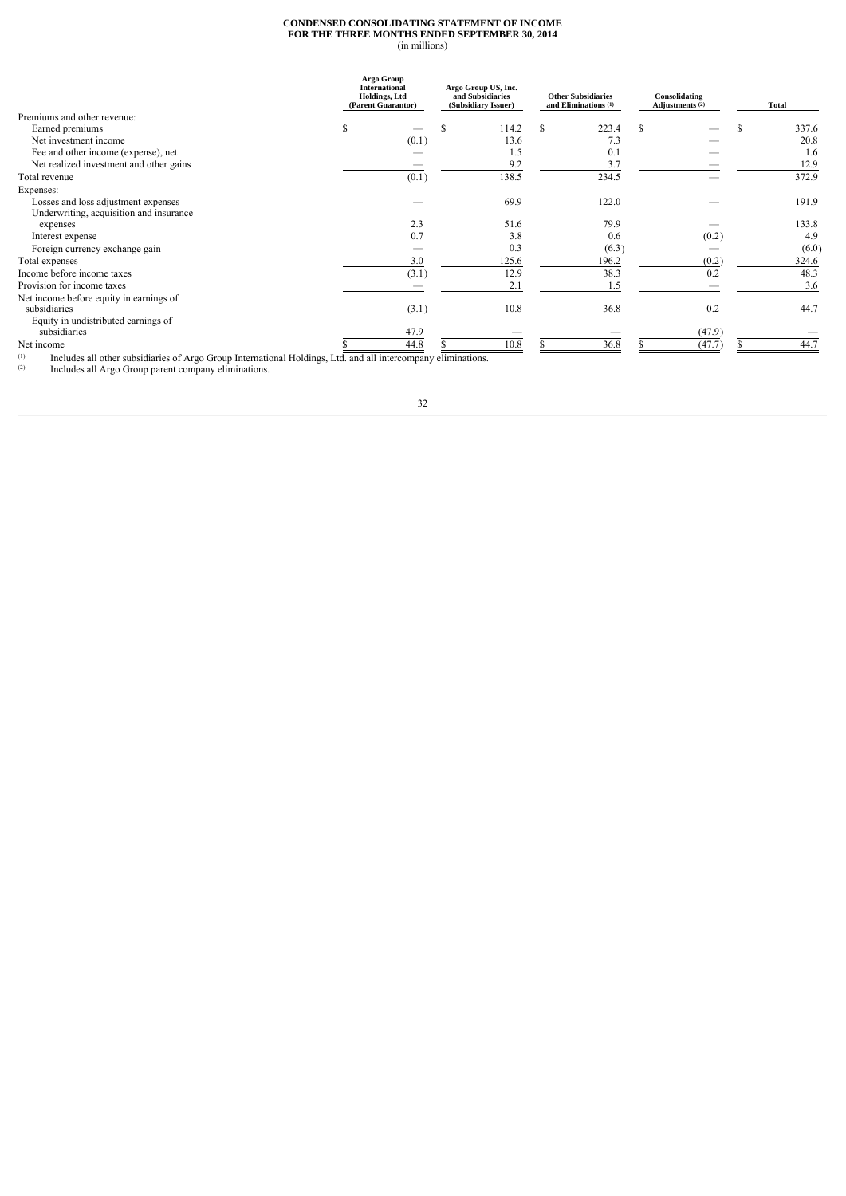**CONDENSED CONSOLIDATING STATEMENT OF INCOME**
**FOR THE THREE MONTHS ENDED SEPTEMBER 30, 2014**
(in millions)

| | Argo Group International Holdings, Ltd (Parent Guarantor) | Argo Group US, Inc. and Subsidiaries (Subsidiary Issuer) | Other Subsidiaries and Eliminations [(1)] | Consolidating Adjustments [(2)] | Total |
|---|---|---|---|---|---|
| Premiums and other revenue: | | | | | |
| Earned premiums | $ — | $ 114.2 | $ 223.4 | $ — | $ 337.6 |
| Net investment income | (0.1) | 13.6 | 7.3 | — | 20.8 |
| Fee and other income (expense), net | — | 1.5 | 0.1 | — | 1.6 |
| Net realized investment and other gains | — | 9.2 | 3.7 | — | 12.9 |
| Total revenue | (0.1) | 138.5 | 234.5 | — | 372.9 |
| Expenses: | | | | | |
| Losses and loss adjustment expenses | — | 69.9 | 122.0 | — | 191.9 |
| Underwriting, acquisition and insurance expenses | 2.3 | 51.6 | 79.9 | — | 133.8 |
| Interest expense | 0.7 | 3.8 | 0.6 | (0.2) | 4.9 |
| Foreign currency exchange gain | — | 0.3 | (6.3) | — | (6.0) |
| Total expenses | 3.0 | 125.6 | 196.2 | (0.2) | 324.6 |
| Income before income taxes | (3.1) | 12.9 | 38.3 | 0.2 | 48.3 |
| Provision for income taxes | — | 2.1 | 1.5 | — | 3.6 |
| Net income before equity in earnings of subsidiaries | (3.1) | 10.8 | 36.8 | 0.2 | 44.7 |
| Equity in undistributed earnings of subsidiaries | 47.9 | — | — | (47.9) | — |
| Net income | $ 44.8 | $ 10.8 | $ 36.8 | $ (47.7) | $ 44.7 |

(1) Includes all other subsidiaries of Argo Group International Holdings, Ltd. and all intercompany eliminations.
(2) Includes all Argo Group parent company eliminations.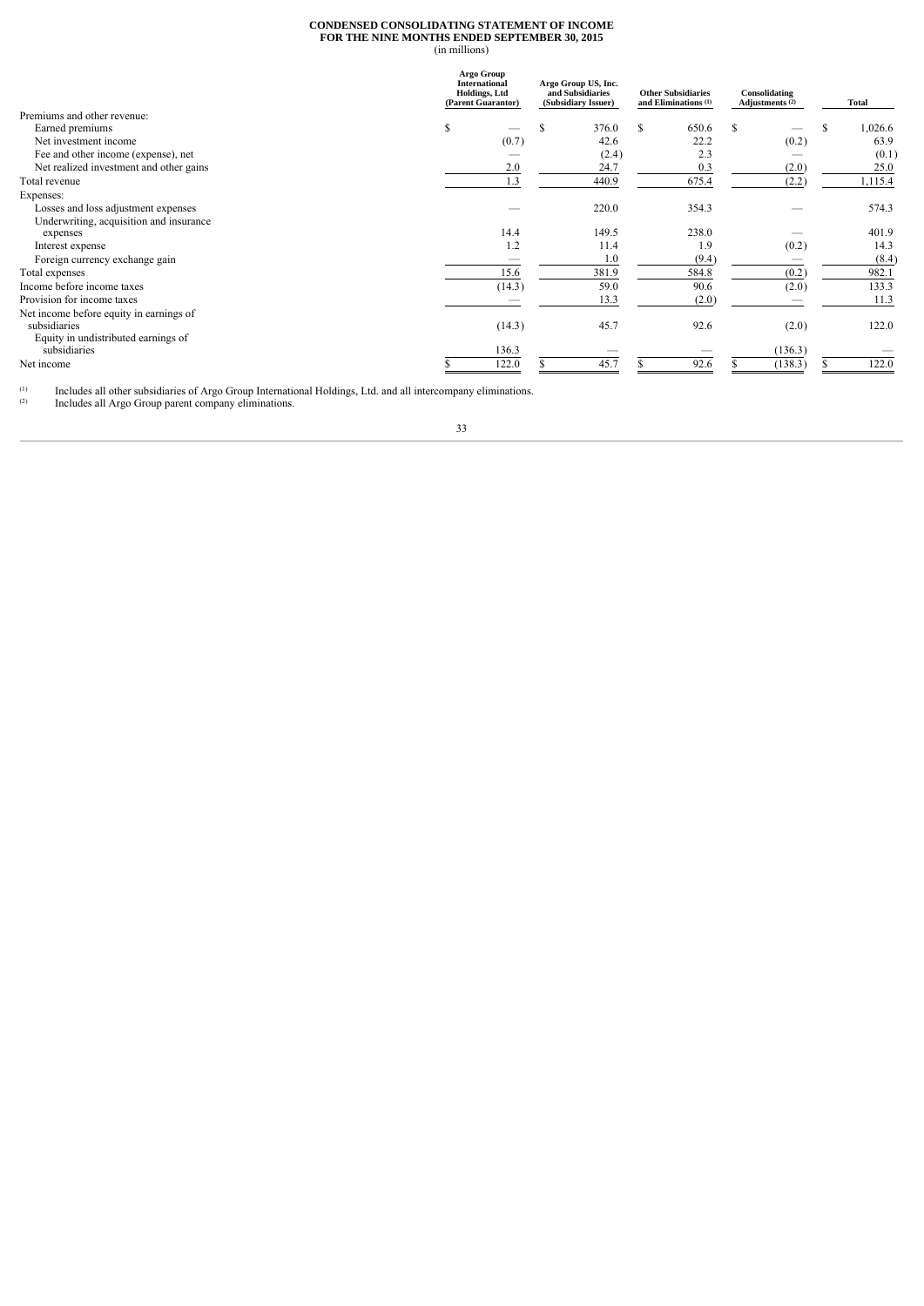**CONDENSED CONSOLIDATING STATEMENT OF INCOME**
**FOR THE NINE MONTHS ENDED SEPTEMBER 30, 2015**
(in millions)

| | Argo Group International Holdings, Ltd (Parent Guarantor) | Argo Group US, Inc. and Subsidiaries (Subsidiary Issuer) | Other Subsidiaries and Eliminations (1) | Consolidating Adjustments (2) | Total |
|---|---|---|---|---|---|
| Premiums and other revenue: | | | | | |
| Earned premiums | $ — | $ 376.0 | $ 650.6 | $ — | $ 1,026.6 |
| Net investment income | (0.7) | 42.6 | 22.2 | (0.2) | 63.9 |
| Fee and other income (expense), net | — | (2.4) | 2.3 | — | (0.1) |
| Net realized investment and other gains | 2.0 | 24.7 | 0.3 | (2.0) | 25.0 |
| Total revenue | 1.3 | 440.9 | 675.4 | (2.2) | 1,115.4 |
| Expenses: | | | | | |
| Losses and loss adjustment expenses | — | 220.0 | 354.3 | — | 574.3 |
| Underwriting, acquisition and insurance expenses | 14.4 | 149.5 | 238.0 | — | 401.9 |
| Interest expense | 1.2 | 11.4 | 1.9 | (0.2) | 14.3 |
| Foreign currency exchange gain | — | 1.0 | (9.4) | — | (8.4) |
| Total expenses | 15.6 | 381.9 | 584.8 | (0.2) | 982.1 |
| Income before income taxes | (14.3) | 59.0 | 90.6 | (2.0) | 133.3 |
| Provision for income taxes | — | 13.3 | (2.0) | — | 11.3 |
| Net income before equity in earnings of subsidiaries | (14.3) | 45.7 | 92.6 | (2.0) | 122.0 |
| Equity in undistributed earnings of subsidiaries | 136.3 | — | — | (136.3) | — |
| Net income | $ 122.0 | $ 45.7 | $ 92.6 | $ (138.3) | $ 122.0 |

(1) Includes all other subsidiaries of Argo Group International Holdings, Ltd. and all intercompany eliminations.
(2) Includes all Argo Group parent company eliminations.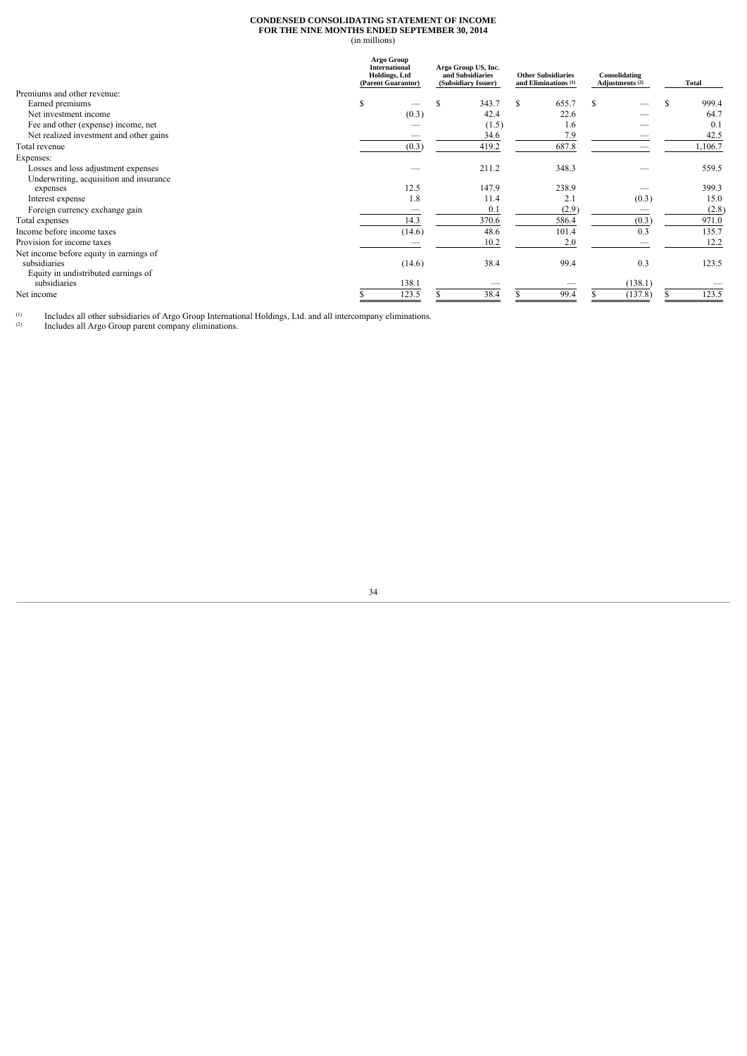**CONDENSED CONSOLIDATING STATEMENT OF INCOME**
**FOR THE NINE MONTHS ENDED SEPTEMBER 30, 2014**
(in millions)

| | Argo Group International Holdings, Ltd (Parent Guarantor) | Argo Group US, Inc. and Subsidiaries (Subsidiary Issuer) | Other Subsidiaries and Eliminations (1) | Consolidating Adjustments (2) | Total |
|---|---|---|---|---|---|
| Premiums and other revenue: | | | | | |
| Earned premiums | $ — | $ 343.7 | $ 655.7 | $ — | $ 999.4 |
| Net investment income | (0.3) | 42.4 | 22.6 | — | 64.7 |
| Fee and other (expense) income, net | — | (1.5) | 1.6 | — | 0.1 |
| Net realized investment and other gains | — | 34.6 | 7.9 | — | 42.5 |
| Total revenue | (0.3) | 419.2 | 687.8 | — | 1,106.7 |
| Expenses: | | | | | |
| Losses and loss adjustment expenses | — | 211.2 | 348.3 | — | 559.5 |
| Underwriting, acquisition and insurance expenses | 12.5 | 147.9 | 238.9 | — | 399.3 |
| Interest expense | 1.8 | 11.4 | 2.1 | (0.3) | 15.0 |
| Foreign currency exchange gain | — | 0.1 | (2.9) | — | (2.8) |
| Total expenses | 14.3 | 370.6 | 586.4 | (0.3) | 971.0 |
| Income before income taxes | (14.6) | 48.6 | 101.4 | 0.3 | 135.7 |
| Provision for income taxes | — | 10.2 | 2.0 | — | 12.2 |
| Net income before equity in earnings of subsidiaries | (14.6) | 38.4 | 99.4 | 0.3 | 123.5 |
| Equity in undistributed earnings of subsidiaries | 138.1 | — | — | (138.1) | — |
| Net income | $ 123.5 | $ 38.4 | $ 99.4 | $ (137.8) | $ 123.5 |

(1) Includes all other subsidiaries of Argo Group International Holdings, Ltd. and all intercompany eliminations.
(2) Includes all Argo Group parent company eliminations.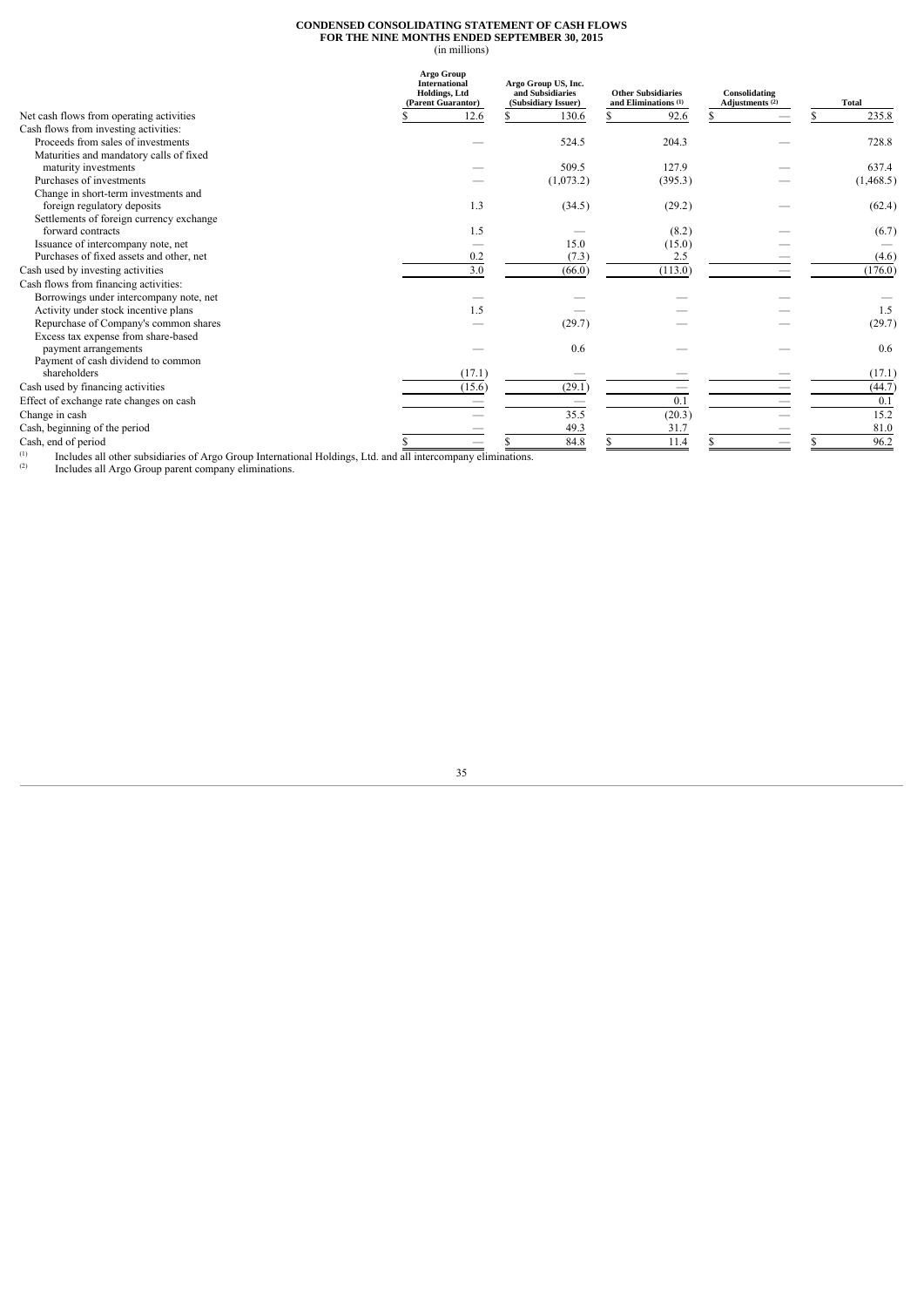**CONDENSED CONSOLIDATING STATEMENT OF CASH FLOWS**
**FOR THE NINE MONTHS ENDED SEPTEMBER 30, 2015**
(in millions)

| | Argo Group International Holdings, Ltd (Parent Guarantor) | Argo Group US, Inc. and Subsidiaries (Subsidiary Issuer) | Other Subsidiaries and Eliminations (1) | Consolidating Adjustments (2) | Total |
|---|---|---|---|---|---|
| Net cash flows from operating activities | $ 12.6 | $ 130.6 | $ 92.6 | $ — | $ 235.8 |
| Cash flows from investing activities: | | | | | |
| Proceeds from sales of investments | — | 524.5 | 204.3 | — | 728.8 |
| Maturities and mandatory calls of fixed maturity investments | — | 509.5 | 127.9 | — | 637.4 |
| Purchases of investments | — | (1,073.2) | (395.3) | — | (1,468.5) |
| Change in short-term investments and foreign regulatory deposits | 1.3 | (34.5) | (29.2) | — | (62.4) |
| Settlements of foreign currency exchange forward contracts | 1.5 | — | (8.2) | — | (6.7) |
| Issuance of intercompany note, net | — | 15.0 | (15.0) | — | — |
| Purchases of fixed assets and other, net | 0.2 | (7.3) | 2.5 | — | (4.6) |
| Cash used by investing activities | 3.0 | (66.0) | (113.0) | — | (176.0) |
| Cash flows from financing activities: | | | | | |
| Borrowings under intercompany note, net | — | — | — | — | — |
| Activity under stock incentive plans | 1.5 | — | — | — | 1.5 |
| Repurchase of Company's common shares | — | (29.7) | — | — | (29.7) |
| Excess tax expense from share-based payment arrangements | — | 0.6 | — | — | 0.6 |
| Payment of cash dividend to common shareholders | (17.1) | — | — | — | (17.1) |
| Cash used by financing activities | (15.6) | (29.1) | — | — | (44.7) |
| Effect of exchange rate changes on cash | — | — | 0.1 | — | 0.1 |
| Change in cash | — | 35.5 | (20.3) | — | 15.2 |
| Cash, beginning of the period | — | 49.3 | 31.7 | — | 81.0 |
| Cash, end of period | $ — | $ 84.8 | $ 11.4 | $ — | $ 96.2 |

(1) Includes all other subsidiaries of Argo Group International Holdings, Ltd. and all intercompany eliminations.

(2) Includes all Argo Group parent company eliminations.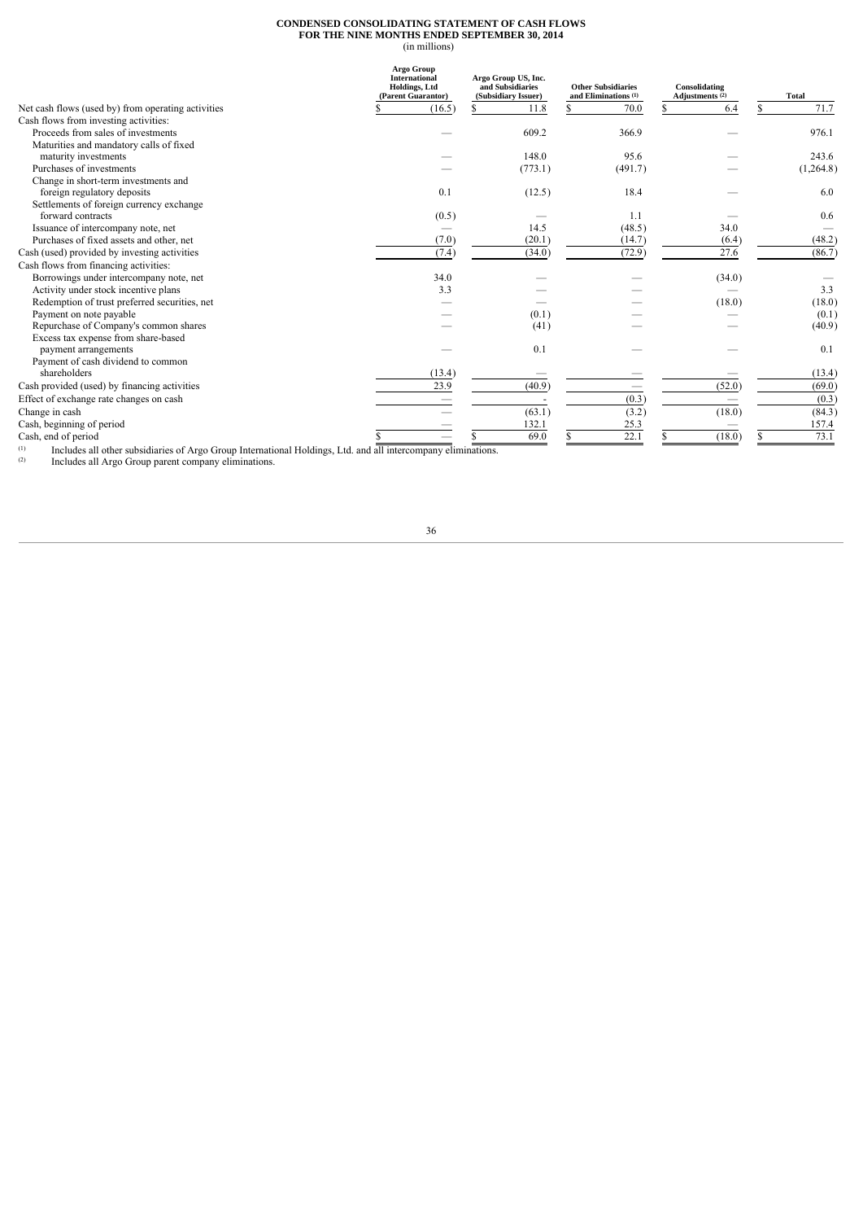**CONDENSED CONSOLIDATING STATEMENT OF CASH FLOWS**
**FOR THE NINE MONTHS ENDED SEPTEMBER 30, 2014**
(in millions)

| | Argo Group International Holdings, Ltd (Parent Guarantor) | Argo Group US, Inc. and Subsidiaries (Subsidiary Issuer) | Other Subsidiaries and Eliminations [(1)] | Consolidating Adjustments [(2)] | Total |
|---|---|---|---|---|---|
| Net cash flows (used by) from operating activities | $ (16.5) | $ 11.8 | $ 70.0 | $ 6.4 | $ 71.7 |
| Cash flows from investing activities: | | | | | |
| Proceeds from sales of investments | — | 609.2 | 366.9 | — | 976.1 |
| Maturities and mandatory calls of fixed maturity investments | — | 148.0 | 95.6 | — | 243.6 |
| Purchases of investments | — | (773.1) | (491.7) | — | (1,264.8) |
| Change in short-term investments and foreign regulatory deposits | 0.1 | (12.5) | 18.4 | — | 6.0 |
| Settlements of foreign currency exchange forward contracts | (0.5) | — | 1.1 | — | 0.6 |
| Issuance of intercompany note, net | — | 14.5 | (48.5) | 34.0 | — |
| Purchases of fixed assets and other, net | (7.0) | (20.1) | (14.7) | (6.4) | (48.2) |
| Cash (used) provided by investing activities | (7.4) | (34.0) | (72.9) | 27.6 | (86.7) |
| Cash flows from financing activities: | | | | | |
| Borrowings under intercompany note, net | 34.0 | — | — | (34.0) | — |
| Activity under stock incentive plans | 3.3 | — | — | — | 3.3 |
| Redemption of trust preferred securities, net | — | — | — | (18.0) | (18.0) |
| Payment on note payable | — | (0.1) | — | — | (0.1) |
| Repurchase of Company's common shares | — | (41) | — | — | (40.9) |
| Excess tax expense from share-based payment arrangements | — | 0.1 | — | — | 0.1 |
| Payment of cash dividend to common shareholders | (13.4) | — | — | — | (13.4) |
| Cash provided (used) by financing activities | 23.9 | (40.9) | — | (52.0) | (69.0) |
| Effect of exchange rate changes on cash | — | - | (0.3) | — | (0.3) |
| Change in cash | — | (63.1) | (3.2) | (18.0) | (84.3) |
| Cash, beginning of period | — | 132.1 | 25.3 | — | 157.4 |
| Cash, end of period | $ — | $ 69.0 | $ 22.1 | $ (18.0) | $ 73.1 |

(1) Includes all other subsidiaries of Argo Group International Holdings, Ltd. and all intercompany eliminations.
(2) Includes all Argo Group parent company eliminations.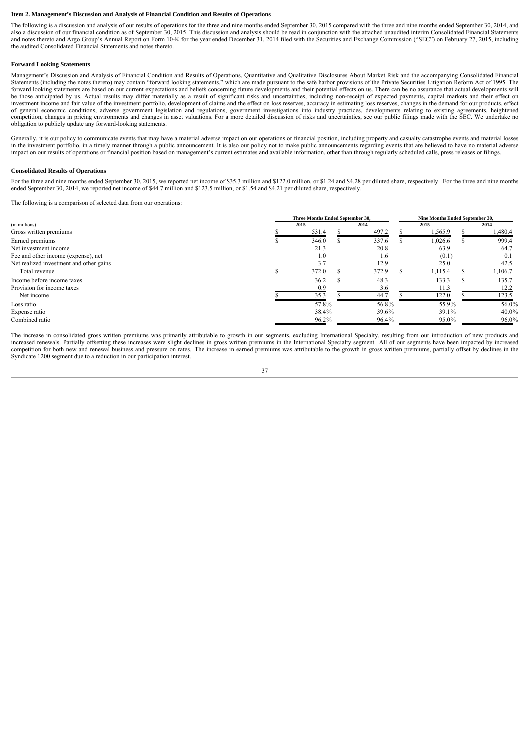### Item 2. Management's Discussion and Analysis of Financial Condition and Results of Operations

The following is a discussion and analysis of our results of operations for the three and nine months ended September 30, 2015 compared with the three and nine months ended September 30, 2014, and also a discussion of our financial condition as of September 30, 2015. This discussion and analysis should be read in conjunction with the attached unaudited interim Consolidated Financial Statements and notes thereto and Argo Group's Annual Report on Form 10-K for the year ended December 31, 2014 filed with the Securities and Exchange Commission ("SEC") on February 27, 2015, including the audited Consolidated Financial Statements and notes thereto.

#### Forward Looking Statements

Management's Discussion and Analysis of Financial Condition and Results of Operations, Quantitative and Qualitative Disclosures About Market Risk and the accompanying Consolidated Financial Statements (including the notes thereto) may contain "forward looking statements," which are made pursuant to the safe harbor provisions of the Private Securities Litigation Reform Act of 1995. The forward looking statements are based on our current expectations and beliefs concerning future developments and their potential effects on us. There can be no assurance that actual developments will be those anticipated by us. Actual results may differ materially as a result of significant risks and uncertainties, including non-receipt of expected payments, capital markets and their effect on investment income and fair value of the investment portfolio, development of claims and the effect on loss reserves, accuracy in estimating loss reserves, changes in the demand for our products, effect of general economic conditions, adverse government legislation and regulations, government investigations into industry practices, developments relating to existing agreements, heightened competition, changes in pricing environments and changes in asset valuations. For a more detailed discussion of risks and uncertainties, see our public filings made with the SEC. We undertake no obligation to publicly update any forward-looking statements.

Generally, it is our policy to communicate events that may have a material adverse impact on our operations or financial position, including property and casualty catastrophe events and material losses in the investment portfolio, in a timely manner through a public announcement. It is also our policy not to make public announcements regarding events that are believed to have no material adverse impact on our results of operations or financial position based on management's current estimates and available information, other than through regularly scheduled calls, press releases or filings.

#### Consolidated Results of Operations

For the three and nine months ended September 30, 2015, we reported net income of $35.3 million and $122.0 million, or $1.24 and $4.28 per diluted share, respectively. For the three and nine months ended September 30, 2014, we reported net income of $44.7 million and $123.5 million, or $1.54 and $4.21 per diluted share, respectively.

The following is a comparison of selected data from our operations:

| | Three Months Ended September 30, | | Nine Months Ended September 30, | |
|---|---|---|---|---|
| (in millions) | 2015 | 2014 | 2015 | 2014 |
| Gross written premiums | $ 531.4 | $ 497.2 | $ 1,565.9 | $ 1,480.4 |
| Earned premiums | $ 346.0 | $ 337.6 | $ 1,026.6 | $ 999.4 |
| Net investment income | 21.3 | 20.8 | 63.9 | 64.7 |
| Fee and other income (expense), net | 1.0 | 1.6 | (0.1) | 0.1 |
| Net realized investment and other gains | 3.7 | 12.9 | 25.0 | 42.5 |
| Total revenue | $ 372.0 | $ 372.9 | $ 1,115.4 | $ 1,106.7 |
| Income before income taxes | 36.2 | $ 48.3 | 133.3 | $ 135.7 |
| Provision for income taxes | 0.9 | 3.6 | 11.3 | 12.2 |
| Net income | $ 35.3 | $ 44.7 | $ 122.0 | $ 123.5 |
| Loss ratio | 57.8% | 56.8% | 55.9% | 56.0% |
| Expense ratio | 38.4% | 39.6% | 39.1% | 40.0% |
| Combined ratio | 96.2% | 96.4% | 95.0% | 96.0% |

The increase in consolidated gross written premiums was primarily attributable to growth in our segments, excluding International Specialty, resulting from our introduction of new products and increased renewals. Partially offsetting these increases were slight declines in gross written premiums in the International Specialty segment. All of our segments have been impacted by increased competition for both new and renewal business and pressure on rates. The increase in earned premiums was attributable to the growth in gross written premiums, partially offset by declines in the Syndicate 1200 segment due to a reduction in our participation interest.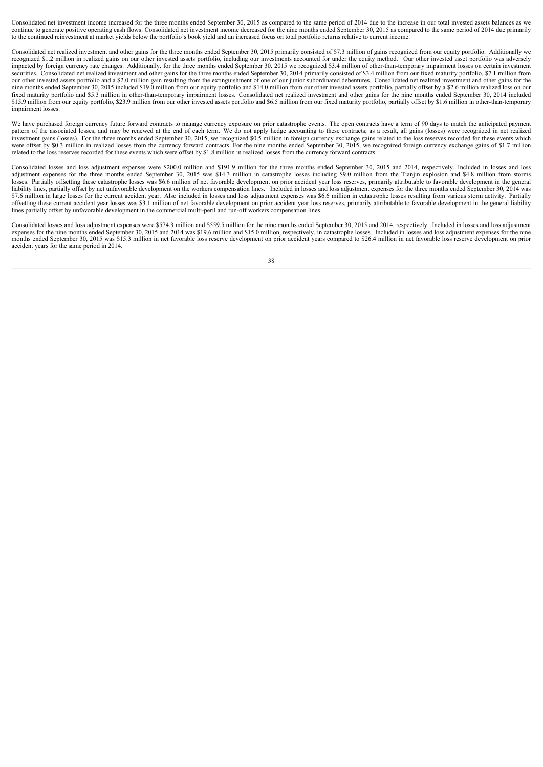Consolidated net investment income increased for the three months ended September 30, 2015 as compared to the same period of 2014 due to the increase in our total invested assets balances as we continue to generate positive operating cash flows. Consolidated net investment income decreased for the nine months ended September 30, 2015 as compared to the same period of 2014 due primarily to the continued reinvestment at market yields below the portfolio's book yield and an increased focus on total portfolio returns relative to current income.

Consolidated net realized investment and other gains for the three months ended September 30, 2015 primarily consisted of $7.3 million of gains recognized from our equity portfolio. Additionally we recognized $1.2 million in realized gains on our other invested assets portfolio, including our investments accounted for under the equity method. Our other invested asset portfolio was adversely impacted by foreign currency rate changes. Additionally, for the three months ended September 30, 2015 we recognized $3.4 million of other-than-temporary impairment losses on certain investment securities. Consolidated net realized investment and other gains for the three months ended September 30, 2014 primarily consisted of $3.4 million from our fixed maturity portfolio, $7.1 million from our other invested assets portfolio and a $2.0 million gain resulting from the extinguishment of one of our junior subordinated debentures. Consolidated net realized investment and other gains for the nine months ended September 30, 2015 included $19.0 million from our equity portfolio and $14.0 million from our other invested assets portfolio, partially offset by a $2.6 million realized loss on our fixed maturity portfolio and $5.3 million in other-than-temporary impairment losses. Consolidated net realized investment and other gains for the nine months ended September 30, 2014 included $15.9 million from our equity portfolio, $23.9 million from our other invested assets portfolio and $6.5 million from our fixed maturity portfolio, partially offset by $1.6 million in other-than-temporary impairment losses.

We have purchased foreign currency future forward contracts to manage currency exposure on prior catastrophe events. The open contracts have a term of 90 days to match the anticipated payment pattern of the associated losses, and may be renewed at the end of each term. We do not apply hedge accounting to these contracts; as a result, all gains (losses) were recognized in net realized investment gains (losses). For the three months ended September 30, 2015, we recognized $0.5 million in foreign currency exchange gains related to the loss reserves recorded for these events which were offset by $0.3 million in realized losses from the currency forward contracts. For the nine months ended September 30, 2015, we recognized foreign currency exchange gains of $1.7 million related to the loss reserves recorded for these events which were offset by $1.8 million in realized losses from the currency forward contracts.

Consolidated losses and loss adjustment expenses were $200.0 million and $191.9 million for the three months ended September 30, 2015 and 2014, respectively. Included in losses and loss adjustment expenses for the three months ended September 30, 2015 was $14.3 million in catastrophe losses including $9.0 million from the Tianjin explosion and $4.8 million from storms losses. Partially offsetting these catastrophe losses was $6.6 million of net favorable development on prior accident year loss reserves, primarily attributable to favorable development in the general liability lines, partially offset by net unfavorable development on the workers compensation lines. Included in losses and loss adjustment expenses for the three months ended September 30, 2014 was $7.6 million in large losses for the current accident year. Also included in losses and loss adjustment expenses was $6.6 million in catastrophe losses resulting from various storm activity. Partially offsetting these current accident year losses was $3.1 million of net favorable development on prior accident year loss reserves, primarily attributable to favorable development in the general liability lines partially offset by unfavorable development in the commercial multi-peril and run-off workers compensation lines.

Consolidated losses and loss adjustment expenses were $574.3 million and $559.5 million for the nine months ended September 30, 2015 and 2014, respectively. Included in losses and loss adjustment expenses for the nine months ended September 30, 2015 and 2014 was $19.6 million and $15.0 million, respectively, in catastrophe losses. Included in losses and loss adjustment expenses for the nine months ended September 30, 2015 was $15.3 million in net favorable loss reserve development on prior accident years compared to $26.4 million in net favorable loss reserve development on prior accident years for the same period in 2014.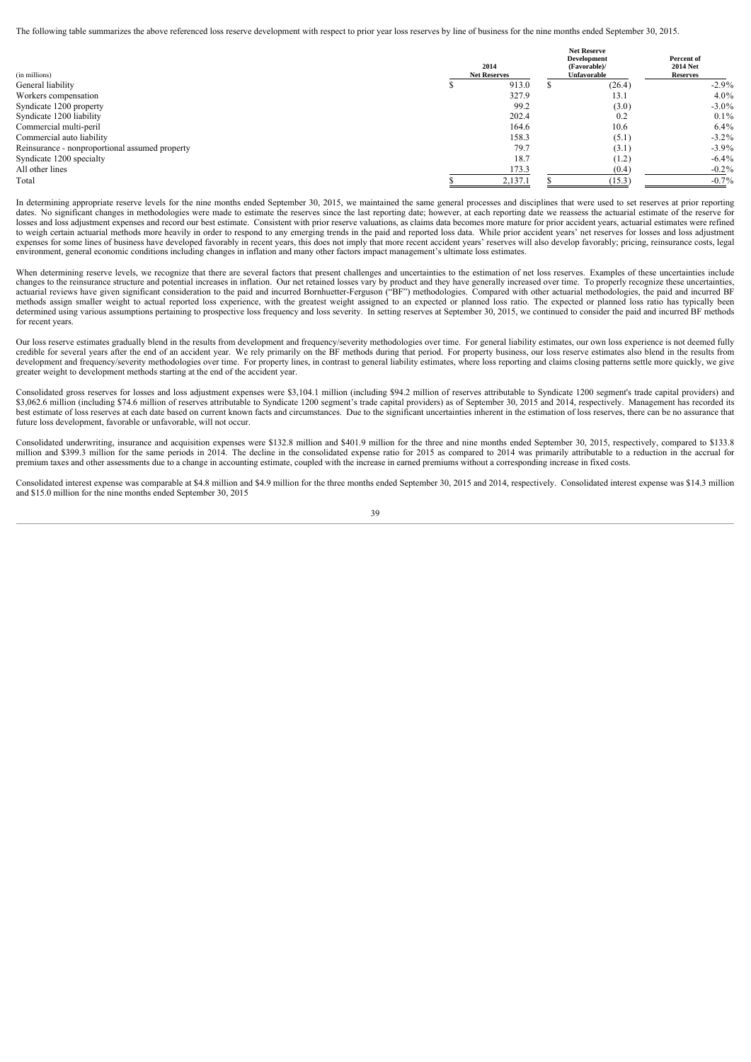The following table summarizes the above referenced loss reserve development with respect to prior year loss reserves by line of business for the nine months ended September 30, 2015.

| (in millions) | 2014 Net Reserves | Net Reserve Development (Favorable)/ Unfavorable | Percent of 2014 Net Reserves |
|---|---|---|---|
| General liability | $ 913.0 | $ (26.4) | -2.9% |
| Workers compensation | 327.9 | 13.1 | 4.0% |
| Syndicate 1200 property | 99.2 | (3.0) | -3.0% |
| Syndicate 1200 liability | 202.4 | 0.2 | 0.1% |
| Commercial multi-peril | 164.6 | 10.6 | 6.4% |
| Commercial auto liability | 158.3 | (5.1) | -3.2% |
| Reinsurance - nonproportional assumed property | 79.7 | (3.1) | -3.9% |
| Syndicate 1200 specialty | 18.7 | (1.2) | -6.4% |
| All other lines | 173.3 | (0.4) | -0.2% |
| Total | $ 2,137.1 | $ (15.3) | -0.7% |

In determining appropriate reserve levels for the nine months ended September 30, 2015, we maintained the same general processes and disciplines that were used to set reserves at prior reporting dates. No significant changes in methodologies were made to estimate the reserves since the last reporting date; however, at each reporting date we reassess the actuarial estimate of the reserve for losses and loss adjustment expenses and record our best estimate. Consistent with prior reserve valuations, as claims data becomes more mature for prior accident years, actuarial estimates were refined to weigh certain actuarial methods more heavily in order to respond to any emerging trends in the paid and reported loss data. While prior accident years' net reserves for losses and loss adjustment expenses for some lines of business have developed favorably in recent years, this does not imply that more recent accident years' reserves will also develop favorably; pricing, reinsurance costs, legal environment, general economic conditions including changes in inflation and many other factors impact management's ultimate loss estimates.

When determining reserve levels, we recognize that there are several factors that present challenges and uncertainties to the estimation of net loss reserves. Examples of these uncertainties include changes to the reinsurance structure and potential increases in inflation. Our net retained losses vary by product and they have generally increased over time. To properly recognize these uncertainties, actuarial reviews have given significant consideration to the paid and incurred Bornhuetter-Ferguson ("BF") methodologies. Compared with other actuarial methodologies, the paid and incurred BF methods assign smaller weight to actual reported loss experience, with the greatest weight assigned to an expected or planned loss ratio. The expected or planned loss ratio has typically been determined using various assumptions pertaining to prospective loss frequency and loss severity. In setting reserves at September 30, 2015, we continued to consider the paid and incurred BF methods for recent years.

Our loss reserve estimates gradually blend in the results from development and frequency/severity methodologies over time. For general liability estimates, our own loss experience is not deemed fully credible for several years after the end of an accident year. We rely primarily on the BF methods during that period. For property business, our loss reserve estimates also blend in the results from development and frequency/severity methodologies over time. For property lines, in contrast to general liability estimates, where loss reporting and claims closing patterns settle more quickly, we give greater weight to development methods starting at the end of the accident year.

Consolidated gross reserves for losses and loss adjustment expenses were $3,104.1 million (including $94.2 million of reserves attributable to Syndicate 1200 segment's trade capital providers) and $3,062.6 million (including $74.6 million of reserves attributable to Syndicate 1200 segment's trade capital providers) as of September 30, 2015 and 2014, respectively. Management has recorded its best estimate of loss reserves at each date based on current known facts and circumstances. Due to the significant uncertainties inherent in the estimation of loss reserves, there can be no assurance that future loss development, favorable or unfavorable, will not occur.

Consolidated underwriting, insurance and acquisition expenses were $132.8 million and $401.9 million for the three and nine months ended September 30, 2015, respectively, compared to $133.8 million and $399.3 million for the same periods in 2014. The decline in the consolidated expense ratio for 2015 as compared to 2014 was primarily attributable to a reduction in the accrual for premium taxes and other assessments due to a change in accounting estimate, coupled with the increase in earned premiums without a corresponding increase in fixed costs.

Consolidated interest expense was comparable at $4.8 million and $4.9 million for the three months ended September 30, 2015 and 2014, respectively. Consolidated interest expense was $14.3 million and $15.0 million for the nine months ended September 30, 2015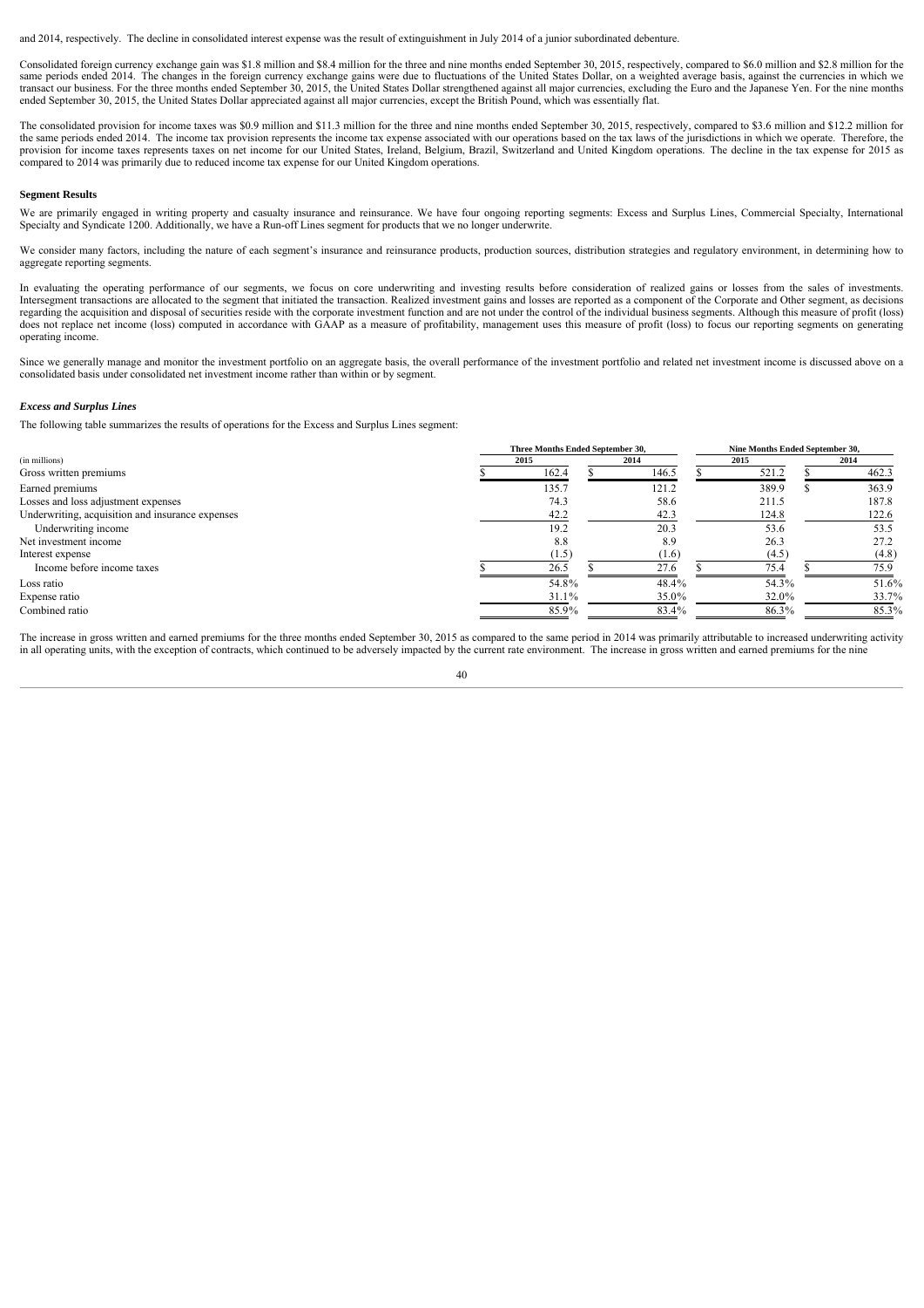and 2014, respectively. The decline in consolidated interest expense was the result of extinguishment in July 2014 of a junior subordinated debenture.

Consolidated foreign currency exchange gain was $1.8 million and $8.4 million for the three and nine months ended September 30, 2015, respectively, compared to $6.0 million and $2.8 million for the same periods ended 2014. The changes in the foreign currency exchange gains were due to fluctuations of the United States Dollar, on a weighted average basis, against the currencies in which we transact our business. For the three months ended September 30, 2015, the United States Dollar strengthened against all major currencies, excluding the Euro and the Japanese Yen. For the nine months ended September 30, 2015, the United States Dollar appreciated against all major currencies, except the British Pound, which was essentially flat.

The consolidated provision for income taxes was $0.9 million and $11.3 million for the three and nine months ended September 30, 2015, respectively, compared to $3.6 million and $12.2 million for the same periods ended 2014. The income tax provision represents the income tax expense associated with our operations based on the tax laws of the jurisdictions in which we operate. Therefore, the provision for income taxes represents taxes on net income for our United States, Ireland, Belgium, Brazil, Switzerland and United Kingdom operations. The decline in the tax expense for 2015 as compared to 2014 was primarily due to reduced income tax expense for our United Kingdom operations.

**Segment Results**

We are primarily engaged in writing property and casualty insurance and reinsurance. We have four ongoing reporting segments: Excess and Surplus Lines, Commercial Specialty, International Specialty and Syndicate 1200. Additionally, we have a Run-off Lines segment for products that we no longer underwrite.

We consider many factors, including the nature of each segment's insurance and reinsurance products, production sources, distribution strategies and regulatory environment, in determining how to aggregate reporting segments.

In evaluating the operating performance of our segments, we focus on core underwriting and investing results before consideration of realized gains or losses from the sales of investments. Intersegment transactions are allocated to the segment that initiated the transaction. Realized investment gains and losses are reported as a component of the Corporate and Other segment, as decisions regarding the acquisition and disposal of securities reside with the corporate investment function and are not under the control of the individual business segments. Although this measure of profit (loss) does not replace net income (loss) computed in accordance with GAAP as a measure of profitability, management uses this measure of profit (loss) to focus our reporting segments on generating operating income.

Since we generally manage and monitor the investment portfolio on an aggregate basis, the overall performance of the investment portfolio and related net investment income is discussed above on a consolidated basis under consolidated net investment income rather than within or by segment.

***Excess and Surplus Lines***

The following table summarizes the results of operations for the Excess and Surplus Lines segment:

| | Three Months Ended September 30, | | Nine Months Ended September 30, | |
|---|---|---|---|---|
| (in millions) | 2015 | 2014 | 2015 | 2014 |
| Gross written premiums | $ 162.4 | $ 146.5 | $ 521.2 | $ 462.3 |
| Earned premiums | 135.7 | 121.2 | 389.9 | $ 363.9 |
| Losses and loss adjustment expenses | 74.3 | 58.6 | 211.5 | 187.8 |
| Underwriting, acquisition and insurance expenses | 42.2 | 42.3 | 124.8 | 122.6 |
| Underwriting income | 19.2 | 20.3 | 53.6 | 53.5 |
| Net investment income | 8.8 | 8.9 | 26.3 | 27.2 |
| Interest expense | (1.5) | (1.6) | (4.5) | (4.8) |
| Income before income taxes | $ 26.5 | $ 27.6 | $ 75.4 | $ 75.9 |
| Loss ratio | 54.8% | 48.4% | 54.3% | 51.6% |
| Expense ratio | 31.1% | 35.0% | 32.0% | 33.7% |
| Combined ratio | 85.9% | 83.4% | 86.3% | 85.3% |

The increase in gross written and earned premiums for the three months ended September 30, 2015 as compared to the same period in 2014 was primarily attributable to increased underwriting activity in all operating units, with the exception of contracts, which continued to be adversely impacted by the current rate environment. The increase in gross written and earned premiums for the nine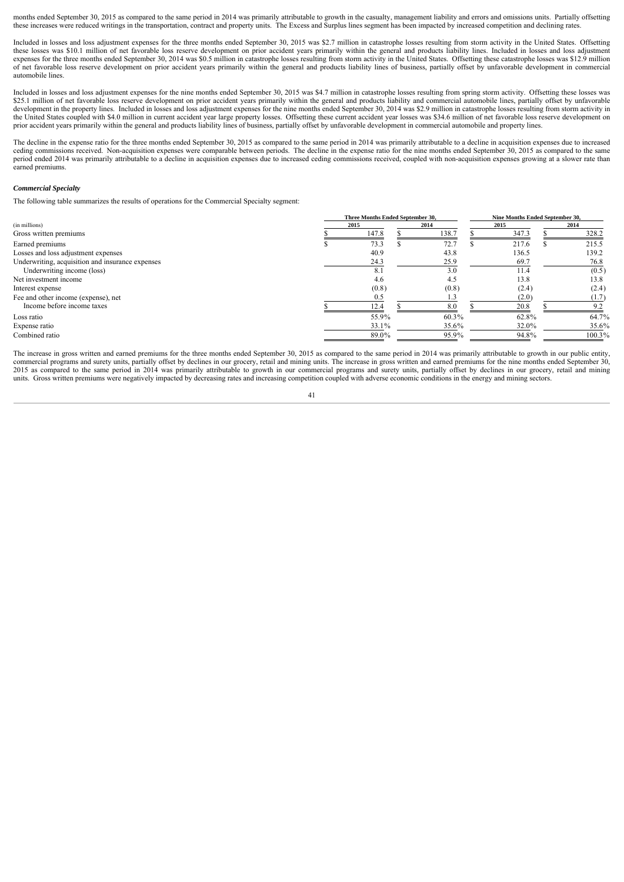months ended September 30, 2015 as compared to the same period in 2014 was primarily attributable to growth in the casualty, management liability and errors and omissions units. Partially offsetting these increases were reduced writings in the transportation, contract and property units. The Excess and Surplus lines segment has been impacted by increased competition and declining rates.

Included in losses and loss adjustment expenses for the three months ended September 30, 2015 was $2.7 million in catastrophe losses resulting from storm activity in the United States. Offsetting these losses was $10.1 million of net favorable loss reserve development on prior accident years primarily within the general and products liability lines. Included in losses and loss adjustment expenses for the three months ended September 30, 2014 was $0.5 million in catastrophe losses resulting from storm activity in the United States. Offsetting these catastrophe losses was $12.9 million of net favorable loss reserve development on prior accident years primarily within the general and products liability lines of business, partially offset by unfavorable development in commercial automobile lines.

Included in losses and loss adjustment expenses for the nine months ended September 30, 2015 was $4.7 million in catastrophe losses resulting from spring storm activity. Offsetting these losses was $25.1 million of net favorable loss reserve development on prior accident years primarily within the general and products liability and commercial automobile lines, partially offset by unfavorable development in the property lines. Included in losses and loss adjustment expenses for the nine months ended September 30, 2014 was $2.9 million in catastrophe losses resulting from storm activity in the United States coupled with $4.0 million in current accident year large property losses. Offsetting these current accident year losses was $34.6 million of net favorable loss reserve development on prior accident years primarily within the general and products liability lines of business, partially offset by unfavorable development in commercial automobile and property lines.

The decline in the expense ratio for the three months ended September 30, 2015 as compared to the same period in 2014 was primarily attributable to a decline in acquisition expenses due to increased ceding commissions received. Non-acquisition expenses were comparable between periods. The decline in the expense ratio for the nine months ended September 30, 2015 as compared to the same period ended 2014 was primarily attributable to a decline in acquisition expenses due to increased ceding commissions received, coupled with non-acquisition expenses growing at a slower rate than earned premiums.

***Commercial Specialty***

The following table summarizes the results of operations for the Commercial Specialty segment:

| (in millions) | Three Months Ended September 30, 2015 | Three Months Ended September 30, 2014 | Nine Months Ended September 30, 2015 | Nine Months Ended September 30, 2014 |
|---|---|---|---|---|
| Gross written premiums | $ 147.8 | $ 138.7 | $ 347.3 | $ 328.2 |
| Earned premiums | $ 73.3 | $ 72.7 | $ 217.6 | $ 215.5 |
| Losses and loss adjustment expenses | 40.9 | 43.8 | 136.5 | 139.2 |
| Underwriting, acquisition and insurance expenses | 24.3 | 25.9 | 69.7 | 76.8 |
| Underwriting income (loss) | 8.1 | 3.0 | 11.4 | (0.5) |
| Net investment income | 4.6 | 4.5 | 13.8 | 13.8 |
| Interest expense | (0.8) | (0.8) | (2.4) | (2.4) |
| Fee and other income (expense), net | 0.5 | 1.3 | (2.0) | (1.7) |
| Income before income taxes | $ 12.4 | $ 8.0 | $ 20.8 | $ 9.2 |
| Loss ratio | 55.9% | 60.3% | 62.8% | 64.7% |
| Expense ratio | 33.1% | 35.6% | 32.0% | 35.6% |
| Combined ratio | 89.0% | 95.9% | 94.8% | 100.3% |

The increase in gross written and earned premiums for the three months ended September 30, 2015 as compared to the same period in 2014 was primarily attributable to growth in our public entity, commercial programs and surety units, partially offset by declines in our grocery, retail and mining units. The increase in gross written and earned premiums for the nine months ended September 30, 2015 as compared to the same period in 2014 was primarily attributable to growth in our commercial programs and surety units, partially offset by declines in our grocery, retail and mining units. Gross written premiums were negatively impacted by decreasing rates and increasing competition coupled with adverse economic conditions in the energy and mining sectors.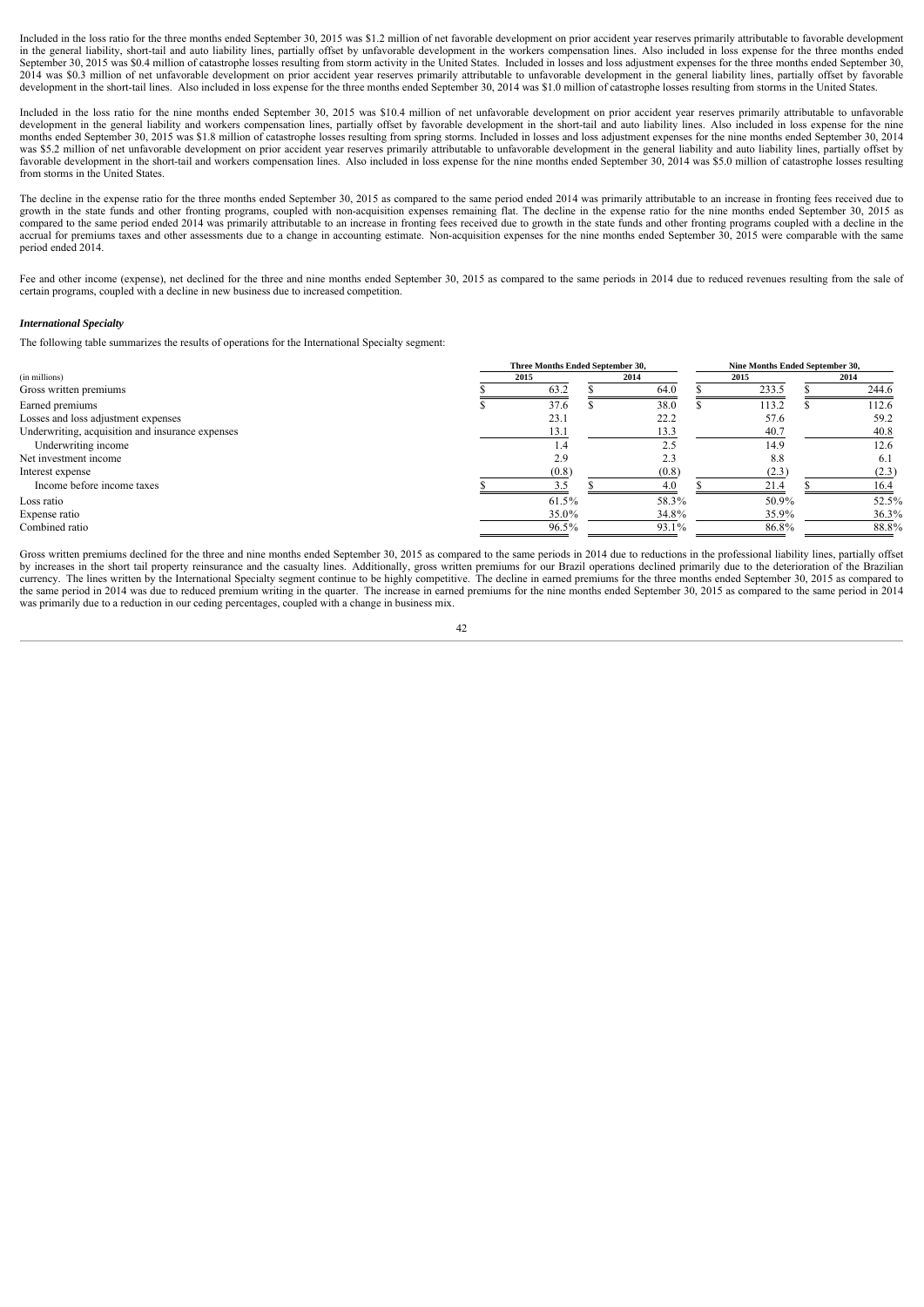Included in the loss ratio for the three months ended September 30, 2015 was $1.2 million of net favorable development on prior accident year reserves primarily attributable to favorable development in the general liability, short-tail and auto liability lines, partially offset by unfavorable development in the workers compensation lines. Also included in loss expense for the three months ended September 30, 2015 was $0.4 million of catastrophe losses resulting from storm activity in the United States. Included in losses and loss adjustment expenses for the three months ended September 30, 2014 was $0.3 million of net unfavorable development on prior accident year reserves primarily attributable to unfavorable development in the general liability lines, partially offset by favorable development in the short-tail lines. Also included in loss expense for the three months ended September 30, 2014 was $1.0 million of catastrophe losses resulting from storms in the United States.

Included in the loss ratio for the nine months ended September 30, 2015 was $10.4 million of net unfavorable development on prior accident year reserves primarily attributable to unfavorable development in the general liability and workers compensation lines, partially offset by favorable development in the short-tail and auto liability lines. Also included in loss expense for the nine months ended September 30, 2015 was $1.8 million of catastrophe losses resulting from spring storms. Included in losses and loss adjustment expenses for the nine months ended September 30, 2014 was $5.2 million of net unfavorable development on prior accident year reserves primarily attributable to unfavorable development in the general liability and auto liability lines, partially offset by favorable development in the short-tail and workers compensation lines. Also included in loss expense for the nine months ended September 30, 2014 was $5.0 million of catastrophe losses resulting from storms in the United States.

The decline in the expense ratio for the three months ended September 30, 2015 as compared to the same period ended 2014 was primarily attributable to an increase in fronting fees received due to growth in the state funds and other fronting programs, coupled with non-acquisition expenses remaining flat. The decline in the expense ratio for the nine months ended September 30, 2015 as compared to the same period ended 2014 was primarily attributable to an increase in fronting fees received due to growth in the state funds and other fronting programs coupled with a decline in the accrual for premiums taxes and other assessments due to a change in accounting estimate. Non-acquisition expenses for the nine months ended September 30, 2015 were comparable with the same period ended 2014.

Fee and other income (expense), net declined for the three and nine months ended September 30, 2015 as compared to the same periods in 2014 due to reduced revenues resulting from the sale of certain programs, coupled with a decline in new business due to increased competition.

### *International Specialty*

The following table summarizes the results of operations for the International Specialty segment:

| | Three Months Ended September 30, | | Nine Months Ended September 30, | |
|---|---|---|---|---|
| (in millions) | 2015 | 2014 | 2015 | 2014 |
| Gross written premiums | $ 63.2 | $ 64.0 | $ 233.5 | $ 244.6 |
| Earned premiums | $ 37.6 | $ 38.0 | $ 113.2 | $ 112.6 |
| Losses and loss adjustment expenses | 23.1 | 22.2 | 57.6 | 59.2 |
| Underwriting, acquisition and insurance expenses | 13.1 | 13.3 | 40.7 | 40.8 |
| Underwriting income | 1.4 | 2.5 | 14.9 | 12.6 |
| Net investment income | 2.9 | 2.3 | 8.8 | 6.1 |
| Interest expense | (0.8) | (0.8) | (2.3) | (2.3) |
| Income before income taxes | $ 3.5 | $ 4.0 | $ 21.4 | $ 16.4 |
| Loss ratio | 61.5% | 58.3% | 50.9% | 52.5% |
| Expense ratio | 35.0% | 34.8% | 35.9% | 36.3% |
| Combined ratio | 96.5% | 93.1% | 86.8% | 88.8% |

Gross written premiums declined for the three and nine months ended September 30, 2015 as compared to the same periods in 2014 due to reductions in the professional liability lines, partially offset by increases in the short tail property reinsurance and the casualty lines. Additionally, gross written premiums for our Brazil operations declined primarily due to the deterioration of the Brazilian currency. The lines written by the International Specialty segment continue to be highly competitive. The decline in earned premiums for the three months ended September 30, 2015 as compared to the same period in 2014 was due to reduced premium writing in the quarter. The increase in earned premiums for the nine months ended September 30, 2015 as compared to the same period in 2014 was primarily due to a reduction in our ceding percentages, coupled with a change in business mix.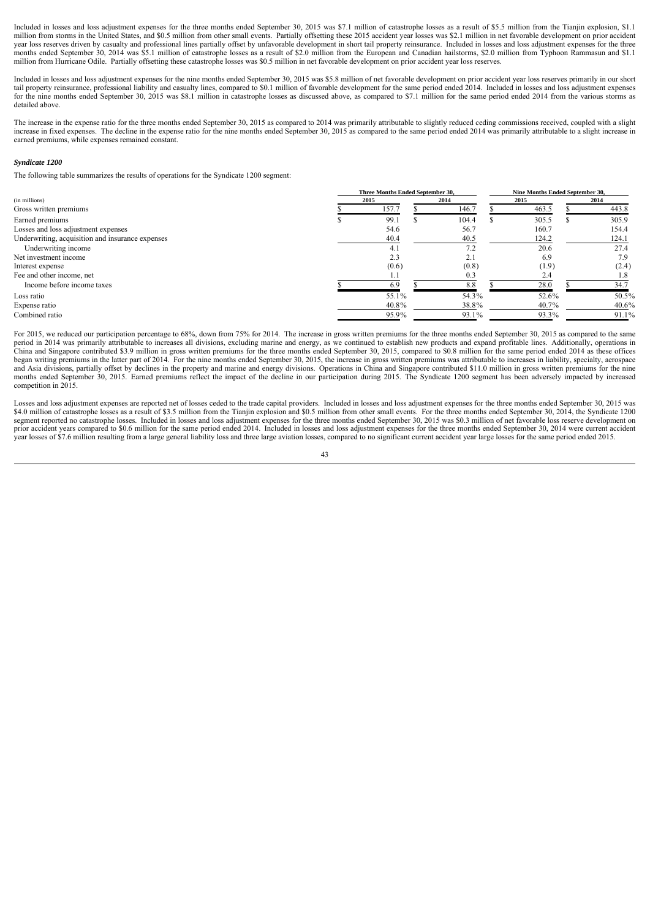Included in losses and loss adjustment expenses for the three months ended September 30, 2015 was $7.1 million of catastrophe losses as a result of $5.5 million from the Tianjin explosion, $1.1 million from storms in the United States, and $0.5 million from other small events. Partially offsetting these 2015 accident year losses was $2.1 million in net favorable development on prior accident year loss reserves driven by casualty and professional lines partially offset by unfavorable development in short tail property reinsurance. Included in losses and loss adjustment expenses for the three months ended September 30, 2014 was $5.1 million of catastrophe losses as a result of $2.0 million from the European and Canadian hailstorms, $2.0 million from Typhoon Rammasun and $1.1 million from Hurricane Odile. Partially offsetting these catastrophe losses was $0.5 million in net favorable development on prior accident year loss reserves.

Included in losses and loss adjustment expenses for the nine months ended September 30, 2015 was $5.8 million of net favorable development on prior accident year loss reserves primarily in our short tail property reinsurance, professional liability and casualty lines, compared to $0.1 million of favorable development for the same period ended 2014. Included in losses and loss adjustment expenses for the nine months ended September 30, 2015 was $8.1 million in catastrophe losses as discussed above, as compared to $7.1 million for the same period ended 2014 from the various storms as detailed above.

The increase in the expense ratio for the three months ended September 30, 2015 as compared to 2014 was primarily attributable to slightly reduced ceding commissions received, coupled with a slight increase in fixed expenses. The decline in the expense ratio for the nine months ended September 30, 2015 as compared to the same period ended 2014 was primarily attributable to a slight increase in earned premiums, while expenses remained constant.

***Syndicate 1200***

The following table summarizes the results of operations for the Syndicate 1200 segment:

| (in millions) | Three Months Ended September 30, 2015 | Three Months Ended September 30, 2014 | Nine Months Ended September 30, 2015 | Nine Months Ended September 30, 2014 |
|---|---|---|---|---|
| Gross written premiums | $ 157.7 | $ 146.7 | $ 463.5 | $ 443.8 |
| Earned premiums | $ 99.1 | $ 104.4 | $ 305.5 | $ 305.9 |
| Losses and loss adjustment expenses | 54.6 | 56.7 | 160.7 | 154.4 |
| Underwriting, acquisition and insurance expenses | 40.4 | 40.5 | 124.2 | 124.1 |
| Underwriting income | 4.1 | 7.2 | 20.6 | 27.4 |
| Net investment income | 2.3 | 2.1 | 6.9 | 7.9 |
| Interest expense | (0.6) | (0.8) | (1.9) | (2.4) |
| Fee and other income, net | 1.1 | 0.3 | 2.4 | 1.8 |
| Income before income taxes | $ 6.9 | $ 8.8 | $ 28.0 | $ 34.7 |
| Loss ratio | 55.1% | 54.3% | 52.6% | 50.5% |
| Expense ratio | 40.8% | 38.8% | 40.7% | 40.6% |
| Combined ratio | 95.9% | 93.1% | 93.3% | 91.1% |

For 2015, we reduced our participation percentage to 68%, down from 75% for 2014. The increase in gross written premiums for the three months ended September 30, 2015 as compared to the same period in 2014 was primarily attributable to increases all divisions, excluding marine and energy, as we continued to establish new products and expand profitable lines. Additionally, operations in China and Singapore contributed $3.9 million in gross written premiums for the three months ended September 30, 2015, compared to $0.8 million for the same period ended 2014 as these offices began writing premiums in the latter part of 2014. For the nine months ended September 30, 2015, the increase in gross written premiums was attributable to increases in liability, specialty, aerospace and Asia divisions, partially offset by declines in the property and marine and energy divisions. Operations in China and Singapore contributed $11.0 million in gross written premiums for the nine months ended September 30, 2015. Earned premiums reflect the impact of the decline in our participation during 2015. The Syndicate 1200 segment has been adversely impacted by increased competition in 2015.

Losses and loss adjustment expenses are reported net of losses ceded to the trade capital providers. Included in losses and loss adjustment expenses for the three months ended September 30, 2015 was $4.0 million of catastrophe losses as a result of $3.5 million from the Tianjin explosion and $0.5 million from other small events. For the three months ended September 30, 2014, the Syndicate 1200 segment reported no catastrophe losses. Included in losses and loss adjustment expenses for the three months ended September 30, 2015 was $0.3 million of net favorable loss reserve development on prior accident years compared to $0.6 million for the same period ended 2014. Included in losses and loss adjustment expenses for the three months ended September 30, 2014 were current accident year losses of $7.6 million resulting from a large general liability loss and three large aviation losses, compared to no significant current accident year large losses for the same period ended 2015.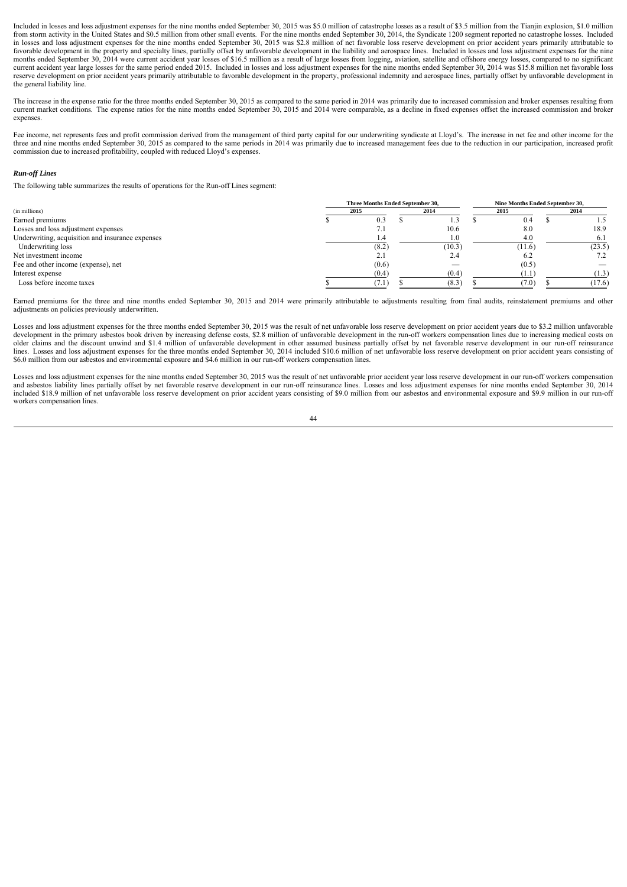Included in losses and loss adjustment expenses for the nine months ended September 30, 2015 was $5.0 million of catastrophe losses as a result of $3.5 million from the Tianjin explosion, $1.0 million from storm activity in the United States and $0.5 million from other small events. For the nine months ended September 30, 2014, the Syndicate 1200 segment reported no catastrophe losses. Included in losses and loss adjustment expenses for the nine months ended September 30, 2015 was $2.8 million of net favorable loss reserve development on prior accident years primarily attributable to favorable development in the property and specialty lines, partially offset by unfavorable development in the liability and aerospace lines. Included in losses and loss adjustment expenses for the nine months ended September 30, 2014 were current accident year losses of $16.5 million as a result of large losses from logging, aviation, satellite and offshore energy losses, compared to no significant current accident year large losses for the same period ended 2015. Included in losses and loss adjustment expenses for the nine months ended September 30, 2014 was $15.8 million net favorable loss reserve development on prior accident years primarily attributable to favorable development in the property, professional indemnity and aerospace lines, partially offset by unfavorable development in the general liability line.

The increase in the expense ratio for the three months ended September 30, 2015 as compared to the same period in 2014 was primarily due to increased commission and broker expenses resulting from current market conditions. The expense ratios for the nine months ended September 30, 2015 and 2014 were comparable, as a decline in fixed expenses offset the increased commission and broker expenses.

Fee income, net represents fees and profit commission derived from the management of third party capital for our underwriting syndicate at Lloyd's. The increase in net fee and other income for the three and nine months ended September 30, 2015 as compared to the same periods in 2014 was primarily due to increased management fees due to the reduction in our participation, increased profit commission due to increased profitability, coupled with reduced Lloyd's expenses.

***Run-off Lines***

The following table summarizes the results of operations for the Run-off Lines segment:

| (in millions) | Three Months Ended September 30, 2015 | Three Months Ended September 30, 2014 | Nine Months Ended September 30, 2015 | Nine Months Ended September 30, 2014 |
|---|---|---|---|---|
| Earned premiums | $ 0.3 | $ 1.3 | $ 0.4 | $ 1.5 |
| Losses and loss adjustment expenses | 7.1 | 10.6 | 8.0 | 18.9 |
| Underwriting, acquisition and insurance expenses | 1.4 | 1.0 | 4.0 | 6.1 |
| Underwriting loss | (8.2) | (10.3) | (11.6) | (23.5) |
| Net investment income | 2.1 | 2.4 | 6.2 | 7.2 |
| Fee and other income (expense), net | (0.6) | — | (0.5) | — |
| Interest expense | (0.4) | (0.4) | (1.1) | (1.3) |
| Loss before income taxes | $ (7.1) | $ (8.3) | $ (7.0) | $ (17.6) |

Earned premiums for the three and nine months ended September 30, 2015 and 2014 were primarily attributable to adjustments resulting from final audits, reinstatement premiums and other adjustments on policies previously underwritten.

Losses and loss adjustment expenses for the three months ended September 30, 2015 was the result of net unfavorable loss reserve development on prior accident years due to $3.2 million unfavorable development in the primary asbestos book driven by increasing defense costs, $2.8 million of unfavorable development in the run-off workers compensation lines due to increasing medical costs on older claims and the discount unwind and $1.4 million of unfavorable development in other assumed business partially offset by net favorable reserve development in our run-off reinsurance lines. Losses and loss adjustment expenses for the three months ended September 30, 2014 included $10.6 million of net unfavorable loss reserve development on prior accident years consisting of $6.0 million from our asbestos and environmental exposure and $4.6 million in our run-off workers compensation lines.

Losses and loss adjustment expenses for the nine months ended September 30, 2015 was the result of net unfavorable prior accident year loss reserve development in our run-off workers compensation and asbestos liability lines partially offset by net favorable reserve development in our run-off reinsurance lines. Losses and loss adjustment expenses for nine months ended September 30, 2014 included $18.9 million of net unfavorable loss reserve development on prior accident years consisting of $9.0 million from our asbestos and environmental exposure and $9.9 million in our run-off workers compensation lines.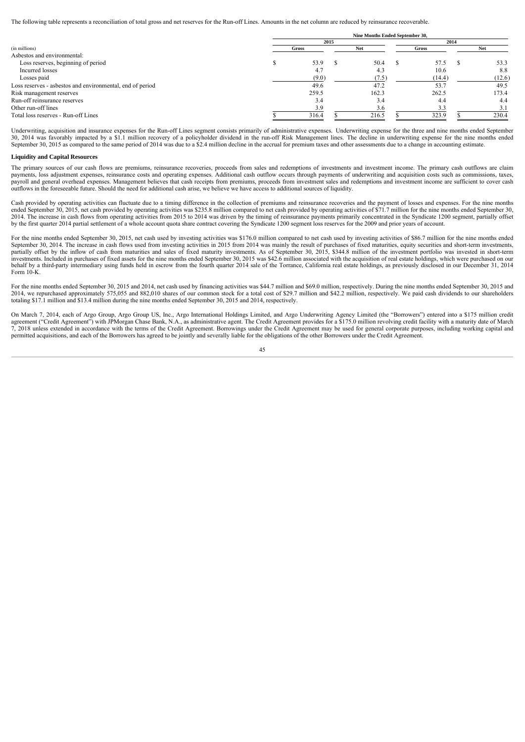The following table represents a reconciliation of total gross and net reserves for the Run-off Lines. Amounts in the net column are reduced by reinsurance recoverable.

| | Nine Months Ended September 30, | | | |
|---|---|---|---|---|
| | 2015 | | 2014 | |
| (in millions) | Gross | Net | Gross | Net |
| Asbestos and environmental: | | | | |
| Loss reserves, beginning of period | $ 53.9 | $ 50.4 | $ 57.5 | $ 53.3 |
| Incurred losses | 4.7 | 4.3 | 10.6 | 8.8 |
| Losses paid | (9.0) | (7.5) | (14.4) | (12.6) |
| Loss reserves - asbestos and environmental, end of period | 49.6 | 47.2 | 53.7 | 49.5 |
| Risk management reserves | 259.5 | 162.3 | 262.5 | 173.4 |
| Run-off reinsurance reserves | 3.4 | 3.4 | 4.4 | 4.4 |
| Other run-off lines | 3.9 | 3.6 | 3.3 | 3.1 |
| Total loss reserves - Run-off Lines | $ 316.4 | $ 216.5 | $ 323.9 | $ 230.4 |

Underwriting, acquisition and insurance expenses for the Run-off Lines segment consists primarily of administrative expenses. Underwriting expense for the three and nine months ended September 30, 2014 was favorably impacted by a $1.1 million recovery of a policyholder dividend in the run-off Risk Management lines. The decline in underwriting expense for the nine months ended September 30, 2015 as compared to the same period of 2014 was due to a $2.4 million decline in the accrual for premium taxes and other assessments due to a change in accounting estimate.

**Liquidity and Capital Resources**

The primary sources of our cash flows are premiums, reinsurance recoveries, proceeds from sales and redemptions of investments and investment income. The primary cash outflows are claim payments, loss adjustment expenses, reinsurance costs and operating expenses. Additional cash outflow occurs through payments of underwriting and acquisition costs such as commissions, taxes, payroll and general overhead expenses. Management believes that cash receipts from premiums, proceeds from investment sales and redemptions and investment income are sufficient to cover cash outflows in the foreseeable future. Should the need for additional cash arise, we believe we have access to additional sources of liquidity.

Cash provided by operating activities can fluctuate due to a timing difference in the collection of premiums and reinsurance recoveries and the payment of losses and expenses. For the nine months ended September 30, 2015, net cash provided by operating activities was $235.8 million compared to net cash provided by operating activities of $71.7 million for the nine months ended September 30, 2014. The increase in cash flows from operating activities from 2015 to 2014 was driven by the timing of reinsurance payments primarily concentrated in the Syndicate 1200 segment, partially offset by the first quarter 2014 partial settlement of a whole account quota share contract covering the Syndicate 1200 segment loss reserves for the 2009 and prior years of account.

For the nine months ended September 30, 2015, net cash used by investing activities was $176.0 million compared to net cash used by investing activities of $86.7 million for the nine months ended September 30, 2014. The increase in cash flows used from investing activities in 2015 from 2014 was mainly the result of purchases of fixed maturities, equity securities and short-term investments, partially offset by the inflow of cash from maturities and sales of fixed maturity investments. As of September 30, 2015, $344.8 million of the investment portfolio was invested in short-term investments. Included in purchases of fixed assets for the nine months ended September 30, 2015 was $42.6 million associated with the acquisition of real estate holdings, which were purchased on our behalf by a third-party intermediary using funds held in escrow from the fourth quarter 2014 sale of the Torrance, California real estate holdings, as previously disclosed in our December 31, 2014 Form 10-K.

For the nine months ended September 30, 2015 and 2014, net cash used by financing activities was $44.7 million and $69.0 million, respectively. During the nine months ended September 30, 2015 and 2014, we repurchased approximately 575,055 and 882,010 shares of our common stock for a total cost of $29.7 million and $42.2 million, respectively. We paid cash dividends to our shareholders totaling $17.1 million and $13.4 million during the nine months ended September 30, 2015 and 2014, respectively.

On March 7, 2014, each of Argo Group, Argo Group US, Inc., Argo International Holdings Limited, and Argo Underwriting Agency Limited (the "Borrowers") entered into a $175 million credit agreement ("Credit Agreement") with JPMorgan Chase Bank, N.A., as administrative agent. The Credit Agreement provides for a $175.0 million revolving credit facility with a maturity date of March 7, 2018 unless extended in accordance with the terms of the Credit Agreement. Borrowings under the Credit Agreement may be used for general corporate purposes, including working capital and permitted acquisitions, and each of the Borrowers has agreed to be jointly and severally liable for the obligations of the other Borrowers under the Credit Agreement.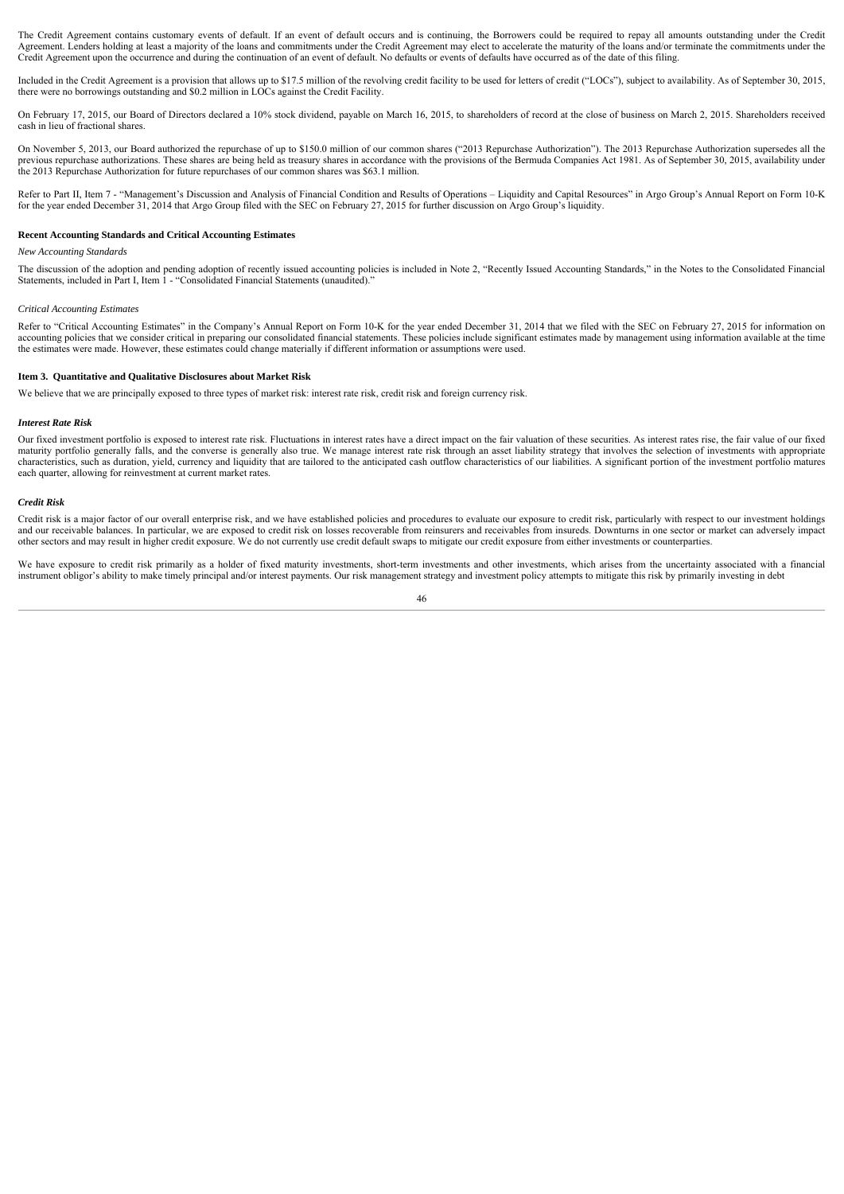The Credit Agreement contains customary events of default. If an event of default occurs and is continuing, the Borrowers could be required to repay all amounts outstanding under the Credit Agreement. Lenders holding at least a majority of the loans and commitments under the Credit Agreement may elect to accelerate the maturity of the loans and/or terminate the commitments under the Credit Agreement upon the occurrence and during the continuation of an event of default. No defaults or events of defaults have occurred as of the date of this filing.

Included in the Credit Agreement is a provision that allows up to $17.5 million of the revolving credit facility to be used for letters of credit ("LOCs"), subject to availability. As of September 30, 2015, there were no borrowings outstanding and $0.2 million in LOCs against the Credit Facility.

On February 17, 2015, our Board of Directors declared a 10% stock dividend, payable on March 16, 2015, to shareholders of record at the close of business on March 2, 2015. Shareholders received cash in lieu of fractional shares.

On November 5, 2013, our Board authorized the repurchase of up to $150.0 million of our common shares ("2013 Repurchase Authorization"). The 2013 Repurchase Authorization supersedes all the previous repurchase authorizations. These shares are being held as treasury shares in accordance with the provisions of the Bermuda Companies Act 1981. As of September 30, 2015, availability under the 2013 Repurchase Authorization for future repurchases of our common shares was $63.1 million.

Refer to Part II, Item 7 - "Management's Discussion and Analysis of Financial Condition and Results of Operations – Liquidity and Capital Resources" in Argo Group's Annual Report on Form 10-K for the year ended December 31, 2014 that Argo Group filed with the SEC on February 27, 2015 for further discussion on Argo Group's liquidity.

### Recent Accounting Standards and Critical Accounting Estimates

*New Accounting Standards*

The discussion of the adoption and pending adoption of recently issued accounting policies is included in Note 2, "Recently Issued Accounting Standards," in the Notes to the Consolidated Financial Statements, included in Part I, Item 1 - "Consolidated Financial Statements (unaudited)."

*Critical Accounting Estimates*

Refer to "Critical Accounting Estimates" in the Company's Annual Report on Form 10-K for the year ended December 31, 2014 that we filed with the SEC on February 27, 2015 for information on accounting policies that we consider critical in preparing our consolidated financial statements. These policies include significant estimates made by management using information available at the time the estimates were made. However, these estimates could change materially if different information or assumptions were used.

### Item 3. Quantitative and Qualitative Disclosures about Market Risk

We believe that we are principally exposed to three types of market risk: interest rate risk, credit risk and foreign currency risk.

***Interest Rate Risk***

Our fixed investment portfolio is exposed to interest rate risk. Fluctuations in interest rates have a direct impact on the fair valuation of these securities. As interest rates rise, the fair value of our fixed maturity portfolio generally falls, and the converse is generally also true. We manage interest rate risk through an asset liability strategy that involves the selection of investments with appropriate characteristics, such as duration, yield, currency and liquidity that are tailored to the anticipated cash outflow characteristics of our liabilities. A significant portion of the investment portfolio matures each quarter, allowing for reinvestment at current market rates.

***Credit Risk***

Credit risk is a major factor of our overall enterprise risk, and we have established policies and procedures to evaluate our exposure to credit risk, particularly with respect to our investment holdings and our receivable balances. In particular, we are exposed to credit risk on losses recoverable from reinsurers and receivables from insureds. Downturns in one sector or market can adversely impact other sectors and may result in higher credit exposure. We do not currently use credit default swaps to mitigate our credit exposure from either investments or counterparties.

We have exposure to credit risk primarily as a holder of fixed maturity investments, short-term investments and other investments, which arises from the uncertainty associated with a financial instrument obligor's ability to make timely principal and/or interest payments. Our risk management strategy and investment policy attempts to mitigate this risk by primarily investing in debt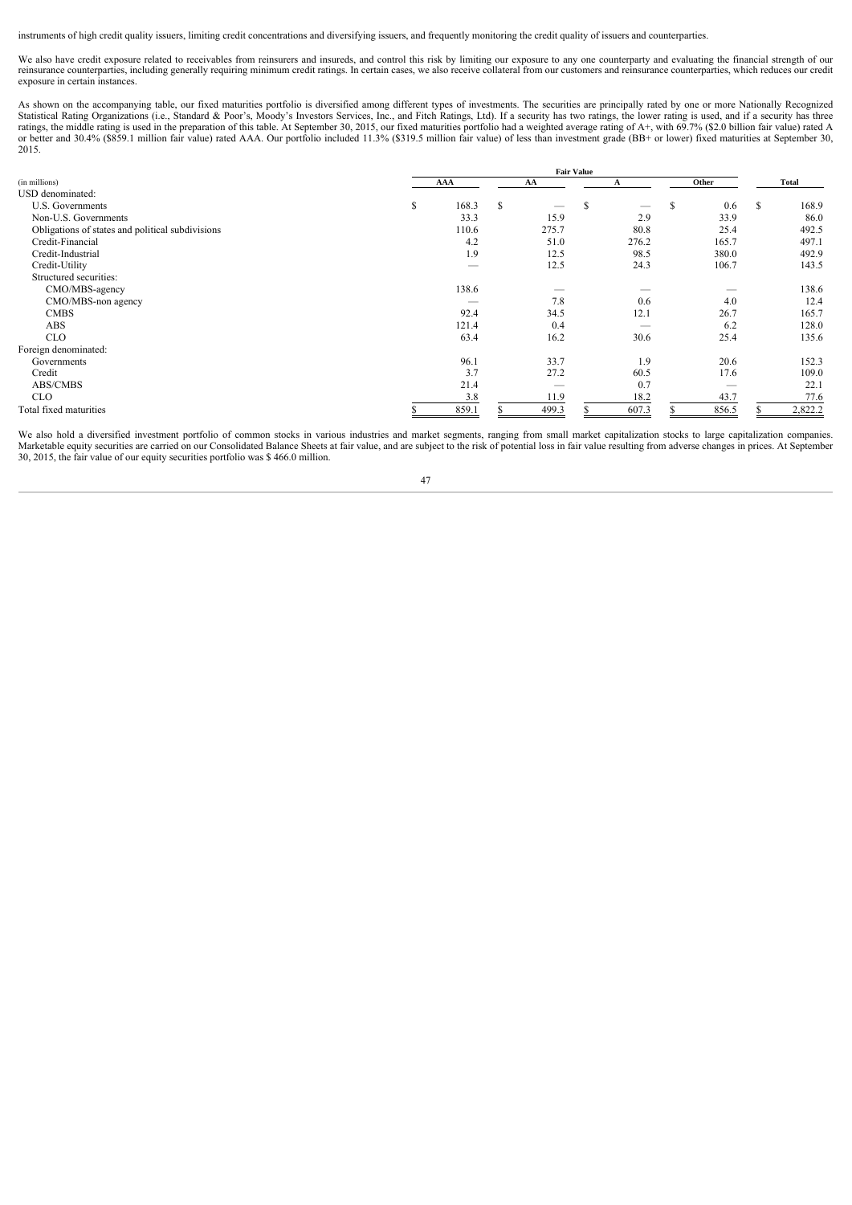instruments of high credit quality issuers, limiting credit concentrations and diversifying issuers, and frequently monitoring the credit quality of issuers and counterparties.

We also have credit exposure related to receivables from reinsurers and insureds, and control this risk by limiting our exposure to any one counterparty and evaluating the financial strength of our reinsurance counterparties, including generally requiring minimum credit ratings. In certain cases, we also receive collateral from our customers and reinsurance counterparties, which reduces our credit exposure in certain instances.

As shown on the accompanying table, our fixed maturities portfolio is diversified among different types of investments. The securities are principally rated by one or more Nationally Recognized Statistical Rating Organizations (i.e., Standard & Poor's, Moody's Investors Services, Inc., and Fitch Ratings, Ltd). If a security has two ratings, the lower rating is used, and if a security has three ratings, the middle rating is used in the preparation of this table. At September 30, 2015, our fixed maturities portfolio had a weighted average rating of A+, with 69.7% ($2.0 billion fair value) rated A or better and 30.4% ($859.1 million fair value) rated AAA. Our portfolio included 11.3% ($319.5 million fair value) of less than investment grade (BB+ or lower) fixed maturities at September 30, 2015.

| | Fair Value | | | | |
|---|---|---|---|---|---|
| (in millions) | AAA | AA | A | Other | Total |
| USD denominated: | | | | | |
| U.S. Governments | $ 168.3 | $ — | $ — | $ 0.6 | $ 168.9 |
| Non-U.S. Governments | 33.3 | 15.9 | 2.9 | 33.9 | 86.0 |
| Obligations of states and political subdivisions | 110.6 | 275.7 | 80.8 | 25.4 | 492.5 |
| Credit-Financial | 4.2 | 51.0 | 276.2 | 165.7 | 497.1 |
| Credit-Industrial | 1.9 | 12.5 | 98.5 | 380.0 | 492.9 |
| Credit-Utility | — | 12.5 | 24.3 | 106.7 | 143.5 |
| Structured securities: | | | | | |
| CMO/MBS-agency | 138.6 | — | — | — | 138.6 |
| CMO/MBS-non agency | — | 7.8 | 0.6 | 4.0 | 12.4 |
| CMBS | 92.4 | 34.5 | 12.1 | 26.7 | 165.7 |
| ABS | 121.4 | 0.4 | — | 6.2 | 128.0 |
| CLO | 63.4 | 16.2 | 30.6 | 25.4 | 135.6 |
| Foreign denominated: | | | | | |
| Governments | 96.1 | 33.7 | 1.9 | 20.6 | 152.3 |
| Credit | 3.7 | 27.2 | 60.5 | 17.6 | 109.0 |
| ABS/CMBS | 21.4 | — | 0.7 | — | 22.1 |
| CLO | 3.8 | 11.9 | 18.2 | 43.7 | 77.6 |
| Total fixed maturities | $ 859.1 | $ 499.3 | $ 607.3 | $ 856.5 | $ 2,822.2 |

We also hold a diversified investment portfolio of common stocks in various industries and market segments, ranging from small market capitalization stocks to large capitalization companies. Marketable equity securities are carried on our Consolidated Balance Sheets at fair value, and are subject to the risk of potential loss in fair value resulting from adverse changes in prices. At September 30, 2015, the fair value of our equity securities portfolio was $ 466.0 million.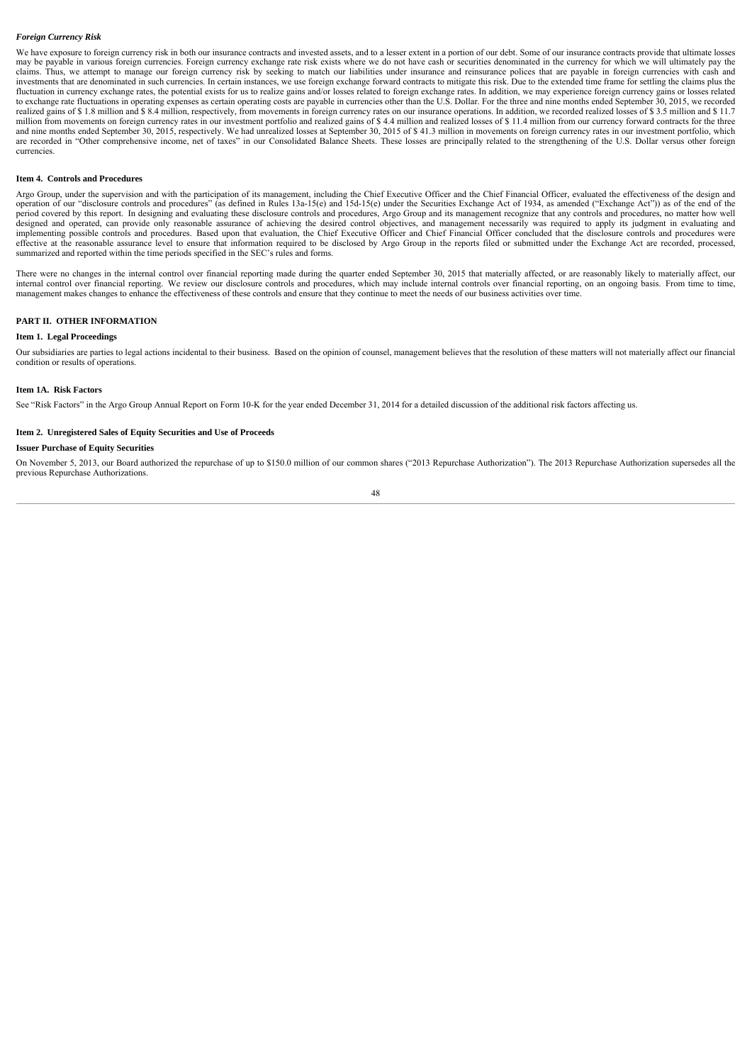*Foreign Currency Risk*

We have exposure to foreign currency risk in both our insurance contracts and invested assets, and to a lesser extent in a portion of our debt. Some of our insurance contracts provide that ultimate losses may be payable in various foreign currencies. Foreign currency exchange rate risk exists where we do not have cash or securities denominated in the currency for which we will ultimately pay the claims. Thus, we attempt to manage our foreign currency risk by seeking to match our liabilities under insurance and reinsurance polices that are payable in foreign currencies with cash and investments that are denominated in such currencies. In certain instances, we use foreign exchange forward contracts to mitigate this risk. Due to the extended time frame for settling the claims plus the fluctuation in currency exchange rates, the potential exists for us to realize gains and/or losses related to foreign exchange rates. In addition, we may experience foreign currency gains or losses related to exchange rate fluctuations in operating expenses as certain operating costs are payable in currencies other than the U.S. Dollar. For the three and nine months ended September 30, 2015, we recorded realized gains of $ 1.8 million and $ 8.4 million, respectively, from movements in foreign currency rates on our insurance operations. In addition, we recorded realized losses of $ 3.5 million and $ 11.7 million from movements on foreign currency rates in our investment portfolio and realized gains of $ 4.4 million and realized losses of $ 11.4 million from our currency forward contracts for the three and nine months ended September 30, 2015, respectively. We had unrealized losses at September 30, 2015 of $ 41.3 million in movements on foreign currency rates in our investment portfolio, which are recorded in "Other comprehensive income, net of taxes" in our Consolidated Balance Sheets. These losses are principally related to the strengthening of the U.S. Dollar versus other foreign currencies.

**Item 4. Controls and Procedures**

Argo Group, under the supervision and with the participation of its management, including the Chief Executive Officer and the Chief Financial Officer, evaluated the effectiveness of the design and operation of our "disclosure controls and procedures" (as defined in Rules 13a-15(e) and 15d-15(e) under the Securities Exchange Act of 1934, as amended ("Exchange Act")) as of the end of the period covered by this report. In designing and evaluating these disclosure controls and procedures, Argo Group and its management recognize that any controls and procedures, no matter how well designed and operated, can provide only reasonable assurance of achieving the desired control objectives, and management necessarily was required to apply its judgment in evaluating and implementing possible controls and procedures. Based upon that evaluation, the Chief Executive Officer and Chief Financial Officer concluded that the disclosure controls and procedures were effective at the reasonable assurance level to ensure that information required to be disclosed by Argo Group in the reports filed or submitted under the Exchange Act are recorded, processed, summarized and reported within the time periods specified in the SEC's rules and forms.

There were no changes in the internal control over financial reporting made during the quarter ended September 30, 2015 that materially affected, or are reasonably likely to materially affect, our internal control over financial reporting. We review our disclosure controls and procedures, which may include internal controls over financial reporting, on an ongoing basis. From time to time, management makes changes to enhance the effectiveness of these controls and ensure that they continue to meet the needs of our business activities over time.

**PART II. OTHER INFORMATION**

**Item 1. Legal Proceedings**

Our subsidiaries are parties to legal actions incidental to their business. Based on the opinion of counsel, management believes that the resolution of these matters will not materially affect our financial condition or results of operations.

**Item 1A. Risk Factors**

See "Risk Factors" in the Argo Group Annual Report on Form 10-K for the year ended December 31, 2014 for a detailed discussion of the additional risk factors affecting us.

**Item 2. Unregistered Sales of Equity Securities and Use of Proceeds**

**Issuer Purchase of Equity Securities**

On November 5, 2013, our Board authorized the repurchase of up to $150.0 million of our common shares ("2013 Repurchase Authorization"). The 2013 Repurchase Authorization supersedes all the previous Repurchase Authorizations.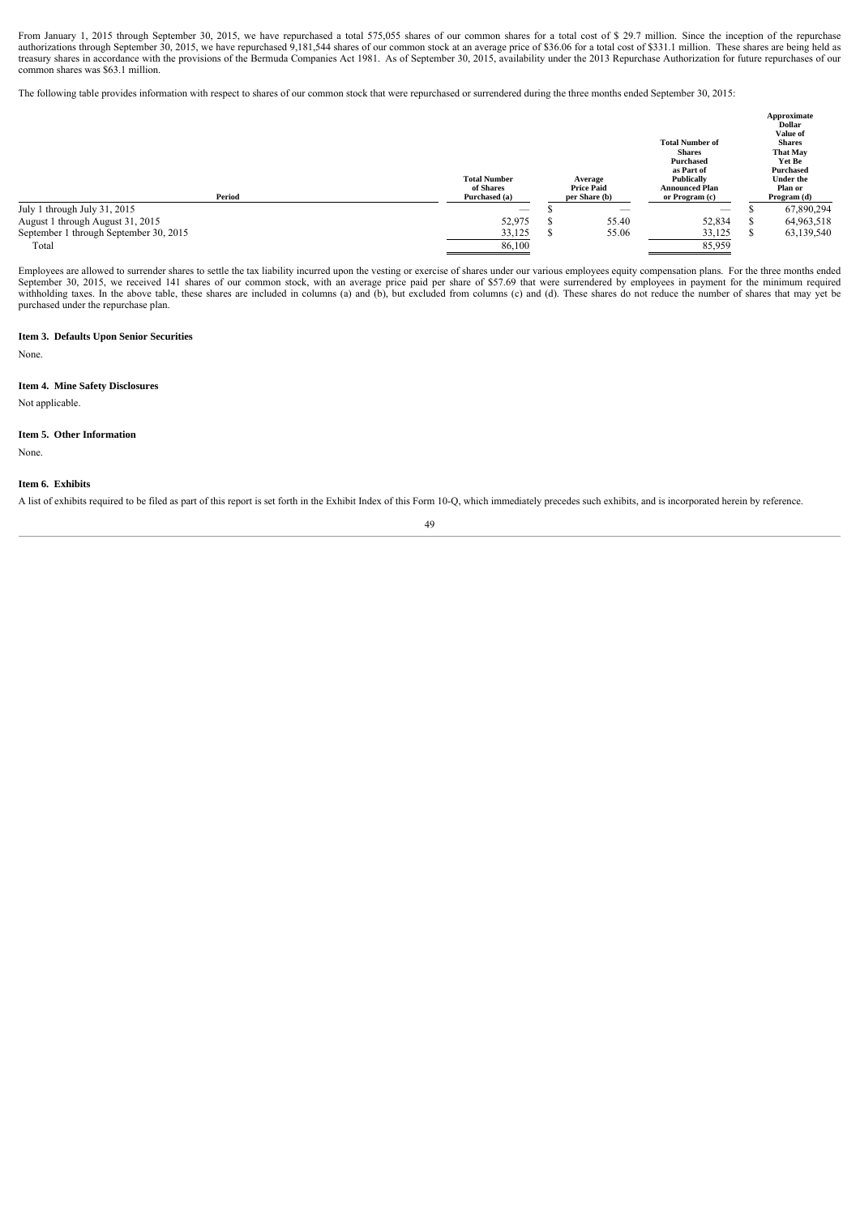From January 1, 2015 through September 30, 2015, we have repurchased a total 575,055 shares of our common shares for a total cost of $ 29.7 million. Since the inception of the repurchase authorizations through September 30, 2015, we have repurchased 9,181,544 shares of our common stock at an average price of $36.06 for a total cost of $331.1 million. These shares are being held as treasury shares in accordance with the provisions of the Bermuda Companies Act 1981. As of September 30, 2015, availability under the 2013 Repurchase Authorization for future repurchases of our common shares was $63.1 million.

The following table provides information with respect to shares of our common stock that were repurchased or surrendered during the three months ended September 30, 2015:

| Period | Total Number of Shares Purchased (a) | Average Price Paid per Share (b) | Total Number of Shares Purchased as Part of Publically Announced Plan or Program (c) | Approximate Dollar Value of Shares That May Yet Be Purchased Under the Plan or Program (d) |
|---|---|---|---|---|
| July 1 through July 31, 2015 | — | $ — | — | $ 67,890,294 |
| August 1 through August 31, 2015 | 52,975 | $ 55.40 | 52,834 | $ 64,963,518 |
| September 1 through September 30, 2015 | 33,125 | $ 55.06 | 33,125 | $ 63,139,540 |
| Total | 86,100 | | 85,959 | |

Employees are allowed to surrender shares to settle the tax liability incurred upon the vesting or exercise of shares under our various employees equity compensation plans. For the three months ended September 30, 2015, we received 141 shares of our common stock, with an average price paid per share of $57.69 that were surrendered by employees in payment for the minimum required withholding taxes. In the above table, these shares are included in columns (a) and (b), but excluded from columns (c) and (d). These shares do not reduce the number of shares that may yet be purchased under the repurchase plan.

### Item 3. Defaults Upon Senior Securities

None.

### Item 4. Mine Safety Disclosures

Not applicable.

### Item 5. Other Information

None.

### Item 6. Exhibits

A list of exhibits required to be filed as part of this report is set forth in the Exhibit Index of this Form 10-Q, which immediately precedes such exhibits, and is incorporated herein by reference.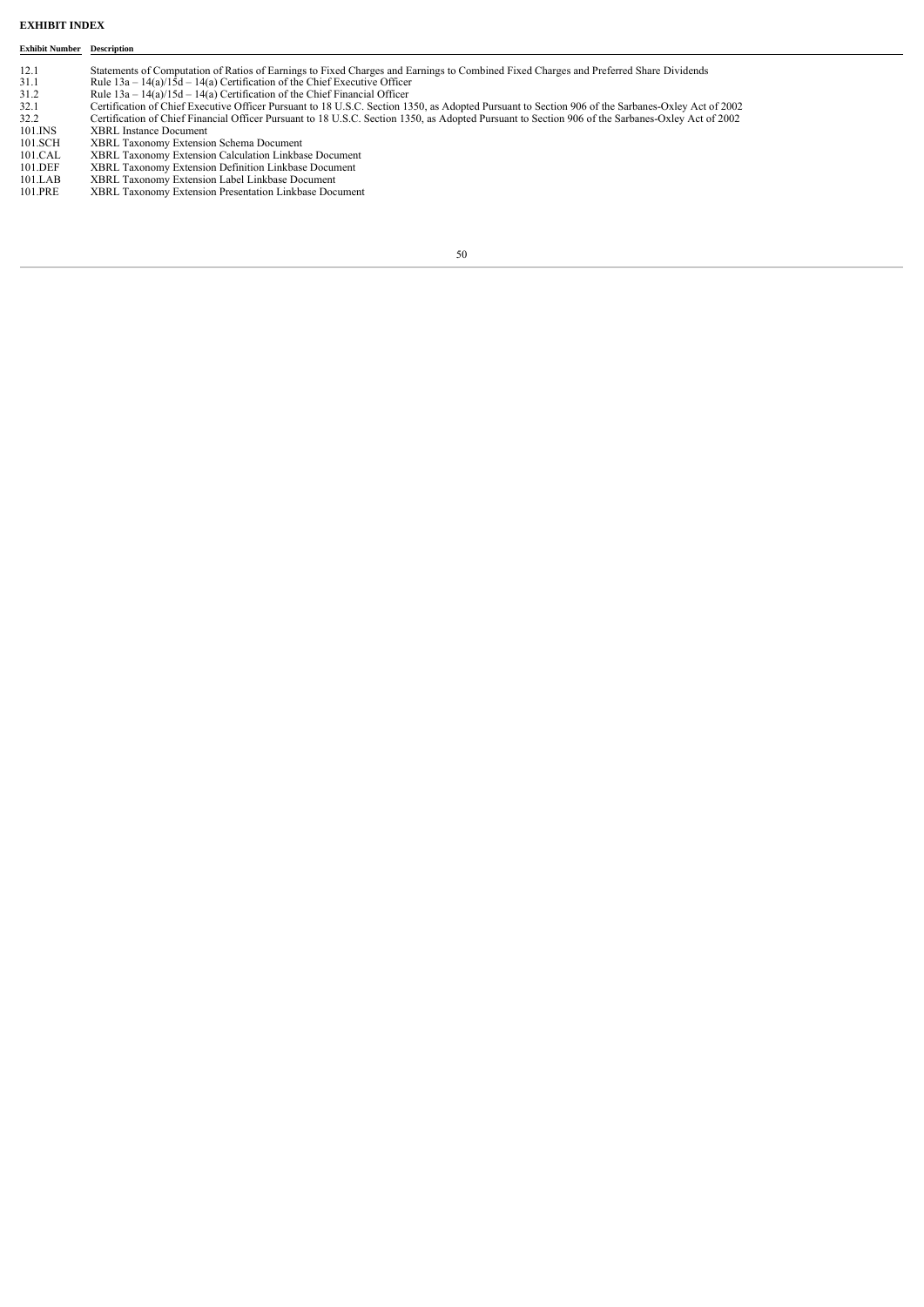**EXHIBIT INDEX**

| Exhibit Number | Description |
|---|---|
| 12.1 | Statements of Computation of Ratios of Earnings to Fixed Charges and Earnings to Combined Fixed Charges and Preferred Share Dividends |
| 31.1 | Rule 13a – 14(a)/15d – 14(a) Certification of the Chief Executive Officer |
| 31.2 | Rule 13a – 14(a)/15d – 14(a) Certification of the Chief Financial Officer |
| 32.1 | Certification of Chief Executive Officer Pursuant to 18 U.S.C. Section 1350, as Adopted Pursuant to Section 906 of the Sarbanes-Oxley Act of 2002 |
| 32.2 | Certification of Chief Financial Officer Pursuant to 18 U.S.C. Section 1350, as Adopted Pursuant to Section 906 of the Sarbanes-Oxley Act of 2002 |
| 101.INS | XBRL Instance Document |
| 101.SCH | XBRL Taxonomy Extension Schema Document |
| 101.CAL | XBRL Taxonomy Extension Calculation Linkbase Document |
| 101.DEF | XBRL Taxonomy Extension Definition Linkbase Document |
| 101.LAB | XBRL Taxonomy Extension Label Linkbase Document |
| 101.PRE | XBRL Taxonomy Extension Presentation Linkbase Document |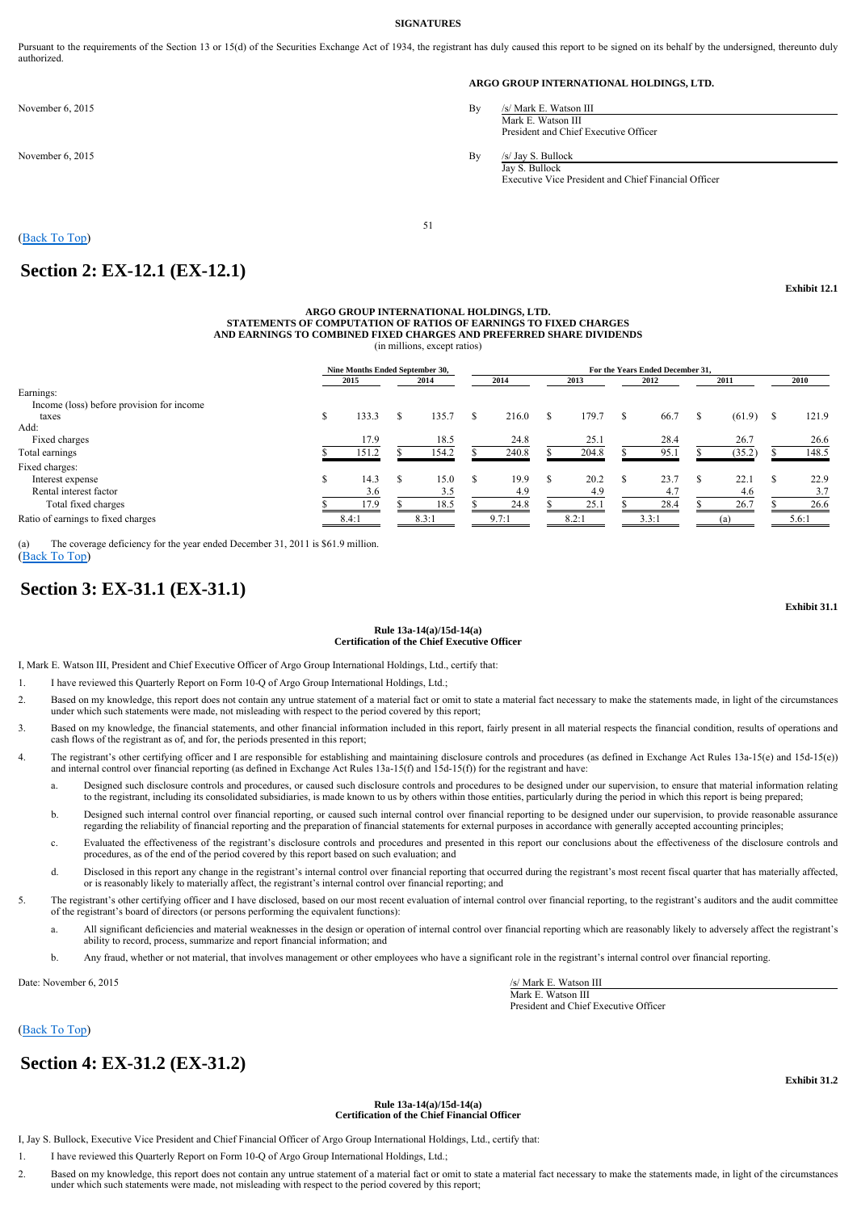**SIGNATURES**

Pursuant to the requirements of the Section 13 or 15(d) of the Securities Exchange Act of 1934, the registrant has duly caused this report to be signed on its behalf by the undersigned, thereunto duly authorized.

**ARGO GROUP INTERNATIONAL HOLDINGS, LTD.**

| | | |
|---|---|---|
| November 6, 2015 | By | /s/ Mark E. Watson III<br>Mark E. Watson III<br>President and Chief Executive Officer |
| November 6, 2015 | By | /s/ Jay S. Bullock<br>Jay S. Bullock<br>Executive Vice President and Chief Financial Officer |

(Back To Top)

# Section 2: EX-12.1 (EX-12.1)

**Exhibit 12.1**

**ARGO GROUP INTERNATIONAL HOLDINGS, LTD.**
**STATEMENTS OF COMPUTATION OF RATIOS OF EARNINGS TO FIXED CHARGES**
**AND EARNINGS TO COMBINED FIXED CHARGES AND PREFERRED SHARE DIVIDENDS**
(in millions, except ratios)

| | Nine Months Ended September 30, | | For the Years Ended December 31, | | | | |
|---|---|---|---|---|---|---|---|
| | 2015 | 2014 | 2014 | 2013 | 2012 | 2011 | 2010 |
| Earnings: | | | | | | | |
| Income (loss) before provision for income taxes | $ 133.3 | $ 135.7 | $ 216.0 | $ 179.7 | $ 66.7 | $ (61.9) | $ 121.9 |
| Add: | | | | | | | |
| Fixed charges | 17.9 | 18.5 | 24.8 | 25.1 | 28.4 | 26.7 | 26.6 |
| Total earnings | $ 151.2 | $ 154.2 | $ 240.8 | $ 204.8 | $ 95.1 | $ (35.2) | $ 148.5 |
| Fixed charges: | | | | | | | |
| Interest expense | $ 14.3 | $ 15.0 | $ 19.9 | $ 20.2 | $ 23.7 | $ 22.1 | $ 22.9 |
| Rental interest factor | 3.6 | 3.5 | 4.9 | 4.9 | 4.7 | 4.6 | 3.7 |
| Total fixed charges | $ 17.9 | $ 18.5 | $ 24.8 | $ 25.1 | $ 28.4 | $ 26.7 | $ 26.6 |
| Ratio of earnings to fixed charges | 8.4:1 | 8.3:1 | 9.7:1 | 8.2:1 | 3.3:1 | (a) | 5.6:1 |

(a) The coverage deficiency for the year ended December 31, 2011 is $61.9 million.

(Back To Top)

# Section 3: EX-31.1 (EX-31.1)

**Exhibit 31.1**

**Rule 13a-14(a)/15d-14(a)**
**Certification of the Chief Executive Officer**

I, Mark E. Watson III, President and Chief Executive Officer of Argo Group International Holdings, Ltd., certify that:

1. I have reviewed this Quarterly Report on Form 10-Q of Argo Group International Holdings, Ltd.;
2. Based on my knowledge, this report does not contain any untrue statement of a material fact or omit to state a material fact necessary to make the statements made, in light of the circumstances under which such statements were made, not misleading with respect to the period covered by this report;
3. Based on my knowledge, the financial statements, and other financial information included in this report, fairly present in all material respects the financial condition, results of operations and cash flows of the registrant as of, and for, the periods presented in this report;
4. The registrant's other certifying officer and I are responsible for establishing and maintaining disclosure controls and procedures (as defined in Exchange Act Rules 13a-15(e) and 15d-15(e)) and internal control over financial reporting (as defined in Exchange Act Rules 13a-15(f) and 15d-15(f)) for the registrant and have:
   a. Designed such disclosure controls and procedures, or caused such disclosure controls and procedures to be designed under our supervision, to ensure that material information relating to the registrant, including its consolidated subsidiaries, is made known to us by others within those entities, particularly during the period in which this report is being prepared;
   b. Designed such internal control over financial reporting, or caused such internal control over financial reporting to be designed under our supervision, to provide reasonable assurance regarding the reliability of financial reporting and the preparation of financial statements for external purposes in accordance with generally accepted accounting principles;
   c. Evaluated the effectiveness of the registrant's disclosure controls and procedures and presented in this report our conclusions about the effectiveness of the disclosure controls and procedures, as of the end of the period covered by this report based on such evaluation; and
   d. Disclosed in this report any change in the registrant's internal control over financial reporting that occurred during the registrant's most recent fiscal quarter that has materially affected, or is reasonably likely to materially affect, the registrant's internal control over financial reporting; and
5. The registrant's other certifying officer and I have disclosed, based on our most recent evaluation of internal control over financial reporting, to the registrant's auditors and the audit committee of the registrant's board of directors (or persons performing the equivalent functions):
   a. All significant deficiencies and material weaknesses in the design or operation of internal control over financial reporting which are reasonably likely to adversely affect the registrant's ability to record, process, summarize and report financial information; and
   b. Any fraud, whether or not material, that involves management or other employees who have a significant role in the registrant's internal control over financial reporting.

Date: November 6, 2015

/s/ Mark E. Watson III
Mark E. Watson III
President and Chief Executive Officer

(Back To Top)

# Section 4: EX-31.2 (EX-31.2)

**Exhibit 31.2**

**Rule 13a-14(a)/15d-14(a)**
**Certification of the Chief Financial Officer**

I, Jay S. Bullock, Executive Vice President and Chief Financial Officer of Argo Group International Holdings, Ltd., certify that:

1. I have reviewed this Quarterly Report on Form 10-Q of Argo Group International Holdings, Ltd.;
2. Based on my knowledge, this report does not contain any untrue statement of a material fact or omit to state a material fact necessary to make the statements made, in light of the circumstances under which such statements were made, not misleading with respect to the period covered by this report;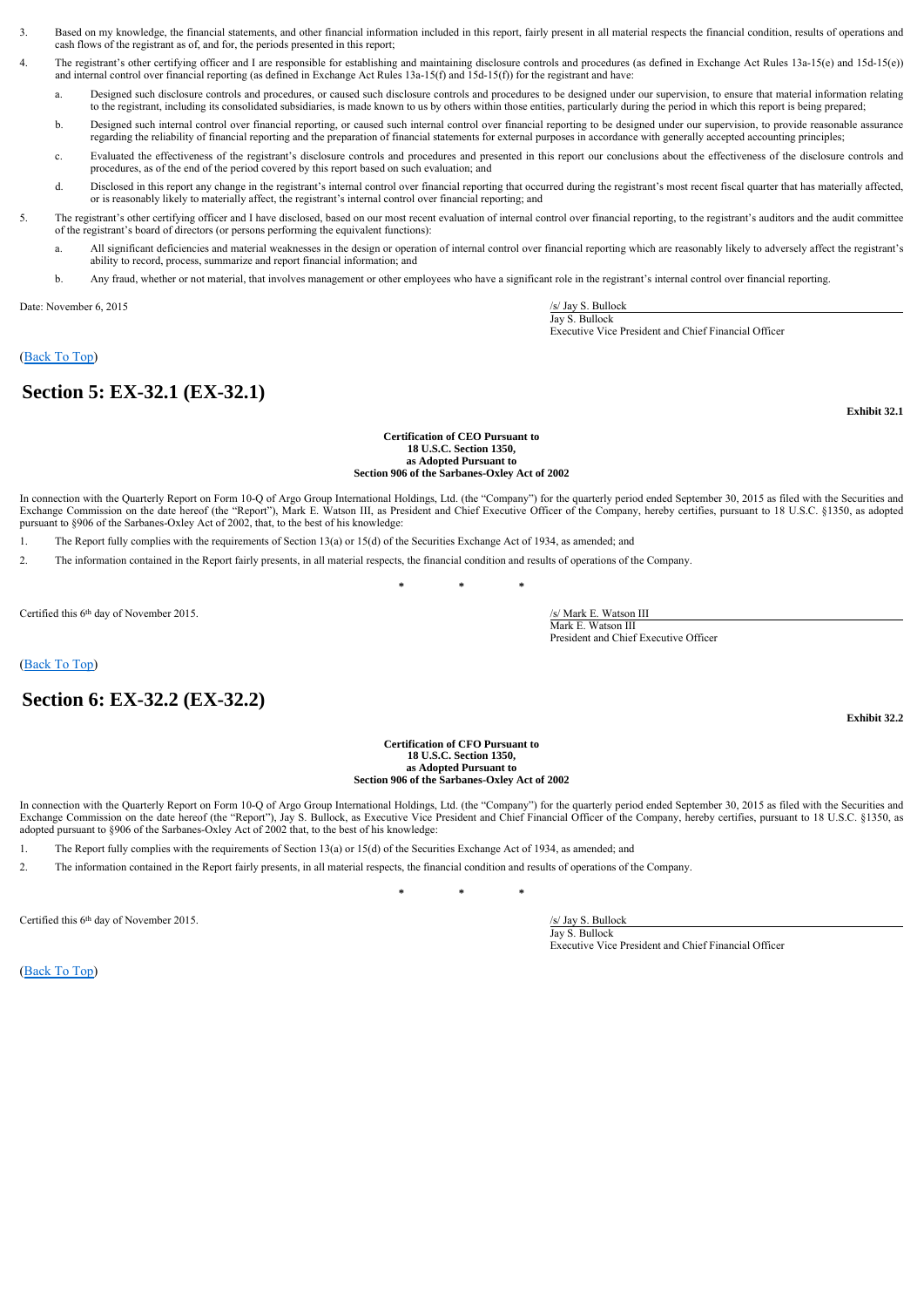3. Based on my knowledge, the financial statements, and other financial information included in this report, fairly present in all material respects the financial condition, results of operations and cash flows of the registrant as of, and for, the periods presented in this report;

4. The registrant's other certifying officer and I are responsible for establishing and maintaining disclosure controls and procedures (as defined in Exchange Act Rules 13a-15(e) and 15d-15(e)) and internal control over financial reporting (as defined in Exchange Act Rules 13a-15(f) and 15d-15(f)) for the registrant and have:

   a. Designed such disclosure controls and procedures, or caused such disclosure controls and procedures to be designed under our supervision, to ensure that material information relating to the registrant, including its consolidated subsidiaries, is made known to us by others within those entities, particularly during the period in which this report is being prepared;

   b. Designed such internal control over financial reporting, or caused such internal control over financial reporting to be designed under our supervision, to provide reasonable assurance regarding the reliability of financial reporting and the preparation of financial statements for external purposes in accordance with generally accepted accounting principles;

   c. Evaluated the effectiveness of the registrant's disclosure controls and procedures and presented in this report our conclusions about the effectiveness of the disclosure controls and procedures, as of the end of the period covered by this report based on such evaluation; and

   d. Disclosed in this report any change in the registrant's internal control over financial reporting that occurred during the registrant's most recent fiscal quarter that has materially affected, or is reasonably likely to materially affect, the registrant's internal control over financial reporting; and

5. The registrant's other certifying officer and I have disclosed, based on our most recent evaluation of internal control over financial reporting, to the registrant's auditors and the audit committee of the registrant's board of directors (or persons performing the equivalent functions):

   a. All significant deficiencies and material weaknesses in the design or operation of internal control over financial reporting which are reasonably likely to adversely affect the registrant's ability to record, process, summarize and report financial information; and

   b. Any fraud, whether or not material, that involves management or other employees who have a significant role in the registrant's internal control over financial reporting.

Date: November 6, 2015

/s/ Jay S. Bullock
Jay S. Bullock
Executive Vice President and Chief Financial Officer

(Back To Top)

# Section 5: EX-32.1 (EX-32.1)

**Exhibit 32.1**

**Certification of CEO Pursuant to**
**18 U.S.C. Section 1350,**
**as Adopted Pursuant to**
**Section 906 of the Sarbanes-Oxley Act of 2002**

In connection with the Quarterly Report on Form 10-Q of Argo Group International Holdings, Ltd. (the "Company") for the quarterly period ended September 30, 2015 as filed with the Securities and Exchange Commission on the date hereof (the "Report"), Mark E. Watson III, as President and Chief Executive Officer of the Company, hereby certifies, pursuant to 18 U.S.C. §1350, as adopted pursuant to §906 of the Sarbanes-Oxley Act of 2002, that, to the best of his knowledge:

1. The Report fully complies with the requirements of Section 13(a) or 15(d) of the Securities Exchange Act of 1934, as amended; and

2. The information contained in the Report fairly presents, in all material respects, the financial condition and results of operations of the Company.

\* \* \*

Certified this 6th day of November 2015.

/s/ Mark E. Watson III
Mark E. Watson III
President and Chief Executive Officer

(Back To Top)

# Section 6: EX-32.2 (EX-32.2)

**Exhibit 32.2**

**Certification of CFO Pursuant to**
**18 U.S.C. Section 1350,**
**as Adopted Pursuant to**
**Section 906 of the Sarbanes-Oxley Act of 2002**

In connection with the Quarterly Report on Form 10-Q of Argo Group International Holdings, Ltd. (the "Company") for the quarterly period ended September 30, 2015 as filed with the Securities and Exchange Commission on the date hereof (the "Report"), Jay S. Bullock, as Executive Vice President and Chief Financial Officer of the Company, hereby certifies, pursuant to 18 U.S.C. §1350, as adopted pursuant to §906 of the Sarbanes-Oxley Act of 2002 that, to the best of his knowledge:

1. The Report fully complies with the requirements of Section 13(a) or 15(d) of the Securities Exchange Act of 1934, as amended; and

2. The information contained in the Report fairly presents, in all material respects, the financial condition and results of operations of the Company.

\* \* \*

Certified this 6th day of November 2015.

/s/ Jay S. Bullock
Jay S. Bullock
Executive Vice President and Chief Financial Officer

(Back To Top)